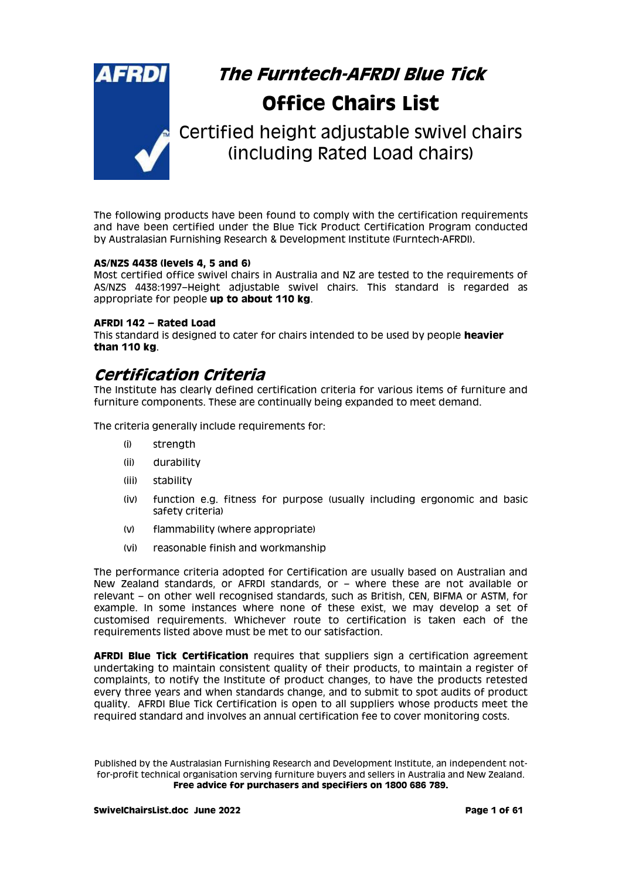# *The Furntech-AFRDI Blue Tick*

## Office Chairs List

### Certified height adjustable swivel chairs (including Rated Load chairs)

The following products have been found to comply with the certification requirements and have been certified under the Blue Tick Product Certification Program conducted by Australasian Furnishing Research & Development Institute (Furntech-AFRDI).

**AS/NZS 4438 (levels 4, 5 and 6)**
Most certified office swivel chairs in Australia and NZ are tested to the requirements of AS/NZS 4438:1997–Height adjustable swivel chairs. This standard is regarded as appropriate for people **up to about 110 kg**.

**AFRDI 142 – Rated Load**
This standard is designed to cater for chairs intended to be used by people **heavier than 110 kg**.

## *Certification Criteria*

The Institute has clearly defined certification criteria for various items of furniture and furniture components. These are continually being expanded to meet demand.

The criteria generally include requirements for:

(i) strength

(ii) durability

(iii) stability

(iv) function e.g. fitness for purpose (usually including ergonomic and basic safety criteria)

(v) flammability (where appropriate)

(vi) reasonable finish and workmanship

The performance criteria adopted for Certification are usually based on Australian and New Zealand standards, or AFRDI standards, or – where these are not available or relevant – on other well recognised standards, such as British, CEN, BIFMA or ASTM, for example. In some instances where none of these exist, we may develop a set of customised requirements. Whichever route to certification is taken each of the requirements listed above must be met to our satisfaction.

**AFRDI Blue Tick Certification** requires that suppliers sign a certification agreement undertaking to maintain consistent quality of their products, to maintain a register of complaints, to notify the Institute of product changes, to have the products retested every three years and when standards change, and to submit to spot audits of product quality. AFRDI Blue Tick Certification is open to all suppliers whose products meet the required standard and involves an annual certification fee to cover monitoring costs.

Published by the Australasian Furnishing Research and Development Institute, an independent not-for-profit technical organisation serving furniture buyers and sellers in Australia and New Zealand.
**Free advice for purchasers and specifiers on 1800 686 789.**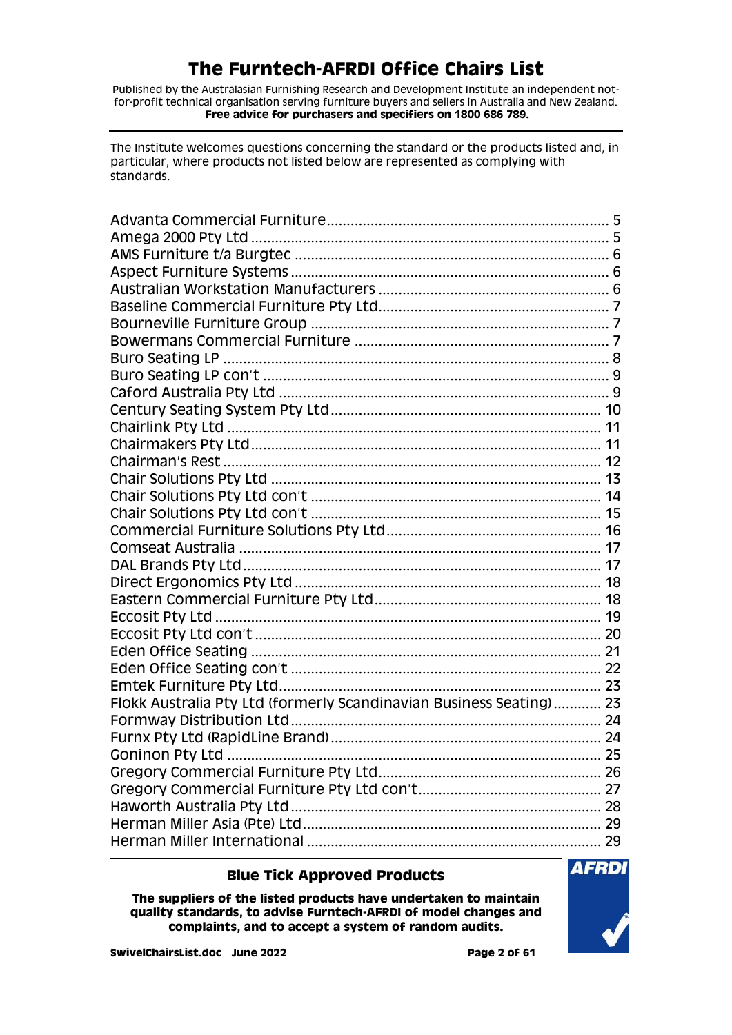# The Furntech-AFRDI Office Chairs List

Published by the Australasian Furnishing Research and Development Institute an independent not-for-profit technical organisation serving furniture buyers and sellers in Australia and New Zealand.
**Free advice for purchasers and specifiers on 1800 686 789.**

---

The Institute welcomes questions concerning the standard or the products listed and, in particular, where products not listed below are represented as complying with standards.

| | |
|---|---|
| Advanta Commercial Furniture | 5 |
| Amega 2000 Pty Ltd | 5 |
| AMS Furniture t/a Burgtec | 6 |
| Aspect Furniture Systems | 6 |
| Australian Workstation Manufacturers | 6 |
| Baseline Commercial Furniture Pty Ltd | 7 |
| Bourneville Furniture Group | 7 |
| Bowermans Commercial Furniture | 7 |
| Buro Seating LP | 8 |
| Buro Seating LP con't | 9 |
| Caford Australia Pty Ltd | 9 |
| Century Seating System Pty Ltd | 10 |
| Chairlink Pty Ltd | 11 |
| Chairmakers Pty Ltd | 11 |
| Chairman's Rest | 12 |
| Chair Solutions Pty Ltd | 13 |
| Chair Solutions Pty Ltd con't | 14 |
| Chair Solutions Pty Ltd con't | 15 |
| Commercial Furniture Solutions Pty Ltd | 16 |
| Comseat Australia | 17 |
| DAL Brands Pty Ltd | 17 |
| Direct Ergonomics Pty Ltd | 18 |
| Eastern Commercial Furniture Pty Ltd | 18 |
| Eccosit Pty Ltd | 19 |
| Eccosit Pty Ltd con't | 20 |
| Eden Office Seating | 21 |
| Eden Office Seating con't | 22 |
| Emtek Furniture Pty Ltd | 23 |
| Flokk Australia Pty Ltd (formerly Scandinavian Business Seating) | 23 |
| Formway Distribution Ltd | 24 |
| Furnx Pty Ltd (RapidLine Brand) | 24 |
| Goninon Pty Ltd | 25 |
| Gregory Commercial Furniture Pty Ltd | 26 |
| Gregory Commercial Furniture Pty Ltd con't | 27 |
| Haworth Australia Pty Ltd | 28 |
| Herman Miller Asia (Pte) Ltd | 29 |
| Herman Miller International | 29 |

---

**Blue Tick Approved Products**

**The suppliers of the listed products have undertaken to maintain quality standards, to advise Furntech-AFRDI of model changes and complaints, and to accept a system of random audits.**

**SwivelChairsList.doc June 2022**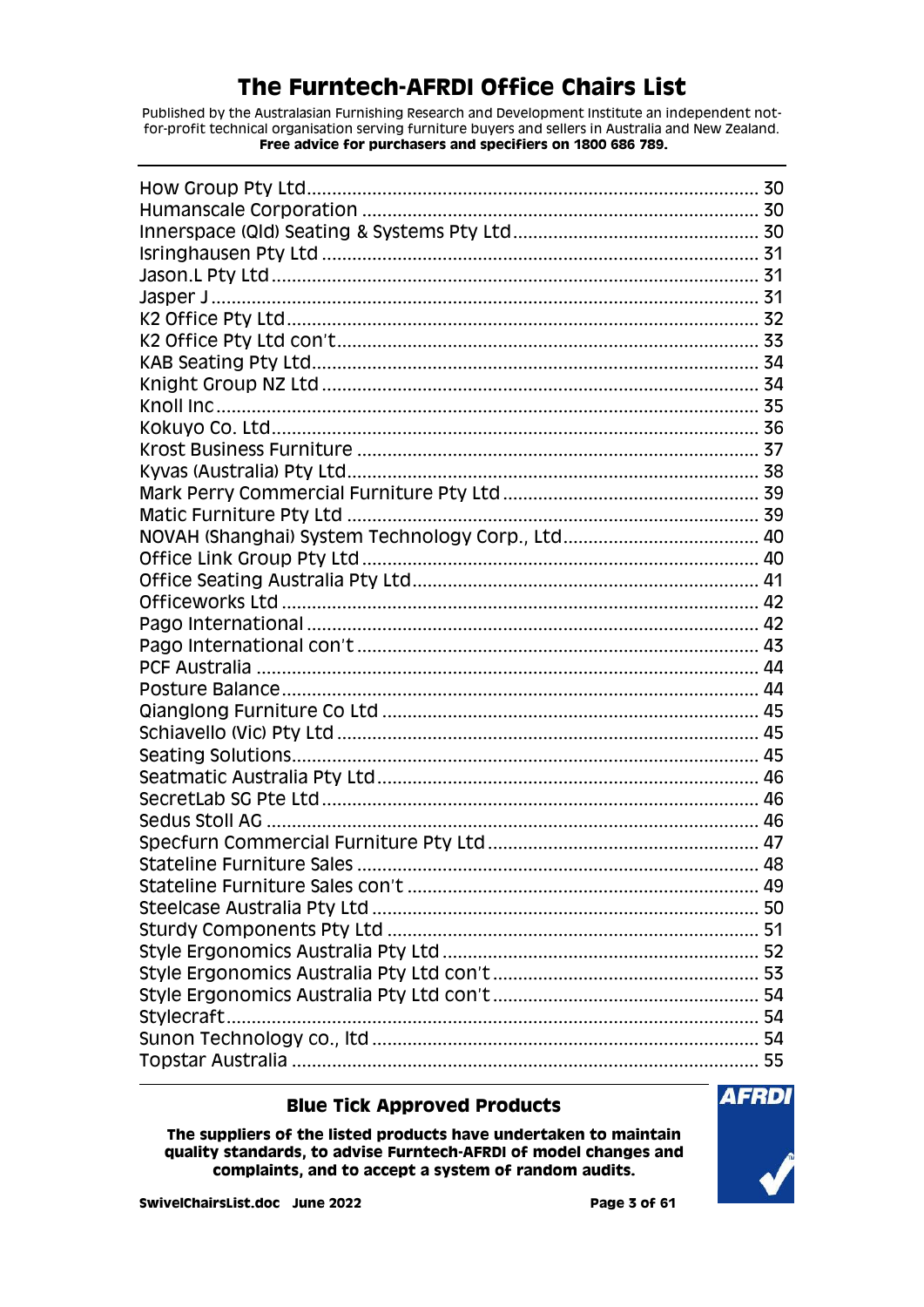# The Furntech-AFRDI Office Chairs List

Published by the Australasian Furnishing Research and Development Institute an independent not-for-profit technical organisation serving furniture buyers and sellers in Australia and New Zealand.
**Free advice for purchasers and specifiers on 1800 686 789.**

---

How Group Pty Ltd ........................................................................ 30
Humanscale Corporation ................................................................ 30
Innerspace (Qld) Seating & Systems Pty Ltd .................................. 30
Isringhausen Pty Ltd ..................................................................... 31
Jason.L Pty Ltd ............................................................................. 31
Jasper J ........................................................................................ 31
K2 Office Pty Ltd ........................................................................... 32
K2 Office Pty Ltd con't ................................................................... 33
KAB Seating Pty Ltd ....................................................................... 34
Knight Group NZ Ltd ...................................................................... 34
Knoll Inc ........................................................................................ 35
Kokuyo Co. Ltd .............................................................................. 36
Krost Business Furniture ................................................................ 37
Kyvas (Australia) Pty Ltd ................................................................ 38
Mark Perry Commercial Furniture Pty Ltd ........................................ 39
Matic Furniture Pty Ltd .................................................................. 39
NOVAH (Shanghai) System Technology Corp., Ltd ............................ 40
Office Link Group Pty Ltd ............................................................... 40
Office Seating Australia Pty Ltd ...................................................... 41
Officeworks Ltd ............................................................................. 42
Pago International ......................................................................... 42
Pago International con't ................................................................. 43
PCF Australia ................................................................................. 44
Posture Balance ............................................................................. 44
Qianglong Furniture Co Ltd ............................................................ 45
Schiavello (Vic) Pty Ltd .................................................................. 45
Seating Solutions ........................................................................... 45
Seatmatic Australia Pty Ltd ............................................................ 46
SecretLab SG Pte Ltd ..................................................................... 46
Sedus Stoll AG ............................................................................... 46
Specfurn Commercial Furniture Pty Ltd ........................................... 47
Stateline Furniture Sales ................................................................ 48
Stateline Furniture Sales con't ........................................................ 49
Steelcase Australia Pty Ltd ............................................................. 50
Sturdy Components Pty Ltd ........................................................... 51
Style Ergonomics Australia Pty Ltd .................................................. 52
Style Ergonomics Australia Pty Ltd con't .......................................... 53
Style Ergonomics Australia Pty Ltd con't .......................................... 54
Stylecraft ...................................................................................... 54
Sunon Technology co., ltd ............................................................. 54
Topstar Australia ........................................................................... 55

---

**Blue Tick Approved Products**

**The suppliers of the listed products have undertaken to maintain quality standards, to advise Furntech-AFRDI of model changes and complaints, and to accept a system of random audits.**

AFRDI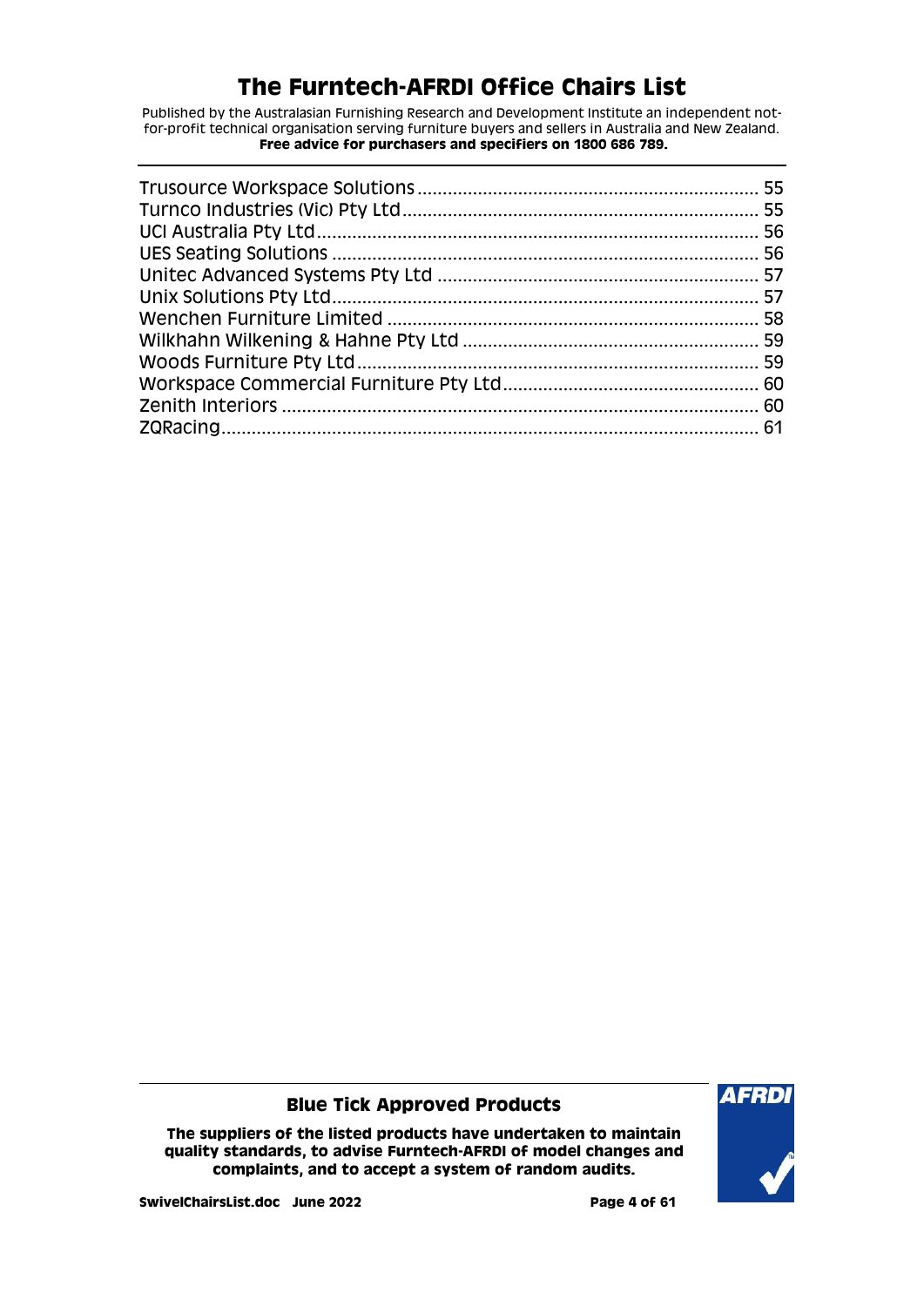Trusource Workspace Solutions .................................................................... 55
Turnco Industries (Vic) Pty Ltd ..................................................................... 55
UCI Australia Pty Ltd ...................................................................................... 56
UES Seating Solutions .................................................................................... 56
Unitec Advanced Systems Pty Ltd ................................................................ 57
Unix Solutions Pty Ltd ..................................................................................... 57
Wenchen Furniture Limited ........................................................................... 58
Wilkhahn Wilkening & Hahne Pty Ltd ........................................................... 59
Woods Furniture Pty Ltd ................................................................................ 59
Workspace Commercial Furniture Pty Ltd ................................................... 60
Zenith Interiors ................................................................................................ 60
ZQRacing .......................................................................................................... 61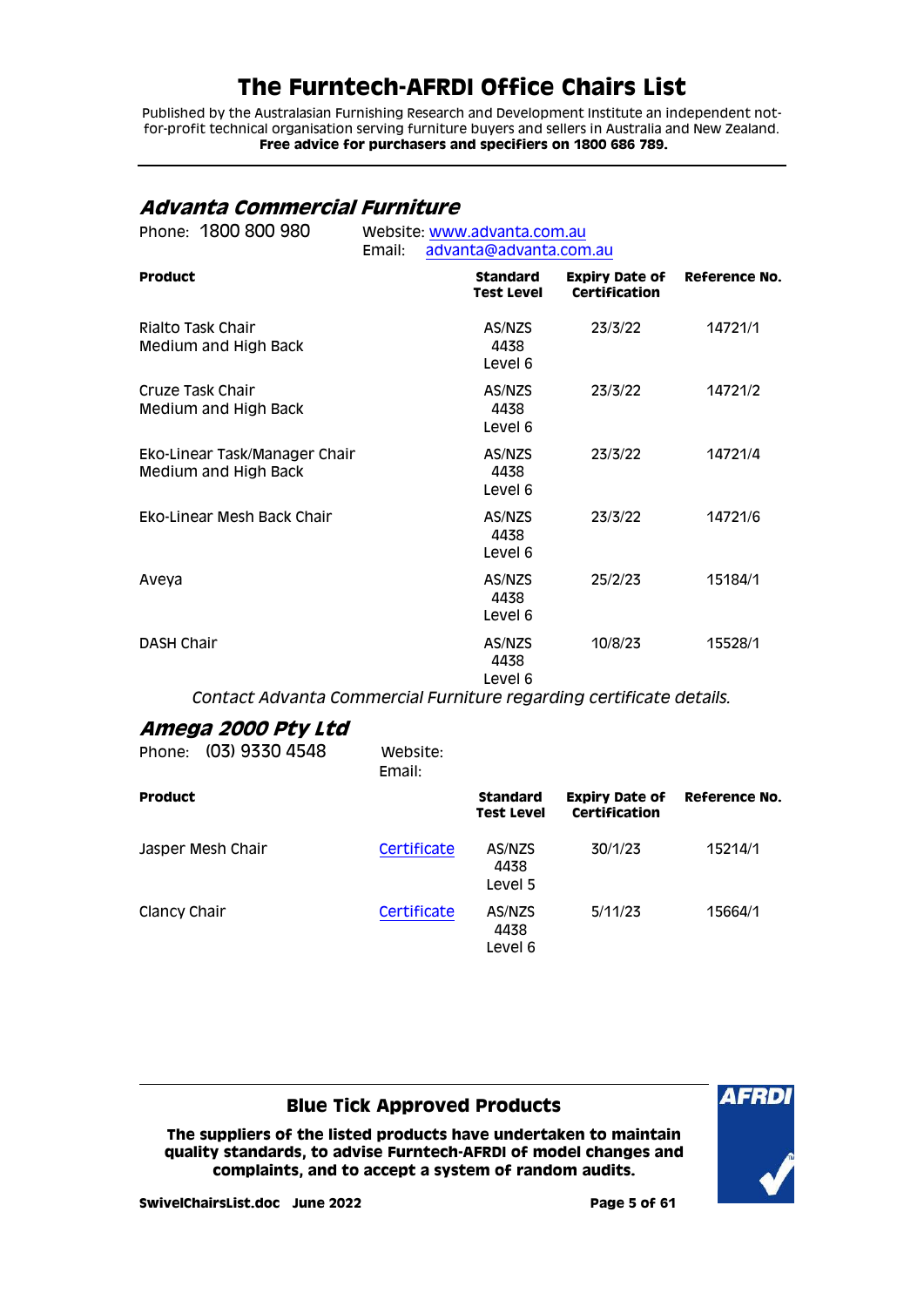# The Furntech-AFRDI Office Chairs List

Published by the Australasian Furnishing Research and Development Institute an independent not-for-profit technical organisation serving furniture buyers and sellers in Australia and New Zealand.
**Free advice for purchasers and specifiers on 1800 686 789.**

## *Advanta Commercial Furniture*

Phone: 1800 800 980 Website: www.advanta.com.au
Email: advanta@advanta.com.au

| Product | Standard Test Level | Expiry Date of Certification | Reference No. |
|---|---|---|---|
| Rialto Task Chair Medium and High Back | AS/NZS 4438 Level 6 | 23/3/22 | 14721/1 |
| Cruze Task Chair Medium and High Back | AS/NZS 4438 Level 6 | 23/3/22 | 14721/2 |
| Eko-Linear Task/Manager Chair Medium and High Back | AS/NZS 4438 Level 6 | 23/3/22 | 14721/4 |
| Eko-Linear Mesh Back Chair | AS/NZS 4438 Level 6 | 23/3/22 | 14721/6 |
| Aveya | AS/NZS 4438 Level 6 | 25/2/23 | 15184/1 |
| DASH Chair | AS/NZS 4438 Level 6 | 10/8/23 | 15528/1 |

*Contact Advanta Commercial Furniture regarding certificate details.*

## *Amega 2000 Pty Ltd*

Phone: (03) 9330 4548 Website:
Email:

| Product | | Standard Test Level | Expiry Date of Certification | Reference No. |
|---|---|---|---|---|
| Jasper Mesh Chair | Certificate | AS/NZS 4438 Level 5 | 30/1/23 | 15214/1 |
| Clancy Chair | Certificate | AS/NZS 4438 Level 6 | 5/11/23 | 15664/1 |

**Blue Tick Approved Products**

**The suppliers of the listed products have undertaken to maintain quality standards, to advise Furntech-AFRDI of model changes and complaints, and to accept a system of random audits.**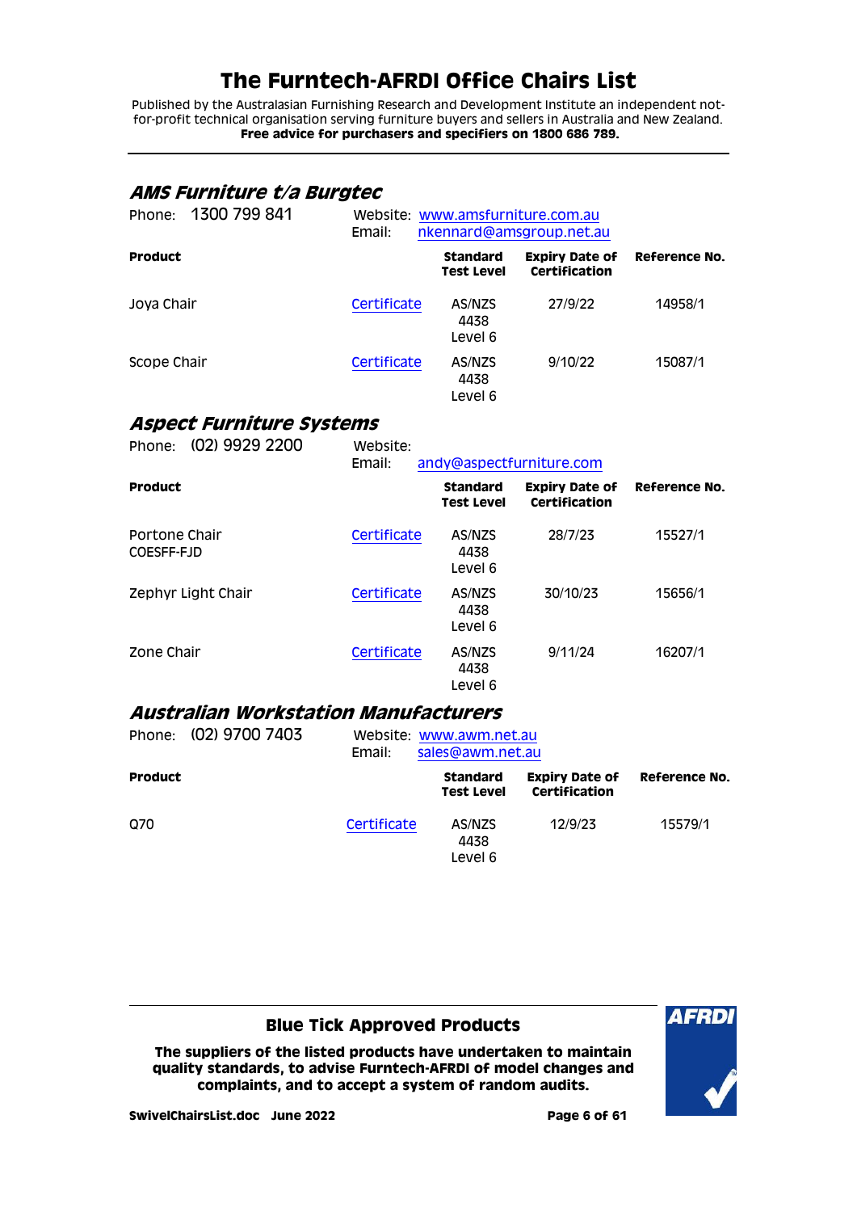# The Furntech-AFRDI Office Chairs List

Published by the Australasian Furnishing Research and Development Institute an independent not-for-profit technical organisation serving furniture buyers and sellers in Australia and New Zealand.
**Free advice for purchasers and specifiers on 1800 686 789.**

## *AMS Furniture t/a Burgtec*

Phone: 1300 799 841 Website: www.amsfurniture.com.au
Email: nkennard@amsgroup.net.au

| Product | | Standard Test Level | Expiry Date of Certification | Reference No. |
|---|---|---|---|---|
| Joya Chair | Certificate | AS/NZS 4438 Level 6 | 27/9/22 | 14958/1 |
| Scope Chair | Certificate | AS/NZS 4438 Level 6 | 9/10/22 | 15087/1 |

## *Aspect Furniture Systems*

Phone: (02) 9929 2200 Website:
Email: andy@aspectfurniture.com

| Product | | Standard Test Level | Expiry Date of Certification | Reference No. |
|---|---|---|---|---|
| Portone Chair COESFF-FJD | Certificate | AS/NZS 4438 Level 6 | 28/7/23 | 15527/1 |
| Zephyr Light Chair | Certificate | AS/NZS 4438 Level 6 | 30/10/23 | 15656/1 |
| Zone Chair | Certificate | AS/NZS 4438 Level 6 | 9/11/24 | 16207/1 |

## *Australian Workstation Manufacturers*

Phone: (02) 9700 7403 Website: www.awm.net.au
Email: sales@awm.net.au

| Product | | Standard Test Level | Expiry Date of Certification | Reference No. |
|---|---|---|---|---|
| Q70 | Certificate | AS/NZS 4438 Level 6 | 12/9/23 | 15579/1 |

**Blue Tick Approved Products**

**The suppliers of the listed products have undertaken to maintain quality standards, to advise Furntech-AFRDI of model changes and complaints, and to accept a system of random audits.**

**SwivelChairsList.doc June 2022**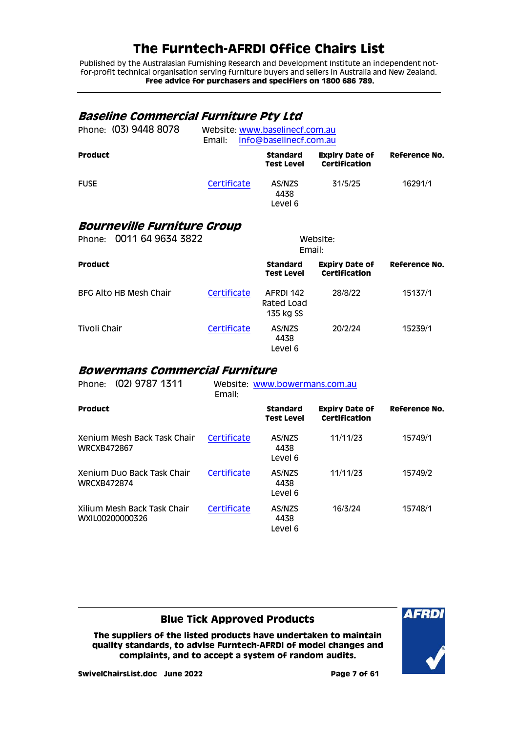# The Furntech-AFRDI Office Chairs List

Published by the Australasian Furnishing Research and Development Institute an independent not-for-profit technical organisation serving furniture buyers and sellers in Australia and New Zealand.
**Free advice for purchasers and specifiers on 1800 686 789.**

---

## *Baseline Commercial Furniture Pty Ltd*

Phone: (03) 9448 8078 Website: www.baselinecf.com.au
Email: info@baselinecf.com.au

| Product | | Standard Test Level | Expiry Date of Certification | Reference No. |
|---|---|---|---|---|
| FUSE | Certificate | AS/NZS 4438 Level 6 | 31/5/25 | 16291/1 |

## *Bourneville Furniture Group*

Phone: 0011 64 9634 3822 Website:
Email:

| Product | | Standard Test Level | Expiry Date of Certification | Reference No. |
|---|---|---|---|---|
| BFG Alto HB Mesh Chair | Certificate | AFRDI 142 Rated Load 135 kg SS | 28/8/22 | 15137/1 |
| Tivoli Chair | Certificate | AS/NZS 4438 Level 6 | 20/2/24 | 15239/1 |

## *Bowermans Commercial Furniture*

Phone: (02) 9787 1311 Website: www.bowermans.com.au
Email:

| Product | | Standard Test Level | Expiry Date of Certification | Reference No. |
|---|---|---|---|---|
| Xenium Mesh Back Task Chair WRCXB472867 | Certificate | AS/NZS 4438 Level 6 | 11/11/23 | 15749/1 |
| Xenium Duo Back Task Chair WRCXB472874 | Certificate | AS/NZS 4438 Level 6 | 11/11/23 | 15749/2 |
| Xilium Mesh Back Task Chair WXIL00200000326 | Certificate | AS/NZS 4438 Level 6 | 16/3/24 | 15748/1 |

---

**Blue Tick Approved Products**

**The suppliers of the listed products have undertaken to maintain quality standards, to advise Furntech-AFRDI of model changes and complaints, and to accept a system of random audits.**

**SwivelChairsList.doc June 2022**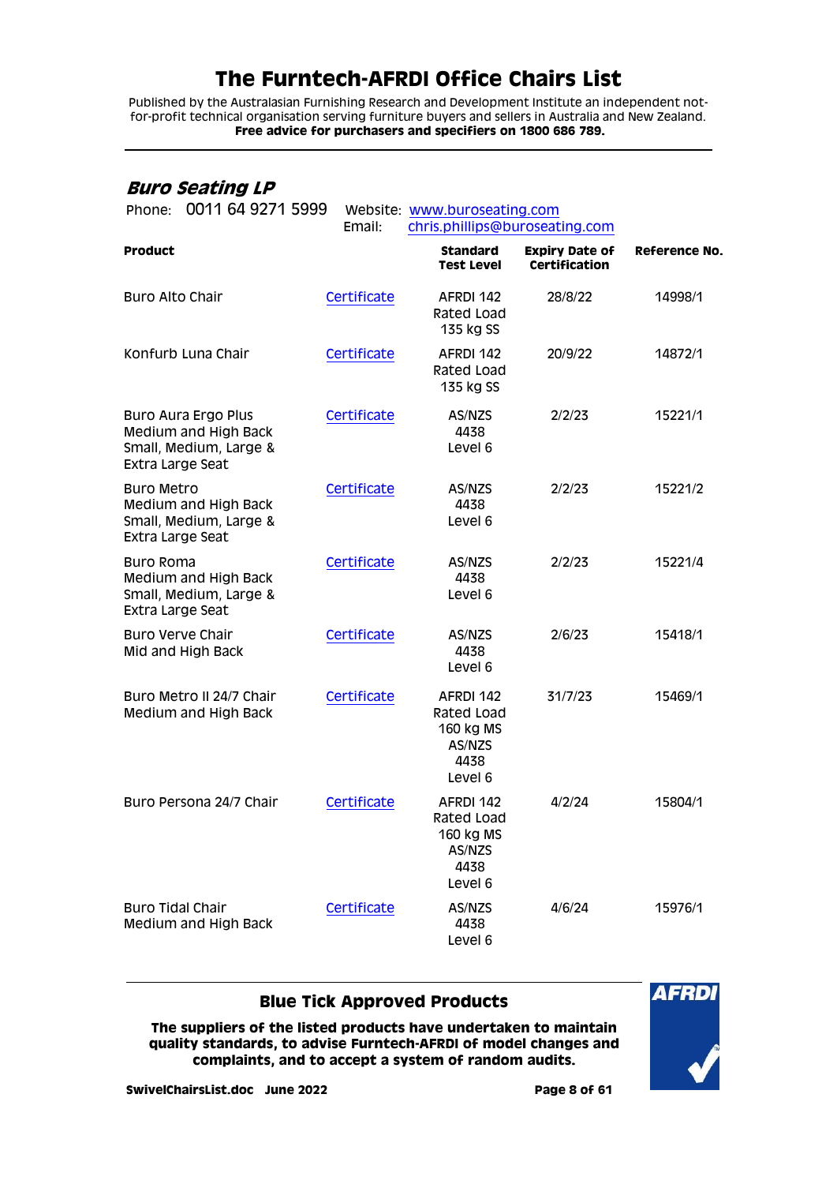# The Furntech-AFRDI Office Chairs List

Published by the Australasian Furnishing Research and Development Institute an independent not-for-profit technical organisation serving furniture buyers and sellers in Australia and New Zealand.
**Free advice for purchasers and specifiers on 1800 686 789.**

## *Buro Seating LP*

Phone: 0011 64 9271 5999 Website: www.buroseating.com
Email: chris.phillips@buroseating.com

| Product | | Standard Test Level | Expiry Date of Certification | Reference No. |
|---|---|---|---|---|
| Buro Alto Chair | Certificate | AFRDI 142 Rated Load 135 kg SS | 28/8/22 | 14998/1 |
| Konfurb Luna Chair | Certificate | AFRDI 142 Rated Load 135 kg SS | 20/9/22 | 14872/1 |
| Buro Aura Ergo Plus Medium and High Back Small, Medium, Large & Extra Large Seat | Certificate | AS/NZS 4438 Level 6 | 2/2/23 | 15221/1 |
| Buro Metro Medium and High Back Small, Medium, Large & Extra Large Seat | Certificate | AS/NZS 4438 Level 6 | 2/2/23 | 15221/2 |
| Buro Roma Medium and High Back Small, Medium, Large & Extra Large Seat | Certificate | AS/NZS 4438 Level 6 | 2/2/23 | 15221/4 |
| Buro Verve Chair Mid and High Back | Certificate | AS/NZS 4438 Level 6 | 2/6/23 | 15418/1 |
| Buro Metro II 24/7 Chair Medium and High Back | Certificate | AFRDI 142 Rated Load 160 kg MS AS/NZS 4438 Level 6 | 31/7/23 | 15469/1 |
| Buro Persona 24/7 Chair | Certificate | AFRDI 142 Rated Load 160 kg MS AS/NZS 4438 Level 6 | 4/2/24 | 15804/1 |
| Buro Tidal Chair Medium and High Back | Certificate | AS/NZS 4438 Level 6 | 4/6/24 | 15976/1 |

**Blue Tick Approved Products**

**The suppliers of the listed products have undertaken to maintain quality standards, to advise Furntech-AFRDI of model changes and complaints, and to accept a system of random audits.**

**SwivelChairsList.doc June 2022**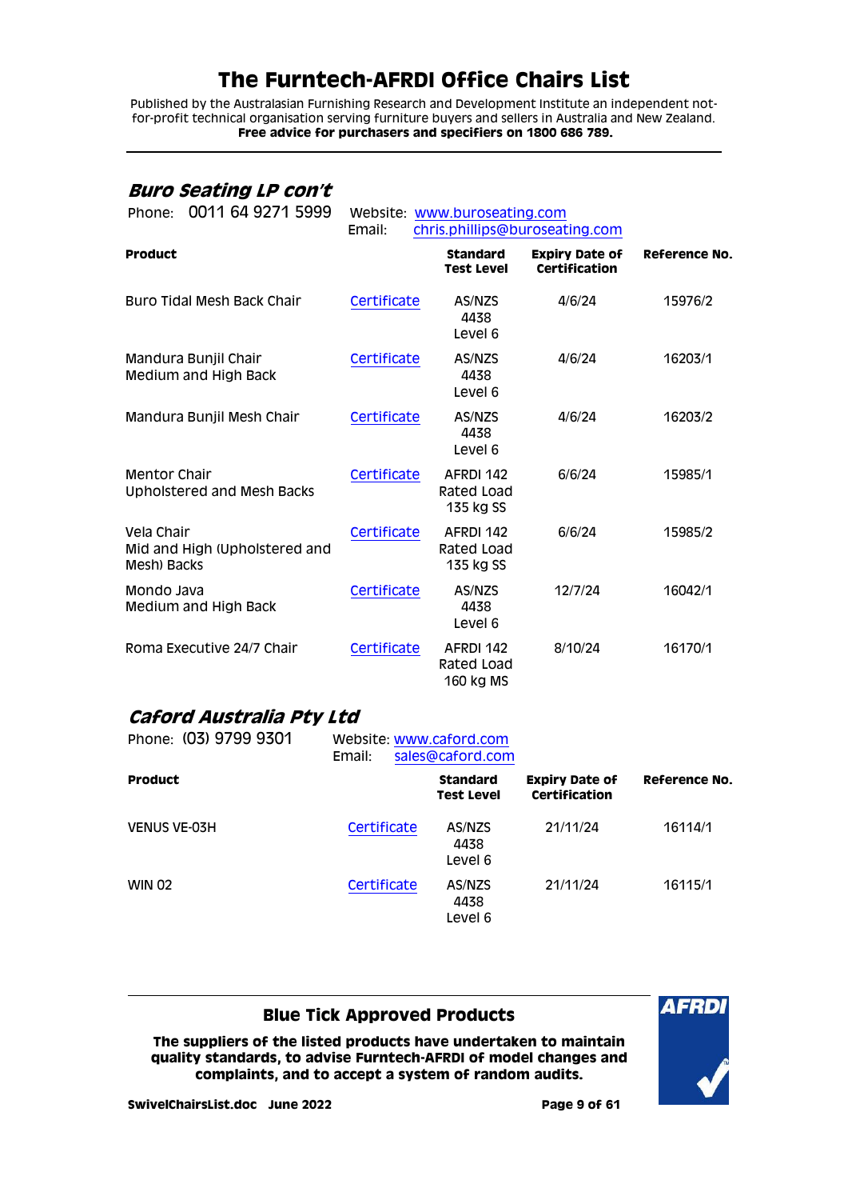## Buro Seating LP con't

Phone: 0011 64 9271 5999 Website: www.buroseating.com
Email: chris.phillips@buroseating.com

| Product | | Standard Test Level | Expiry Date of Certification | Reference No. |
|---|---|---|---|---|
| Buro Tidal Mesh Back Chair | Certificate | AS/NZS 4438 Level 6 | 4/6/24 | 15976/2 |
| Mandura Bunjil Chair Medium and High Back | Certificate | AS/NZS 4438 Level 6 | 4/6/24 | 16203/1 |
| Mandura Bunjil Mesh Chair | Certificate | AS/NZS 4438 Level 6 | 4/6/24 | 16203/2 |
| Mentor Chair Upholstered and Mesh Backs | Certificate | AFRDI 142 Rated Load 135 kg SS | 6/6/24 | 15985/1 |
| Vela Chair Mid and High (Upholstered and Mesh) Backs | Certificate | AFRDI 142 Rated Load 135 kg SS | 6/6/24 | 15985/2 |
| Mondo Java Medium and High Back | Certificate | AS/NZS 4438 Level 6 | 12/7/24 | 16042/1 |
| Roma Executive 24/7 Chair | Certificate | AFRDI 142 Rated Load 160 kg MS | 8/10/24 | 16170/1 |

## Caford Australia Pty Ltd

Phone: (03) 9799 9301 Website: www.caford.com
Email: sales@caford.com

| Product | | Standard Test Level | Expiry Date of Certification | Reference No. |
|---|---|---|---|---|
| VENUS VE-03H | Certificate | AS/NZS 4438 Level 6 | 21/11/24 | 16114/1 |
| WIN 02 | Certificate | AS/NZS 4438 Level 6 | 21/11/24 | 16115/1 |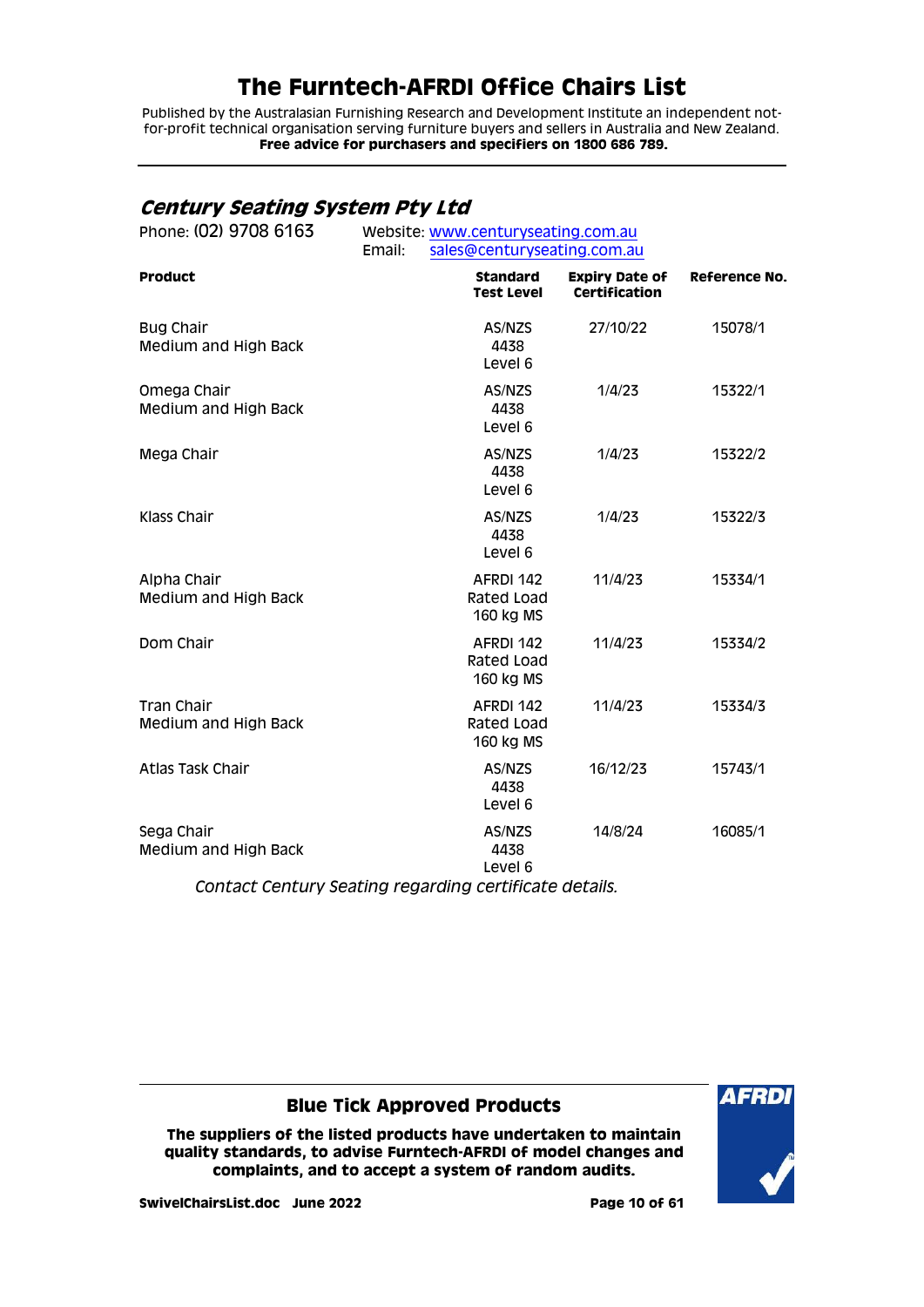# The Furntech-AFRDI Office Chairs List

Published by the Australasian Furnishing Research and Development Institute an independent not-for-profit technical organisation serving furniture buyers and sellers in Australia and New Zealand.
**Free advice for purchasers and specifiers on 1800 686 789.**

## *Century Seating System Pty Ltd*

Phone: (02) 9708 6163
Website: www.centuryseating.com.au
Email: sales@centuryseating.com.au

| Product | Standard Test Level | Expiry Date of Certification | Reference No. |
|---|---|---|---|
| Bug Chair Medium and High Back | AS/NZS 4438 Level 6 | 27/10/22 | 15078/1 |
| Omega Chair Medium and High Back | AS/NZS 4438 Level 6 | 1/4/23 | 15322/1 |
| Mega Chair | AS/NZS 4438 Level 6 | 1/4/23 | 15322/2 |
| Klass Chair | AS/NZS 4438 Level 6 | 1/4/23 | 15322/3 |
| Alpha Chair Medium and High Back | AFRDI 142 Rated Load 160 kg MS | 11/4/23 | 15334/1 |
| Dom Chair | AFRDI 142 Rated Load 160 kg MS | 11/4/23 | 15334/2 |
| Tran Chair Medium and High Back | AFRDI 142 Rated Load 160 kg MS | 11/4/23 | 15334/3 |
| Atlas Task Chair | AS/NZS 4438 Level 6 | 16/12/23 | 15743/1 |
| Sega Chair Medium and High Back | AS/NZS 4438 Level 6 | 14/8/24 | 16085/1 |

*Contact Century Seating regarding certificate details.*

**Blue Tick Approved Products**

**The suppliers of the listed products have undertaken to maintain quality standards, to advise Furntech-AFRDI of model changes and complaints, and to accept a system of random audits.**

**SwivelChairsList.doc June 2022**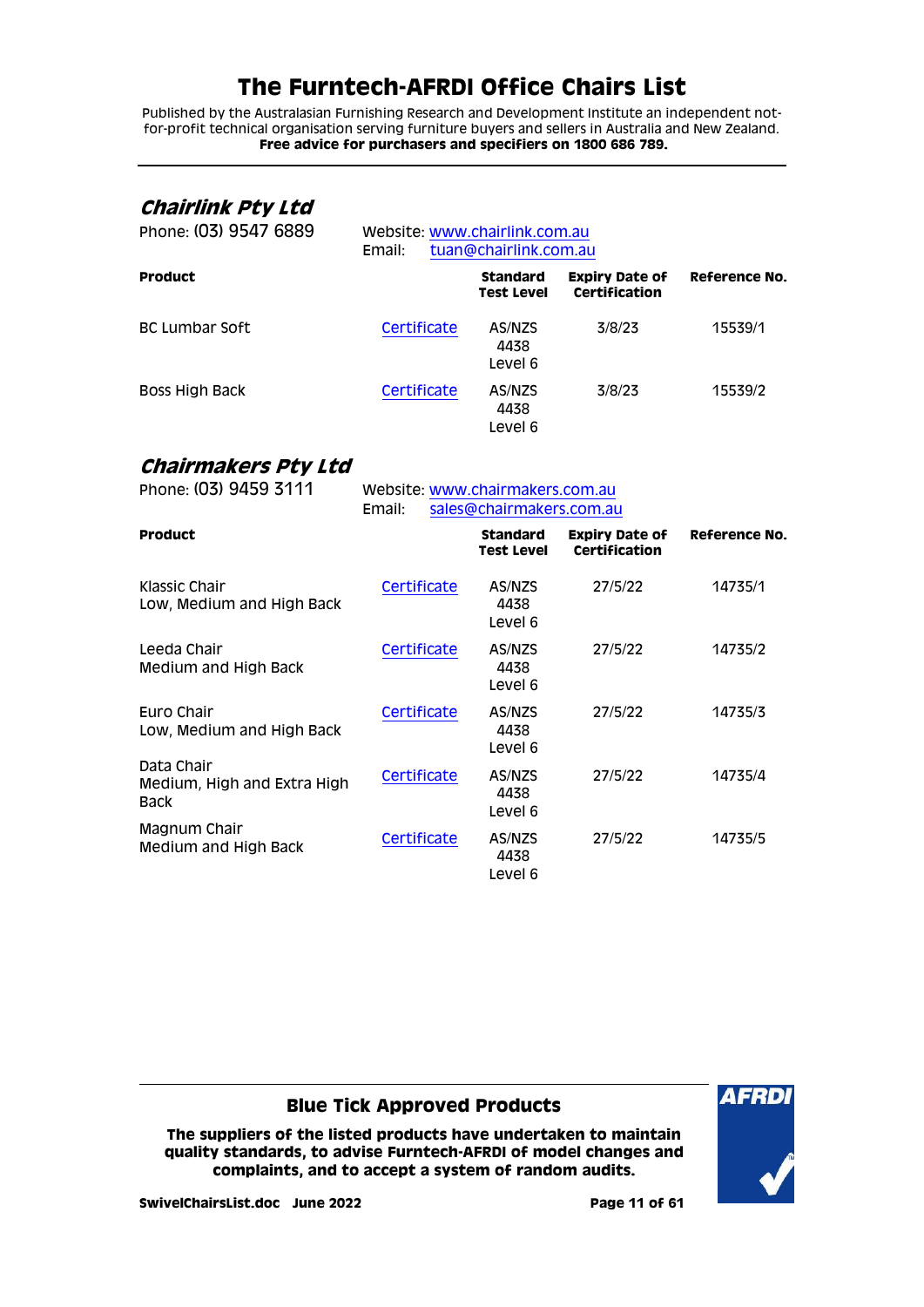# The Furntech-AFRDI Office Chairs List

Published by the Australasian Furnishing Research and Development Institute an independent not-for-profit technical organisation serving furniture buyers and sellers in Australia and New Zealand.
**Free advice for purchasers and specifiers on 1800 686 789.**

## *Chairlink Pty Ltd*

Phone: (03) 9547 6889

Website: www.chairlink.com.au
Email: tuan@chairlink.com.au

| Product | | Standard Test Level | Expiry Date of Certification | Reference No. |
|---|---|---|---|---|
| BC Lumbar Soft | Certificate | AS/NZS 4438 Level 6 | 3/8/23 | 15539/1 |
| Boss High Back | Certificate | AS/NZS 4438 Level 6 | 3/8/23 | 15539/2 |

## *Chairmakers Pty Ltd*

Phone: (03) 9459 3111

Website: www.chairmakers.com.au
Email: sales@chairmakers.com.au

| Product | | Standard Test Level | Expiry Date of Certification | Reference No. |
|---|---|---|---|---|
| Klassic Chair Low, Medium and High Back | Certificate | AS/NZS 4438 Level 6 | 27/5/22 | 14735/1 |
| Leeda Chair Medium and High Back | Certificate | AS/NZS 4438 Level 6 | 27/5/22 | 14735/2 |
| Euro Chair Low, Medium and High Back | Certificate | AS/NZS 4438 Level 6 | 27/5/22 | 14735/3 |
| Data Chair Medium, High and Extra High Back | Certificate | AS/NZS 4438 Level 6 | 27/5/22 | 14735/4 |
| Magnum Chair Medium and High Back | Certificate | AS/NZS 4438 Level 6 | 27/5/22 | 14735/5 |

**Blue Tick Approved Products**

**The suppliers of the listed products have undertaken to maintain quality standards, to advise Furntech-AFRDI of model changes and complaints, and to accept a system of random audits.**

**SwivelChairsList.doc June 2022**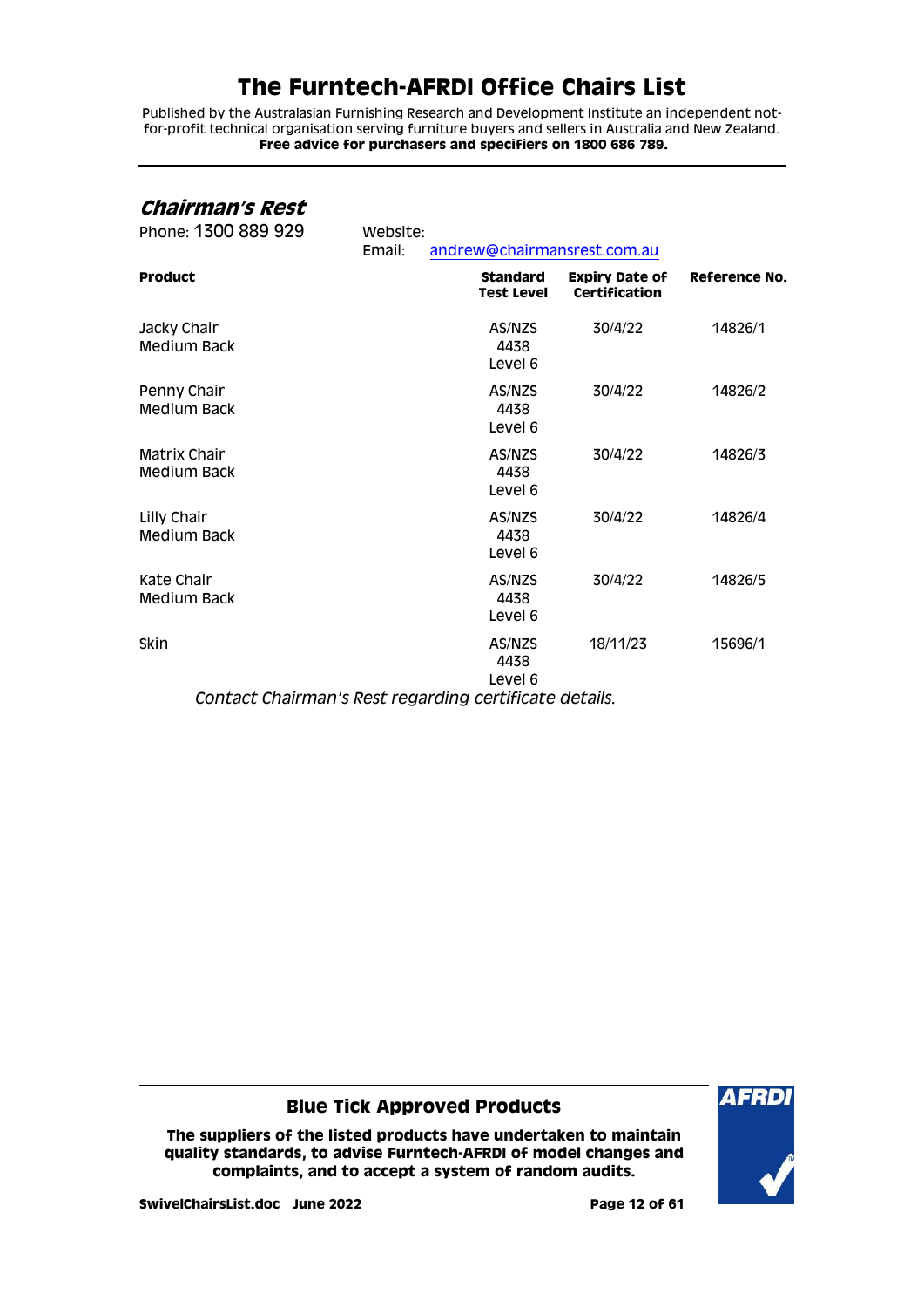# The Furntech-AFRDI Office Chairs List

Published by the Australasian Furnishing Research and Development Institute an independent not-for-profit technical organisation serving furniture buyers and sellers in Australia and New Zealand.
**Free advice for purchasers and specifiers on 1800 686 789.**

## *Chairman's Rest*

Phone: 1300 889 929
Website:
Email: andrew@chairmansrest.com.au

| Product | Standard Test Level | Expiry Date of Certification | Reference No. |
|---|---|---|---|
| Jacky Chair Medium Back | AS/NZS 4438 Level 6 | 30/4/22 | 14826/1 |
| Penny Chair Medium Back | AS/NZS 4438 Level 6 | 30/4/22 | 14826/2 |
| Matrix Chair Medium Back | AS/NZS 4438 Level 6 | 30/4/22 | 14826/3 |
| Lilly Chair Medium Back | AS/NZS 4438 Level 6 | 30/4/22 | 14826/4 |
| Kate Chair Medium Back | AS/NZS 4438 Level 6 | 30/4/22 | 14826/5 |
| Skin | AS/NZS 4438 Level 6 | 18/11/23 | 15696/1 |

*Contact Chairman's Rest regarding certificate details.*

**Blue Tick Approved Products**

**The suppliers of the listed products have undertaken to maintain quality standards, to advise Furntech-AFRDI of model changes and complaints, and to accept a system of random audits.**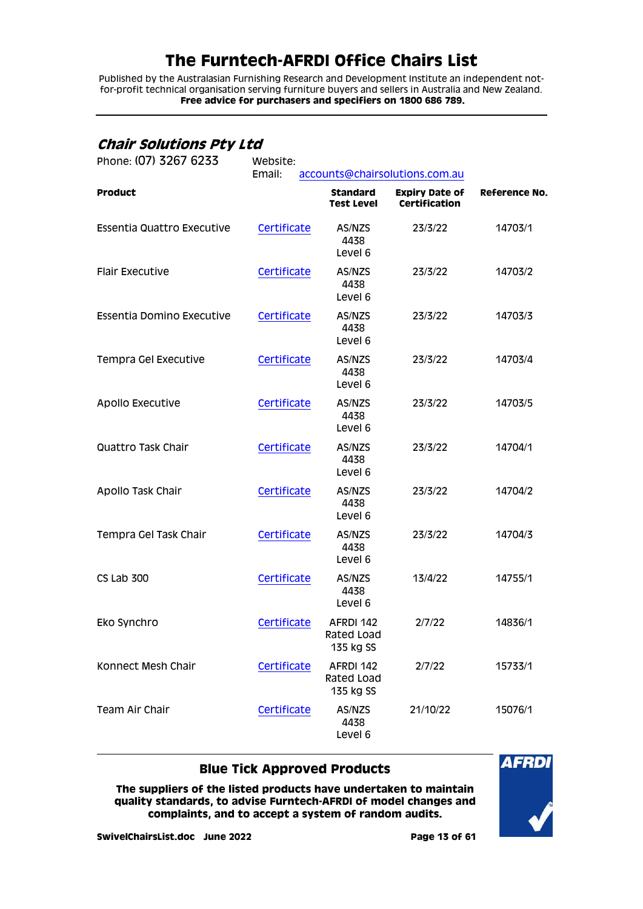# The Furntech-AFRDI Office Chairs List

Published by the Australasian Furnishing Research and Development Institute an independent not-for-profit technical organisation serving furniture buyers and sellers in Australia and New Zealand.
**Free advice for purchasers and specifiers on 1800 686 789.**

## *Chair Solutions Pty Ltd*

Phone: (07) 3267 6233 Website:
Email: accounts@chairsolutions.com.au

| Product | | Standard Test Level | Expiry Date of Certification | Reference No. |
|---|---|---|---|---|
| Essentia Quattro Executive | Certificate | AS/NZS 4438 Level 6 | 23/3/22 | 14703/1 |
| Flair Executive | Certificate | AS/NZS 4438 Level 6 | 23/3/22 | 14703/2 |
| Essentia Domino Executive | Certificate | AS/NZS 4438 Level 6 | 23/3/22 | 14703/3 |
| Tempra Gel Executive | Certificate | AS/NZS 4438 Level 6 | 23/3/22 | 14703/4 |
| Apollo Executive | Certificate | AS/NZS 4438 Level 6 | 23/3/22 | 14703/5 |
| Quattro Task Chair | Certificate | AS/NZS 4438 Level 6 | 23/3/22 | 14704/1 |
| Apollo Task Chair | Certificate | AS/NZS 4438 Level 6 | 23/3/22 | 14704/2 |
| Tempra Gel Task Chair | Certificate | AS/NZS 4438 Level 6 | 23/3/22 | 14704/3 |
| CS Lab 300 | Certificate | AS/NZS 4438 Level 6 | 13/4/22 | 14755/1 |
| Eko Synchro | Certificate | AFRDI 142 Rated Load 135 kg SS | 2/7/22 | 14836/1 |
| Konnect Mesh Chair | Certificate | AFRDI 142 Rated Load 135 kg SS | 2/7/22 | 15733/1 |
| Team Air Chair | Certificate | AS/NZS 4438 Level 6 | 21/10/22 | 15076/1 |

**Blue Tick Approved Products**

**The suppliers of the listed products have undertaken to maintain quality standards, to advise Furntech-AFRDI of model changes and complaints, and to accept a system of random audits.**

**SwivelChairsList.doc June 2022**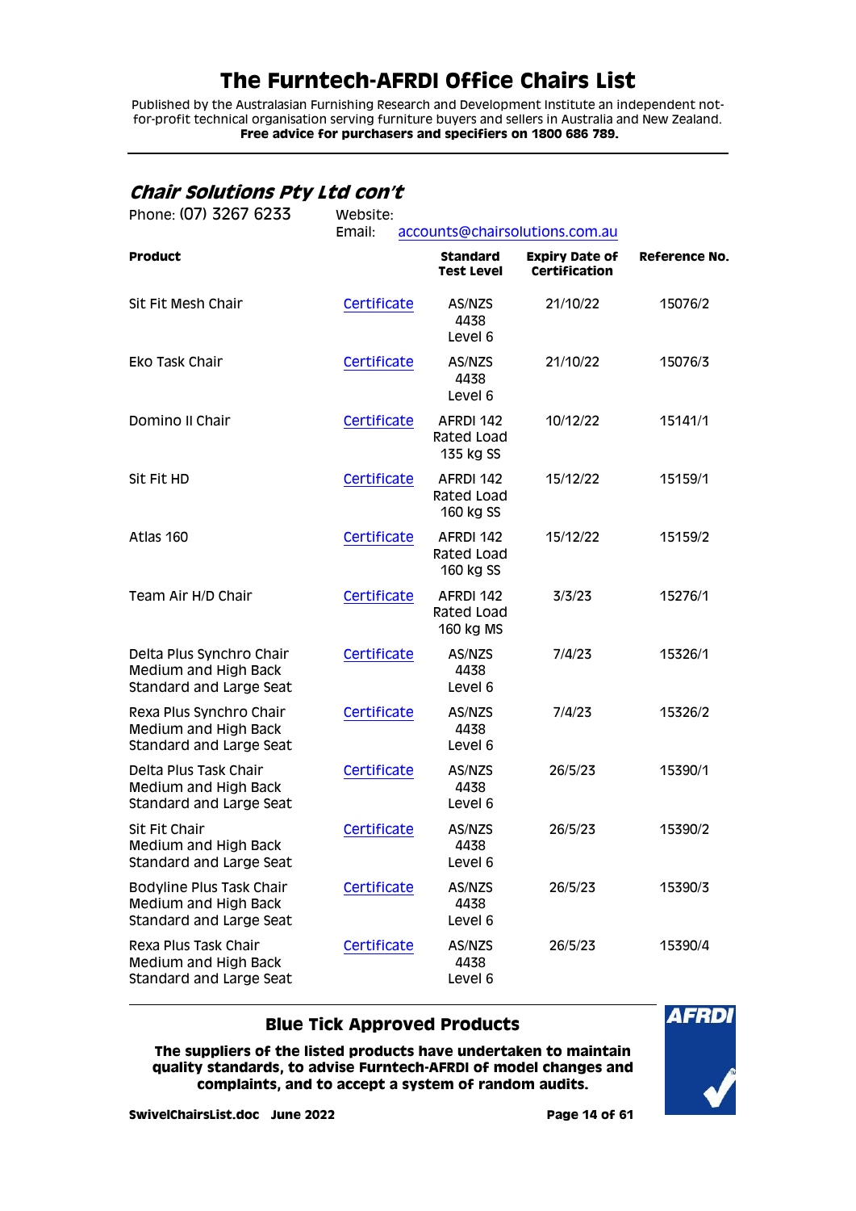# The Furntech-AFRDI Office Chairs List

Published by the Australasian Furnishing Research and Development Institute an independent not-for-profit technical organisation serving furniture buyers and sellers in Australia and New Zealand.
**Free advice for purchasers and specifiers on 1800 686 789.**

## *Chair Solutions Pty Ltd con't*

Phone: (07) 3267 6233 Website:
Email: accounts@chairsolutions.com.au

| Product | | Standard Test Level | Expiry Date of Certification | Reference No. |
|---|---|---|---|---|
| Sit Fit Mesh Chair | Certificate | AS/NZS 4438 Level 6 | 21/10/22 | 15076/2 |
| Eko Task Chair | Certificate | AS/NZS 4438 Level 6 | 21/10/22 | 15076/3 |
| Domino II Chair | Certificate | AFRDI 142 Rated Load 135 kg SS | 10/12/22 | 15141/1 |
| Sit Fit HD | Certificate | AFRDI 142 Rated Load 160 kg SS | 15/12/22 | 15159/1 |
| Atlas 160 | Certificate | AFRDI 142 Rated Load 160 kg SS | 15/12/22 | 15159/2 |
| Team Air H/D Chair | Certificate | AFRDI 142 Rated Load 160 kg MS | 3/3/23 | 15276/1 |
| Delta Plus Synchro Chair Medium and High Back Standard and Large Seat | Certificate | AS/NZS 4438 Level 6 | 7/4/23 | 15326/1 |
| Rexa Plus Synchro Chair Medium and High Back Standard and Large Seat | Certificate | AS/NZS 4438 Level 6 | 7/4/23 | 15326/2 |
| Delta Plus Task Chair Medium and High Back Standard and Large Seat | Certificate | AS/NZS 4438 Level 6 | 26/5/23 | 15390/1 |
| Sit Fit Chair Medium and High Back Standard and Large Seat | Certificate | AS/NZS 4438 Level 6 | 26/5/23 | 15390/2 |
| Bodyline Plus Task Chair Medium and High Back Standard and Large Seat | Certificate | AS/NZS 4438 Level 6 | 26/5/23 | 15390/3 |
| Rexa Plus Task Chair Medium and High Back Standard and Large Seat | Certificate | AS/NZS 4438 Level 6 | 26/5/23 | 15390/4 |

**Blue Tick Approved Products**

**The suppliers of the listed products have undertaken to maintain quality standards, to advise Furntech-AFRDI of model changes and complaints, and to accept a system of random audits.**

**SwivelChairsList.doc June 2022**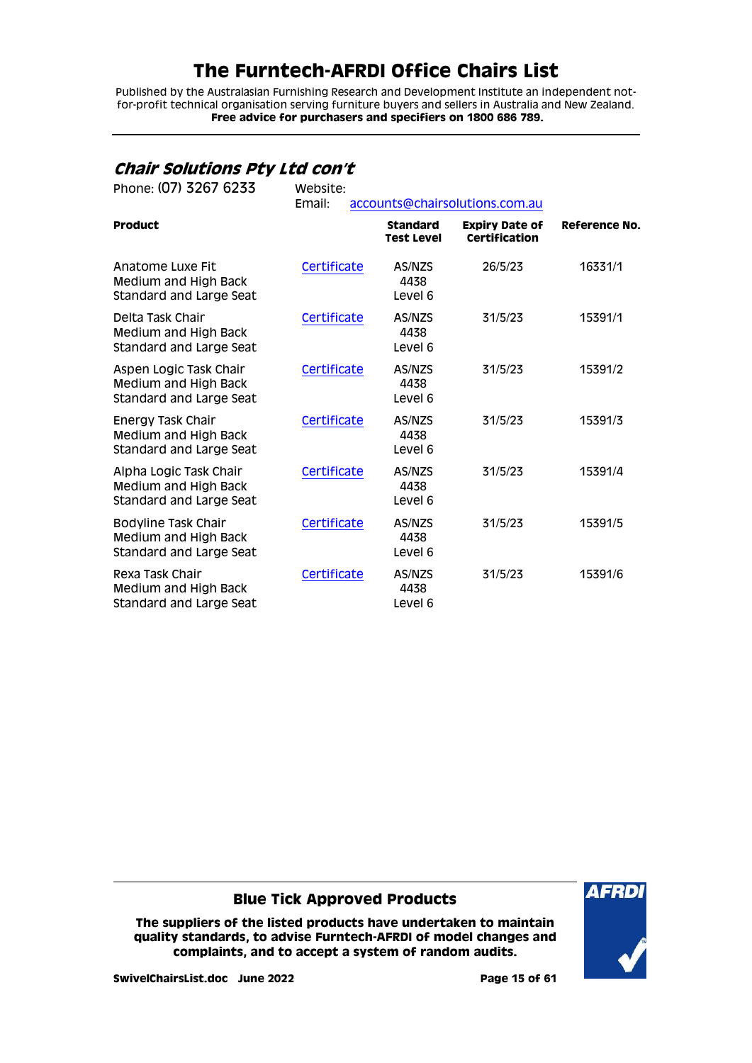## *Chair Solutions Pty Ltd con't*

Phone: (07) 3267 6233    Website:
Email: accounts@chairsolutions.com.au

| Product | | Standard Test Level | Expiry Date of Certification | Reference No. |
|---|---|---|---|---|
| Anatome Luxe Fit Medium and High Back Standard and Large Seat | Certificate | AS/NZS 4438 Level 6 | 26/5/23 | 16331/1 |
| Delta Task Chair Medium and High Back Standard and Large Seat | Certificate | AS/NZS 4438 Level 6 | 31/5/23 | 15391/1 |
| Aspen Logic Task Chair Medium and High Back Standard and Large Seat | Certificate | AS/NZS 4438 Level 6 | 31/5/23 | 15391/2 |
| Energy Task Chair Medium and High Back Standard and Large Seat | Certificate | AS/NZS 4438 Level 6 | 31/5/23 | 15391/3 |
| Alpha Logic Task Chair Medium and High Back Standard and Large Seat | Certificate | AS/NZS 4438 Level 6 | 31/5/23 | 15391/4 |
| Bodyline Task Chair Medium and High Back Standard and Large Seat | Certificate | AS/NZS 4438 Level 6 | 31/5/23 | 15391/5 |
| Rexa Task Chair Medium and High Back Standard and Large Seat | Certificate | AS/NZS 4438 Level 6 | 31/5/23 | 15391/6 |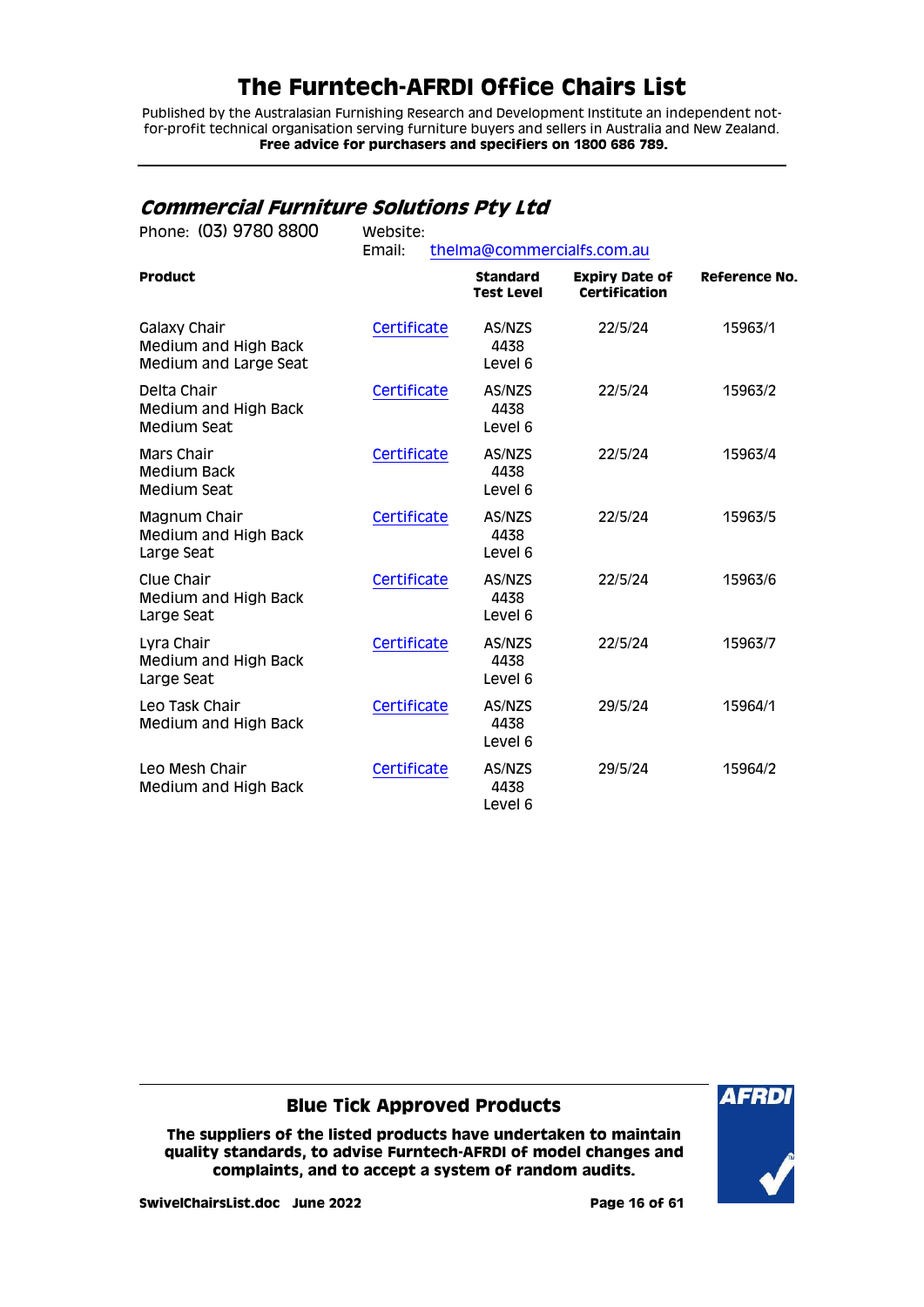# The Furntech-AFRDI Office Chairs List

Published by the Australasian Furnishing Research and Development Institute an independent not-for-profit technical organisation serving furniture buyers and sellers in Australia and New Zealand.
**Free advice for purchasers and specifiers on 1800 686 789.**

## *Commercial Furniture Solutions Pty Ltd*

Phone: (03) 9780 8800 Website:
Email: thelma@commercialfs.com.au

| Product | | Standard Test Level | Expiry Date of Certification | Reference No. |
|---|---|---|---|---|
| Galaxy Chair<br>Medium and High Back<br>Medium and Large Seat | Certificate | AS/NZS 4438 Level 6 | 22/5/24 | 15963/1 |
| Delta Chair<br>Medium and High Back<br>Medium Seat | Certificate | AS/NZS 4438 Level 6 | 22/5/24 | 15963/2 |
| Mars Chair<br>Medium Back<br>Medium Seat | Certificate | AS/NZS 4438 Level 6 | 22/5/24 | 15963/4 |
| Magnum Chair<br>Medium and High Back<br>Large Seat | Certificate | AS/NZS 4438 Level 6 | 22/5/24 | 15963/5 |
| Clue Chair<br>Medium and High Back<br>Large Seat | Certificate | AS/NZS 4438 Level 6 | 22/5/24 | 15963/6 |
| Lyra Chair<br>Medium and High Back<br>Large Seat | Certificate | AS/NZS 4438 Level 6 | 22/5/24 | 15963/7 |
| Leo Task Chair<br>Medium and High Back | Certificate | AS/NZS 4438 Level 6 | 29/5/24 | 15964/1 |
| Leo Mesh Chair<br>Medium and High Back | Certificate | AS/NZS 4438 Level 6 | 29/5/24 | 15964/2 |

**Blue Tick Approved Products**

**The suppliers of the listed products have undertaken to maintain quality standards, to advise Furntech-AFRDI of model changes and complaints, and to accept a system of random audits.**

**SwivelChairsList.doc June 2022**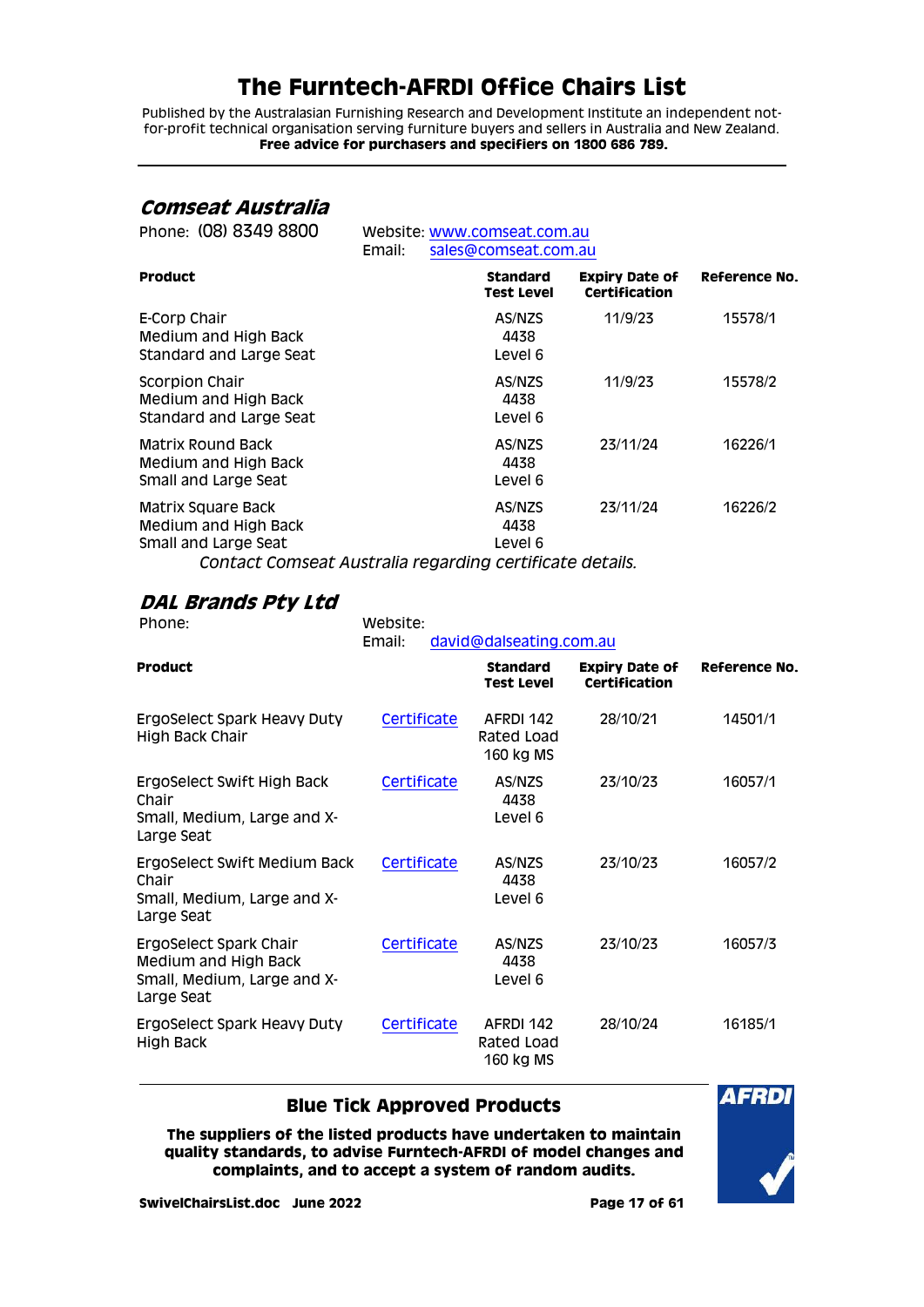# The Furntech-AFRDI Office Chairs List

Published by the Australasian Furnishing Research and Development Institute an independent not-for-profit technical organisation serving furniture buyers and sellers in Australia and New Zealand.
**Free advice for purchasers and specifiers on 1800 686 789.**

## *Comseat Australia*

Phone: (08) 8349 8800

Website: www.comseat.com.au
Email: sales@comseat.com.au

| Product | Standard Test Level | Expiry Date of Certification | Reference No. |
|---|---|---|---|
| E-Corp Chair<br>Medium and High Back<br>Standard and Large Seat | AS/NZS 4438 Level 6 | 11/9/23 | 15578/1 |
| Scorpion Chair<br>Medium and High Back<br>Standard and Large Seat | AS/NZS 4438 Level 6 | 11/9/23 | 15578/2 |
| Matrix Round Back<br>Medium and High Back<br>Small and Large Seat | AS/NZS 4438 Level 6 | 23/11/24 | 16226/1 |
| Matrix Square Back<br>Medium and High Back<br>Small and Large Seat | AS/NZS 4438 Level 6 | 23/11/24 | 16226/2 |

*Contact Comseat Australia regarding certificate details.*

## *DAL Brands Pty Ltd*

Phone:

Website:
Email: david@dalseating.com.au

| Product | | Standard Test Level | Expiry Date of Certification | Reference No. |
|---|---|---|---|---|
| ErgoSelect Spark Heavy Duty High Back Chair | Certificate | AFRDI 142 Rated Load 160 kg MS | 28/10/21 | 14501/1 |
| ErgoSelect Swift High Back Chair<br>Small, Medium, Large and X-Large Seat | Certificate | AS/NZS 4438 Level 6 | 23/10/23 | 16057/1 |
| ErgoSelect Swift Medium Back Chair<br>Small, Medium, Large and X-Large Seat | Certificate | AS/NZS 4438 Level 6 | 23/10/23 | 16057/2 |
| ErgoSelect Spark Chair<br>Medium and High Back<br>Small, Medium, Large and X-Large Seat | Certificate | AS/NZS 4438 Level 6 | 23/10/23 | 16057/3 |
| ErgoSelect Spark Heavy Duty High Back | Certificate | AFRDI 142 Rated Load 160 kg MS | 28/10/24 | 16185/1 |

**Blue Tick Approved Products**

**The suppliers of the listed products have undertaken to maintain quality standards, to advise Furntech-AFRDI of model changes and complaints, and to accept a system of random audits.**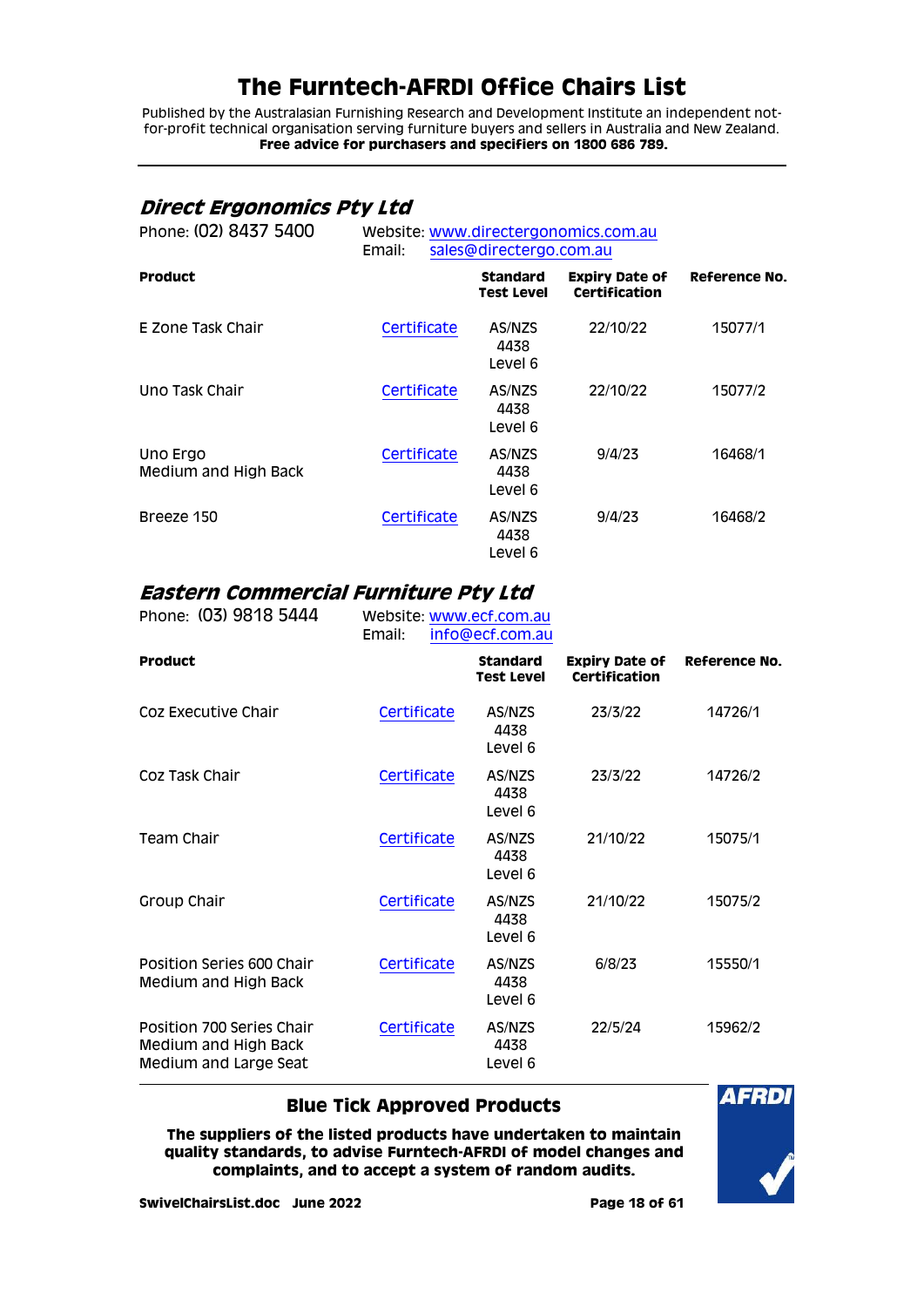# The Furntech-AFRDI Office Chairs List

Published by the Australasian Furnishing Research and Development Institute an independent not-for-profit technical organisation serving furniture buyers and sellers in Australia and New Zealand.
**Free advice for purchasers and specifiers on 1800 686 789.**

## *Direct Ergonomics Pty Ltd*

Phone: (02) 8437 5400
Website: www.directergonomics.com.au
Email: sales@directergo.com.au

| Product | | Standard Test Level | Expiry Date of Certification | Reference No. |
|---|---|---|---|---|
| E Zone Task Chair | Certificate | AS/NZS 4438 Level 6 | 22/10/22 | 15077/1 |
| Uno Task Chair | Certificate | AS/NZS 4438 Level 6 | 22/10/22 | 15077/2 |
| Uno Ergo Medium and High Back | Certificate | AS/NZS 4438 Level 6 | 9/4/23 | 16468/1 |
| Breeze 150 | Certificate | AS/NZS 4438 Level 6 | 9/4/23 | 16468/2 |

## *Eastern Commercial Furniture Pty Ltd*

Phone: (03) 9818 5444
Website: www.ecf.com.au
Email: info@ecf.com.au

| Product | | Standard Test Level | Expiry Date of Certification | Reference No. |
|---|---|---|---|---|
| Coz Executive Chair | Certificate | AS/NZS 4438 Level 6 | 23/3/22 | 14726/1 |
| Coz Task Chair | Certificate | AS/NZS 4438 Level 6 | 23/3/22 | 14726/2 |
| Team Chair | Certificate | AS/NZS 4438 Level 6 | 21/10/22 | 15075/1 |
| Group Chair | Certificate | AS/NZS 4438 Level 6 | 21/10/22 | 15075/2 |
| Position Series 600 Chair Medium and High Back | Certificate | AS/NZS 4438 Level 6 | 6/8/23 | 15550/1 |
| Position 700 Series Chair Medium and High Back Medium and Large Seat | Certificate | AS/NZS 4438 Level 6 | 22/5/24 | 15962/2 |

**Blue Tick Approved Products**

**The suppliers of the listed products have undertaken to maintain quality standards, to advise Furntech-AFRDI of model changes and complaints, and to accept a system of random audits.**

**SwivelChairsList.doc June 2022**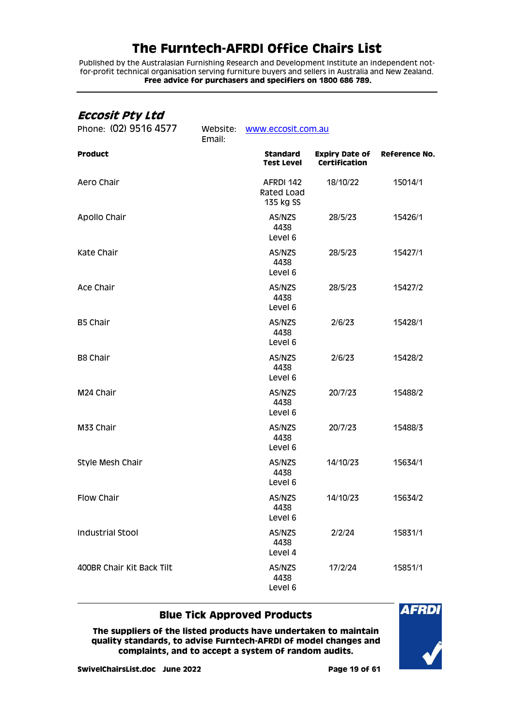# The Furntech-AFRDI Office Chairs List

Published by the Australasian Furnishing Research and Development Institute an independent not-for-profit technical organisation serving furniture buyers and sellers in Australia and New Zealand.
**Free advice for purchasers and specifiers on 1800 686 789.**

## *Eccosit Pty Ltd*

Phone: (02) 9516 4577 Website: www.eccosit.com.au
Email:

| Product | Standard Test Level | Expiry Date of Certification | Reference No. |
|---|---|---|---|
| Aero Chair | AFRDI 142 Rated Load 135 kg SS | 18/10/22 | 15014/1 |
| Apollo Chair | AS/NZS 4438 Level 6 | 28/5/23 | 15426/1 |
| Kate Chair | AS/NZS 4438 Level 6 | 28/5/23 | 15427/1 |
| Ace Chair | AS/NZS 4438 Level 6 | 28/5/23 | 15427/2 |
| B5 Chair | AS/NZS 4438 Level 6 | 2/6/23 | 15428/1 |
| B8 Chair | AS/NZS 4438 Level 6 | 2/6/23 | 15428/2 |
| M24 Chair | AS/NZS 4438 Level 6 | 20/7/23 | 15488/2 |
| M33 Chair | AS/NZS 4438 Level 6 | 20/7/23 | 15488/3 |
| Style Mesh Chair | AS/NZS 4438 Level 6 | 14/10/23 | 15634/1 |
| Flow Chair | AS/NZS 4438 Level 6 | 14/10/23 | 15634/2 |
| Industrial Stool | AS/NZS 4438 Level 4 | 2/2/24 | 15831/1 |
| 400BR Chair Kit Back Tilt | AS/NZS 4438 Level 6 | 17/2/24 | 15851/1 |

**Blue Tick Approved Products**

**The suppliers of the listed products have undertaken to maintain quality standards, to advise Furntech-AFRDI of model changes and complaints, and to accept a system of random audits.**

**SwivelChairsList.doc June 2022**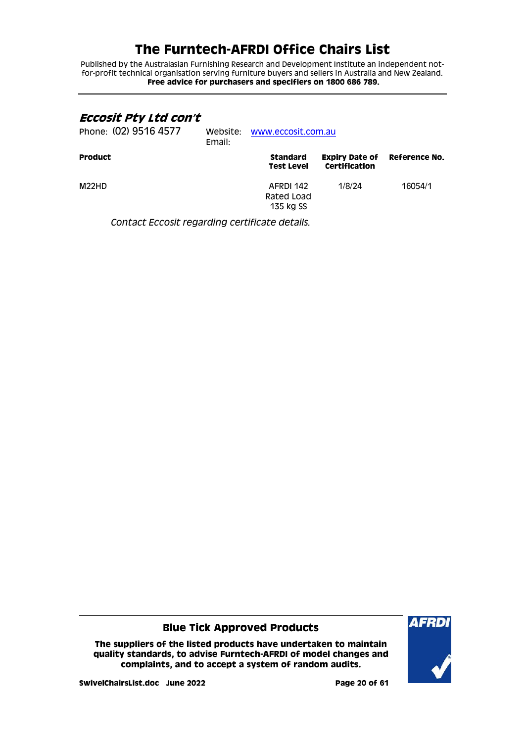## *Eccosit Pty Ltd con't*

Phone: (02) 9516 4577 Website: [www.eccosit.com.au](www.eccosit.com.au)
Email:

| Product | Standard Test Level | Expiry Date of Certification | Reference No. |
|---|---|---|---|
| M22HD | AFRDI 142 Rated Load 135 kg SS | 1/8/24 | 16054/1 |

*Contact Eccosit regarding certificate details.*

**Blue Tick Approved Products**

**The suppliers of the listed products have undertaken to maintain quality standards, to advise Furntech-AFRDI of model changes and complaints, and to accept a system of random audits.**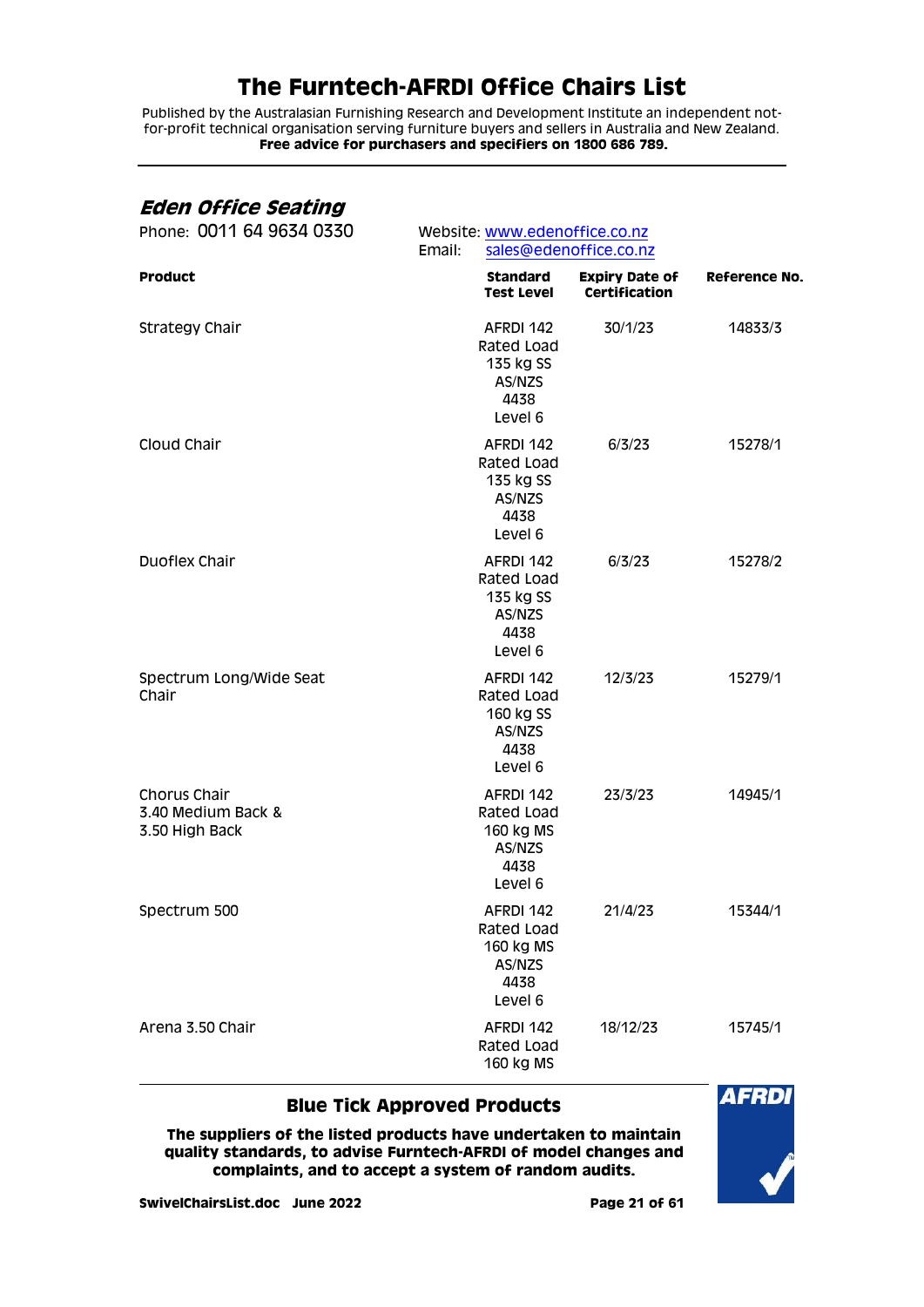# The Furntech-AFRDI Office Chairs List

Published by the Australasian Furnishing Research and Development Institute an independent not-for-profit technical organisation serving furniture buyers and sellers in Australia and New Zealand.
**Free advice for purchasers and specifiers on 1800 686 789.**

---

## *Eden Office Seating*

Phone: 0011 64 9634 0330

Website: www.edenoffice.co.nz
Email: sales@edenoffice.co.nz

| Product | Standard Test Level | Expiry Date of Certification | Reference No. |
|---|---|---|---|
| Strategy Chair | AFRDI 142 Rated Load 135 kg SS AS/NZS 4438 Level 6 | 30/1/23 | 14833/3 |
| Cloud Chair | AFRDI 142 Rated Load 135 kg SS AS/NZS 4438 Level 6 | 6/3/23 | 15278/1 |
| Duoflex Chair | AFRDI 142 Rated Load 135 kg SS AS/NZS 4438 Level 6 | 6/3/23 | 15278/2 |
| Spectrum Long/Wide Seat Chair | AFRDI 142 Rated Load 160 kg SS AS/NZS 4438 Level 6 | 12/3/23 | 15279/1 |
| Chorus Chair 3.40 Medium Back & 3.50 High Back | AFRDI 142 Rated Load 160 kg MS AS/NZS 4438 Level 6 | 23/3/23 | 14945/1 |
| Spectrum 500 | AFRDI 142 Rated Load 160 kg MS AS/NZS 4438 Level 6 | 21/4/23 | 15344/1 |
| Arena 3.50 Chair | AFRDI 142 Rated Load 160 kg MS | 18/12/23 | 15745/1 |

---

**Blue Tick Approved Products**

**The suppliers of the listed products have undertaken to maintain quality standards, to advise Furntech-AFRDI of model changes and complaints, and to accept a system of random audits.**

**SwivelChairsList.doc June 2022**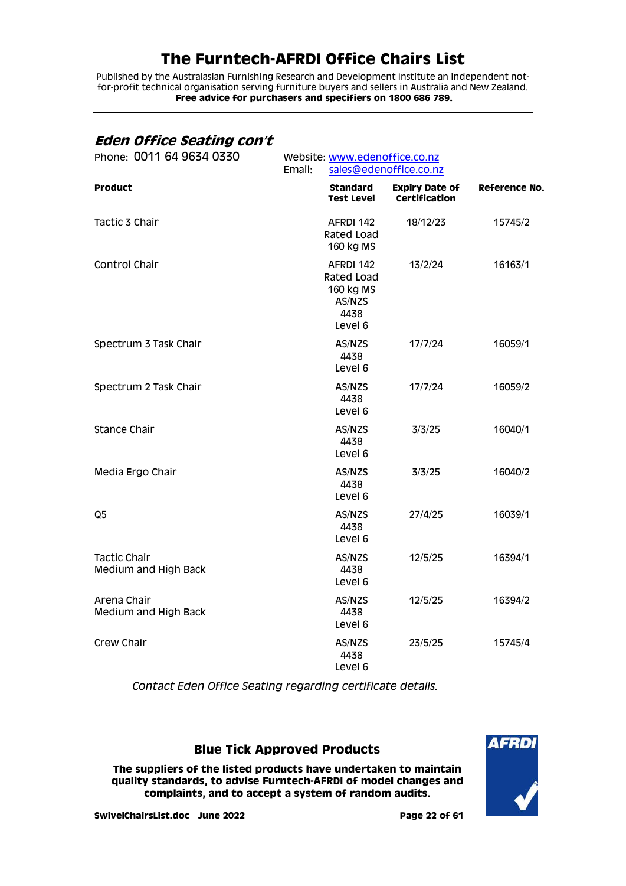## Eden Office Seating con't

Phone: 0011 64 9634 0330

Website: www.edenoffice.co.nz
Email: sales@edenoffice.co.nz

| Product | Standard Test Level | Expiry Date of Certification | Reference No. |
|---|---|---|---|
| Tactic 3 Chair | AFRDI 142 Rated Load 160 kg MS | 18/12/23 | 15745/2 |
| Control Chair | AFRDI 142 Rated Load 160 kg MS AS/NZS 4438 Level 6 | 13/2/24 | 16163/1 |
| Spectrum 3 Task Chair | AS/NZS 4438 Level 6 | 17/7/24 | 16059/1 |
| Spectrum 2 Task Chair | AS/NZS 4438 Level 6 | 17/7/24 | 16059/2 |
| Stance Chair | AS/NZS 4438 Level 6 | 3/3/25 | 16040/1 |
| Media Ergo Chair | AS/NZS 4438 Level 6 | 3/3/25 | 16040/2 |
| Q5 | AS/NZS 4438 Level 6 | 27/4/25 | 16039/1 |
| Tactic Chair Medium and High Back | AS/NZS 4438 Level 6 | 12/5/25 | 16394/1 |
| Arena Chair Medium and High Back | AS/NZS 4438 Level 6 | 12/5/25 | 16394/2 |
| Crew Chair | AS/NZS 4438 Level 6 | 23/5/25 | 15745/4 |

*Contact Eden Office Seating regarding certificate details.*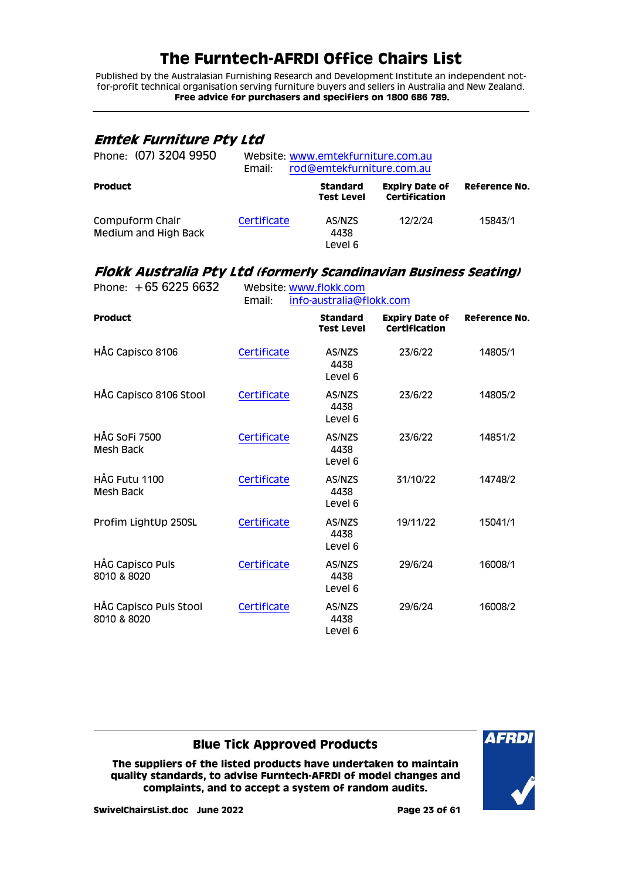# The Furntech-AFRDI Office Chairs List

Published by the Australasian Furnishing Research and Development Institute an independent not-for-profit technical organisation serving furniture buyers and sellers in Australia and New Zealand.
**Free advice for purchasers and specifiers on 1800 686 789.**

## *Emtek Furniture Pty Ltd*

Phone: (07) 3204 9950 Website: www.emtekfurniture.com.au
Email: rod@emtekfurniture.com.au

| Product | | Standard Test Level | Expiry Date of Certification | Reference No. |
|---|---|---|---|---|
| Compuform Chair Medium and High Back | Certificate | AS/NZS 4438 Level 6 | 12/2/24 | 15843/1 |

## *Flokk Australia Pty Ltd (formerly Scandinavian Business Seating)*

Phone: +65 6225 6632 Website: www.flokk.com
Email: info-australia@flokk.com

| Product | | Standard Test Level | Expiry Date of Certification | Reference No. |
|---|---|---|---|---|
| HÅG Capisco 8106 | Certificate | AS/NZS 4438 Level 6 | 23/6/22 | 14805/1 |
| HÅG Capisco 8106 Stool | Certificate | AS/NZS 4438 Level 6 | 23/6/22 | 14805/2 |
| HÅG SoFi 7500 Mesh Back | Certificate | AS/NZS 4438 Level 6 | 23/6/22 | 14851/2 |
| HÅG Futu 1100 Mesh Back | Certificate | AS/NZS 4438 Level 6 | 31/10/22 | 14748/2 |
| Profim LightUp 250SL | Certificate | AS/NZS 4438 Level 6 | 19/11/22 | 15041/1 |
| HÅG Capisco Puls 8010 & 8020 | Certificate | AS/NZS 4438 Level 6 | 29/6/24 | 16008/1 |
| HÅG Capisco Puls Stool 8010 & 8020 | Certificate | AS/NZS 4438 Level 6 | 29/6/24 | 16008/2 |

**Blue Tick Approved Products**

**The suppliers of the listed products have undertaken to maintain quality standards, to advise Furntech-AFRDI of model changes and complaints, and to accept a system of random audits.**

**SwivelChairsList.doc June 2022**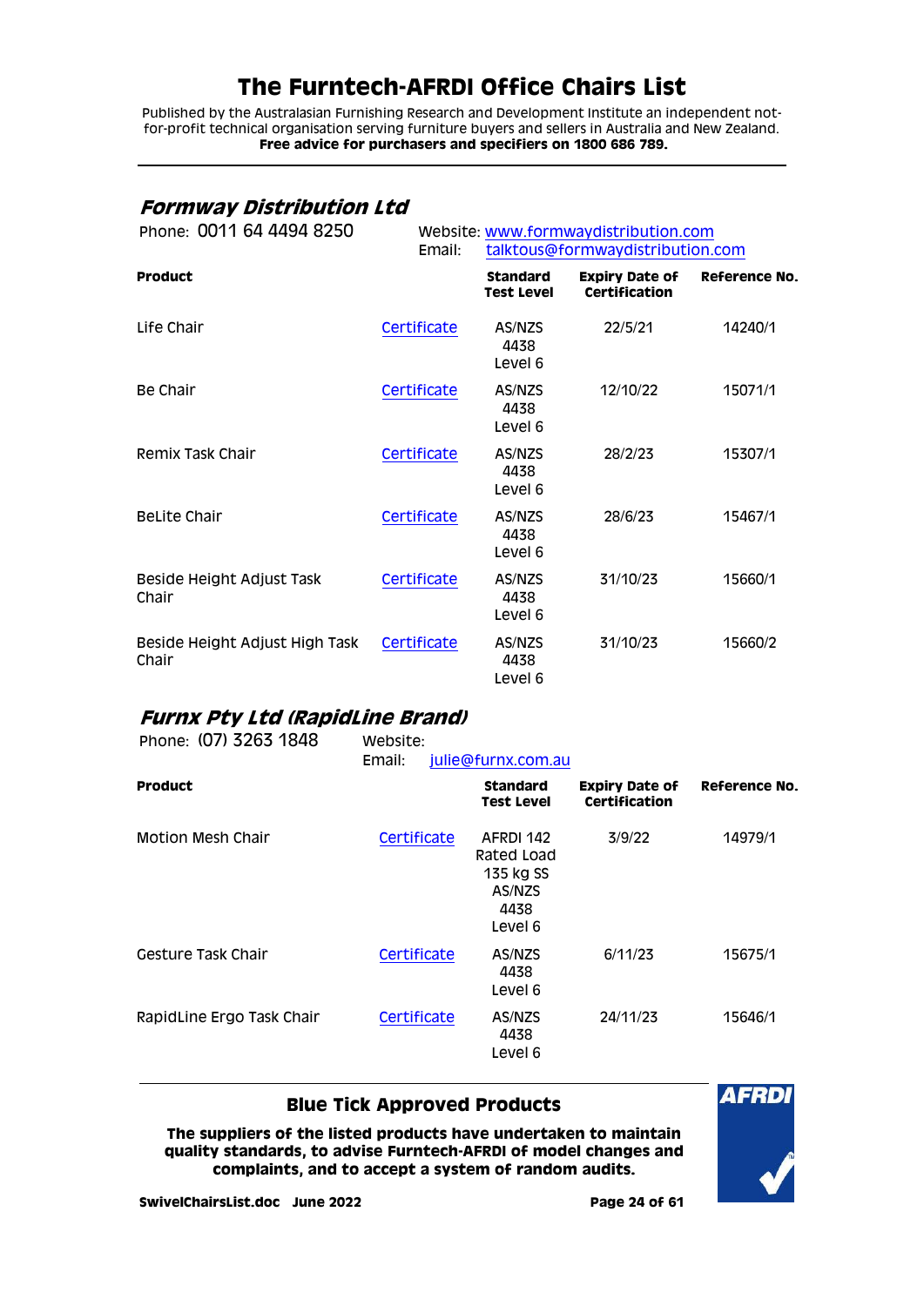# The Furntech-AFRDI Office Chairs List

Published by the Australasian Furnishing Research and Development Institute an independent not-for-profit technical organisation serving furniture buyers and sellers in Australia and New Zealand.
**Free advice for purchasers and specifiers on 1800 686 789.**

## *Formway Distribution Ltd*

Phone: 0011 64 4494 8250
Website: www.formwaydistribution.com
Email: talktous@formwaydistribution.com

| Product | | Standard Test Level | Expiry Date of Certification | Reference No. |
|---|---|---|---|---|
| Life Chair | Certificate | AS/NZS 4438 Level 6 | 22/5/21 | 14240/1 |
| Be Chair | Certificate | AS/NZS 4438 Level 6 | 12/10/22 | 15071/1 |
| Remix Task Chair | Certificate | AS/NZS 4438 Level 6 | 28/2/23 | 15307/1 |
| BeLite Chair | Certificate | AS/NZS 4438 Level 6 | 28/6/23 | 15467/1 |
| Beside Height Adjust Task Chair | Certificate | AS/NZS 4438 Level 6 | 31/10/23 | 15660/1 |
| Beside Height Adjust High Task Chair | Certificate | AS/NZS 4438 Level 6 | 31/10/23 | 15660/2 |

## *Furnx Pty Ltd (RapidLine Brand)*

Phone: (07) 3263 1848
Website:
Email: julie@furnx.com.au

| Product | | Standard Test Level | Expiry Date of Certification | Reference No. |
|---|---|---|---|---|
| Motion Mesh Chair | Certificate | AFRDI 142 Rated Load 135 kg SS AS/NZS 4438 Level 6 | 3/9/22 | 14979/1 |
| Gesture Task Chair | Certificate | AS/NZS 4438 Level 6 | 6/11/23 | 15675/1 |
| RapidLine Ergo Task Chair | Certificate | AS/NZS 4438 Level 6 | 24/11/23 | 15646/1 |

**Blue Tick Approved Products**

**The suppliers of the listed products have undertaken to maintain quality standards, to advise Furntech-AFRDI of model changes and complaints, and to accept a system of random audits.**

**SwivelChairsList.doc June 2022**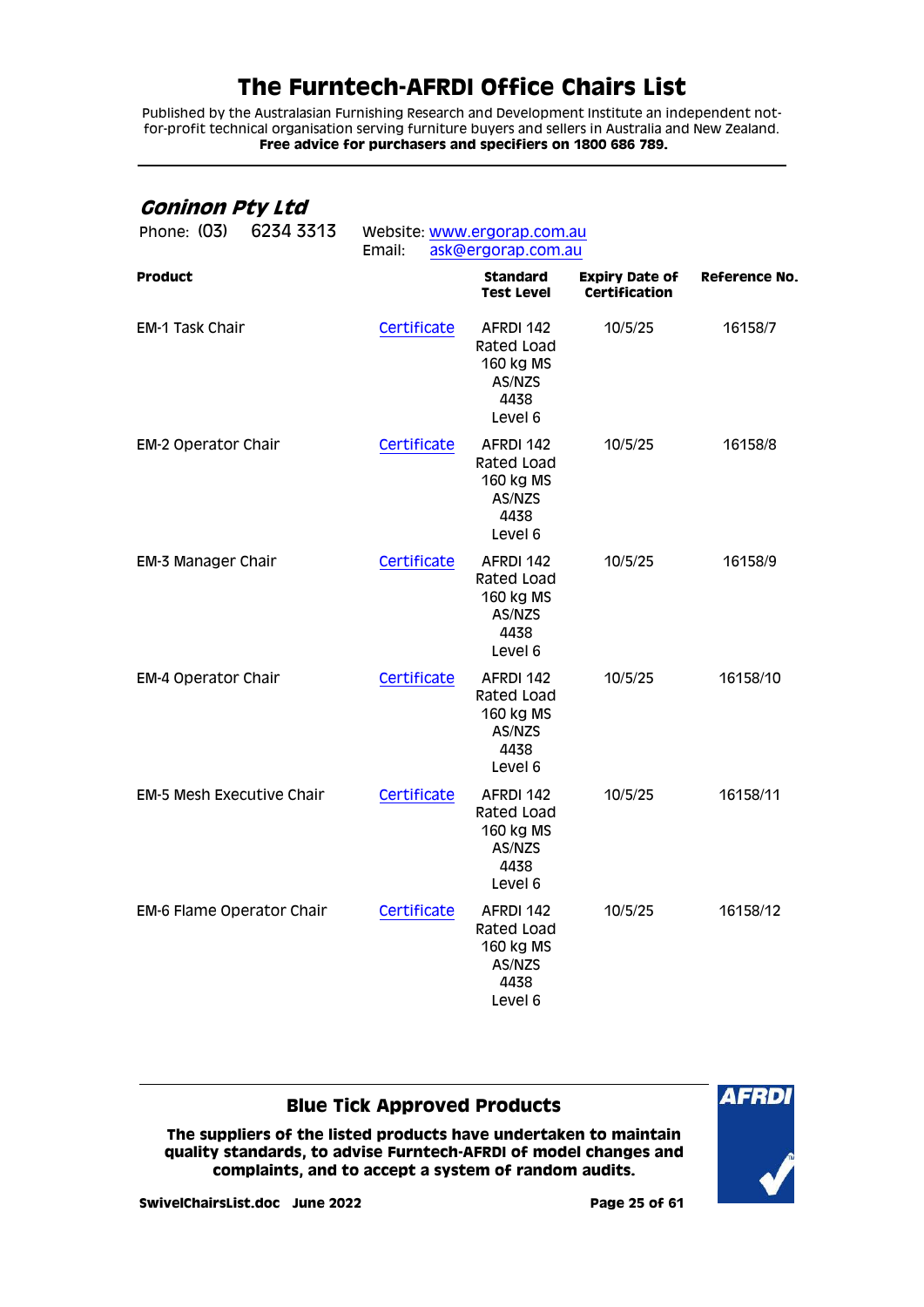# The Furntech-AFRDI Office Chairs List

Published by the Australasian Furnishing Research and Development Institute an independent not-for-profit technical organisation serving furniture buyers and sellers in Australia and New Zealand.
**Free advice for purchasers and specifiers on 1800 686 789.**

## *Coninon Pty Ltd*

Phone: (03) 6234 3313 Website: www.ergorap.com.au
Email: ask@ergorap.com.au

| Product | | Standard Test Level | Expiry Date of Certification | Reference No. |
|---|---|---|---|---|
| EM-1 Task Chair | Certificate | AFRDI 142 Rated Load 160 kg MS AS/NZS 4438 Level 6 | 10/5/25 | 16158/7 |
| EM-2 Operator Chair | Certificate | AFRDI 142 Rated Load 160 kg MS AS/NZS 4438 Level 6 | 10/5/25 | 16158/8 |
| EM-3 Manager Chair | Certificate | AFRDI 142 Rated Load 160 kg MS AS/NZS 4438 Level 6 | 10/5/25 | 16158/9 |
| EM-4 Operator Chair | Certificate | AFRDI 142 Rated Load 160 kg MS AS/NZS 4438 Level 6 | 10/5/25 | 16158/10 |
| EM-5 Mesh Executive Chair | Certificate | AFRDI 142 Rated Load 160 kg MS AS/NZS 4438 Level 6 | 10/5/25 | 16158/11 |
| EM-6 Flame Operator Chair | Certificate | AFRDI 142 Rated Load 160 kg MS AS/NZS 4438 Level 6 | 10/5/25 | 16158/12 |

**Blue Tick Approved Products**

**The suppliers of the listed products have undertaken to maintain quality standards, to advise Furntech-AFRDI of model changes and complaints, and to accept a system of random audits.**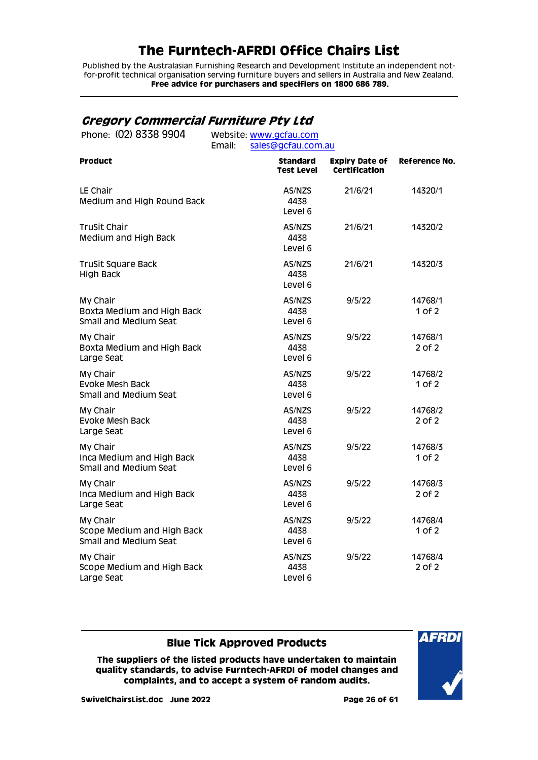# The Furntech-AFRDI Office Chairs List

Published by the Australasian Furnishing Research and Development Institute an independent not-for-profit technical organisation serving furniture buyers and sellers in Australia and New Zealand.
**Free advice for purchasers and specifiers on 1800 686 789.**

## *Gregory Commercial Furniture Pty Ltd*

Phone: (02) 8338 9904 Website: www.gcfau.com
Email: sales@gcfau.com.au

| Product | Standard Test Level | Expiry Date of Certification | Reference No. |
|---|---|---|---|
| LE Chair<br>Medium and High Round Back | AS/NZS 4438 Level 6 | 21/6/21 | 14320/1 |
| TruSit Chair<br>Medium and High Back | AS/NZS 4438 Level 6 | 21/6/21 | 14320/2 |
| TruSit Square Back<br>High Back | AS/NZS 4438 Level 6 | 21/6/21 | 14320/3 |
| My Chair<br>Boxta Medium and High Back<br>Small and Medium Seat | AS/NZS 4438 Level 6 | 9/5/22 | 14768/1<br>1 of 2 |
| My Chair<br>Boxta Medium and High Back<br>Large Seat | AS/NZS 4438 Level 6 | 9/5/22 | 14768/1<br>2 of 2 |
| My Chair<br>Evoke Mesh Back<br>Small and Medium Seat | AS/NZS 4438 Level 6 | 9/5/22 | 14768/2<br>1 of 2 |
| My Chair<br>Evoke Mesh Back<br>Large Seat | AS/NZS 4438 Level 6 | 9/5/22 | 14768/2<br>2 of 2 |
| My Chair<br>Inca Medium and High Back<br>Small and Medium Seat | AS/NZS 4438 Level 6 | 9/5/22 | 14768/3<br>1 of 2 |
| My Chair<br>Inca Medium and High Back<br>Large Seat | AS/NZS 4438 Level 6 | 9/5/22 | 14768/3<br>2 of 2 |
| My Chair<br>Scope Medium and High Back<br>Small and Medium Seat | AS/NZS 4438 Level 6 | 9/5/22 | 14768/4<br>1 of 2 |
| My Chair<br>Scope Medium and High Back<br>Large Seat | AS/NZS 4438 Level 6 | 9/5/22 | 14768/4<br>2 of 2 |

**Blue Tick Approved Products**

**The suppliers of the listed products have undertaken to maintain quality standards, to advise Furntech-AFRDI of model changes and complaints, and to accept a system of random audits.**

**SwivelChairsList.doc June 2022**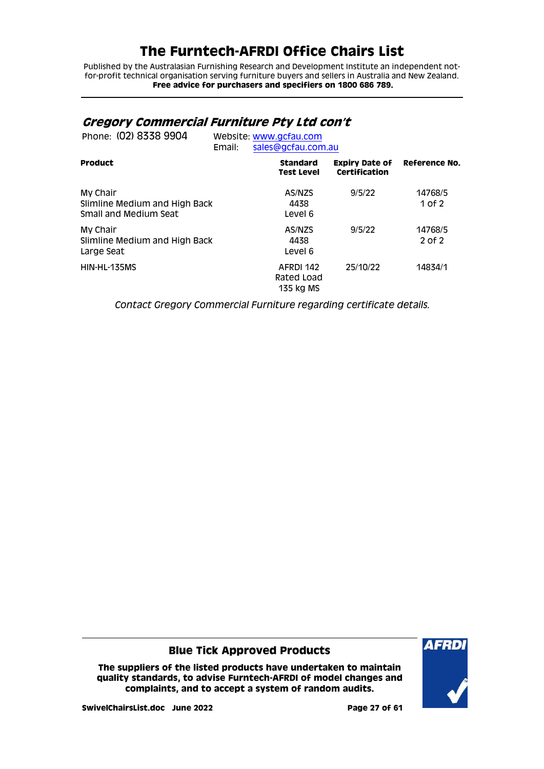# The Furntech-AFRDI Office Chairs List

Published by the Australasian Furnishing Research and Development Institute an independent not-for-profit technical organisation serving furniture buyers and sellers in Australia and New Zealand.
**Free advice for purchasers and specifiers on 1800 686 789.**

## *Gregory Commercial Furniture Pty Ltd con't*

Phone: (02) 8338 9904 Website: www.gcfau.com
Email: sales@gcfau.com.au

| Product | Standard Test Level | Expiry Date of Certification | Reference No. |
|---|---|---|---|
| My Chair<br>Slimline Medium and High Back<br>Small and Medium Seat | AS/NZS 4438 Level 6 | 9/5/22 | 14768/5<br>1 of 2 |
| My Chair<br>Slimline Medium and High Back<br>Large Seat | AS/NZS 4438 Level 6 | 9/5/22 | 14768/5<br>2 of 2 |
| HIN-HL-135MS | AFRDI 142 Rated Load 135 kg MS | 25/10/22 | 14834/1 |

*Contact Gregory Commercial Furniture regarding certificate details.*

**Blue Tick Approved Products**

**The suppliers of the listed products have undertaken to maintain quality standards, to advise Furntech-AFRDI of model changes and complaints, and to accept a system of random audits.**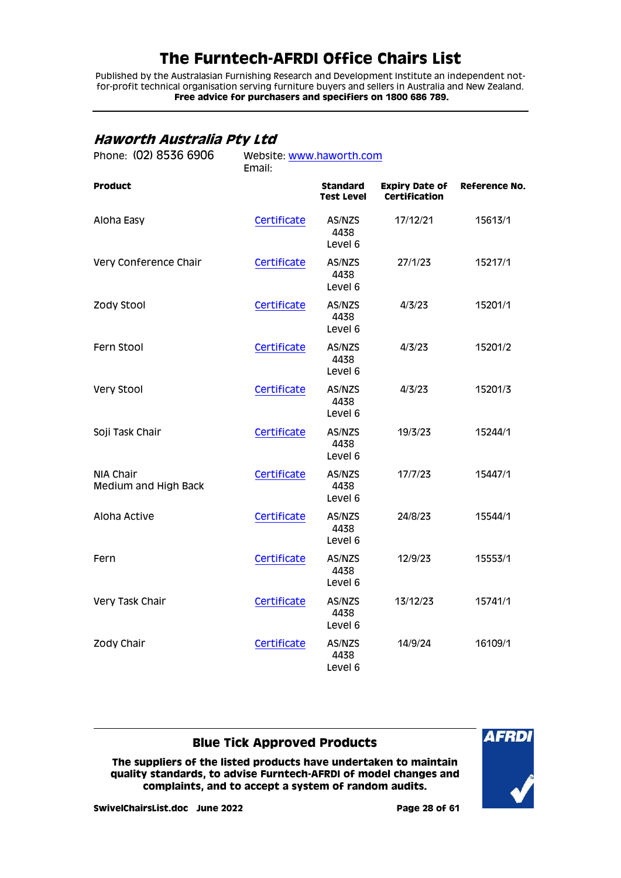# The Furntech-AFRDI Office Chairs List

Published by the Australasian Furnishing Research and Development Institute an independent not-for-profit technical organisation serving furniture buyers and sellers in Australia and New Zealand.
**Free advice for purchasers and specifiers on 1800 686 789.**

## *Haworth Australia Pty Ltd*

Phone: (02) 8536 6906 Website: [www.haworth.com](http://www.haworth.com)
Email:

| Product | | Standard Test Level | Expiry Date of Certification | Reference No. |
|---|---|---|---|---|
| Aloha Easy | Certificate | AS/NZS 4438 Level 6 | 17/12/21 | 15613/1 |
| Very Conference Chair | Certificate | AS/NZS 4438 Level 6 | 27/1/23 | 15217/1 |
| Zody Stool | Certificate | AS/NZS 4438 Level 6 | 4/3/23 | 15201/1 |
| Fern Stool | Certificate | AS/NZS 4438 Level 6 | 4/3/23 | 15201/2 |
| Very Stool | Certificate | AS/NZS 4438 Level 6 | 4/3/23 | 15201/3 |
| Soji Task Chair | Certificate | AS/NZS 4438 Level 6 | 19/3/23 | 15244/1 |
| NIA Chair Medium and High Back | Certificate | AS/NZS 4438 Level 6 | 17/7/23 | 15447/1 |
| Aloha Active | Certificate | AS/NZS 4438 Level 6 | 24/8/23 | 15544/1 |
| Fern | Certificate | AS/NZS 4438 Level 6 | 12/9/23 | 15553/1 |
| Very Task Chair | Certificate | AS/NZS 4438 Level 6 | 13/12/23 | 15741/1 |
| Zody Chair | Certificate | AS/NZS 4438 Level 6 | 14/9/24 | 16109/1 |

**Blue Tick Approved Products**

**The suppliers of the listed products have undertaken to maintain quality standards, to advise Furntech-AFRDI of model changes and complaints, and to accept a system of random audits.**

**SwivelChairsList.doc June 2022**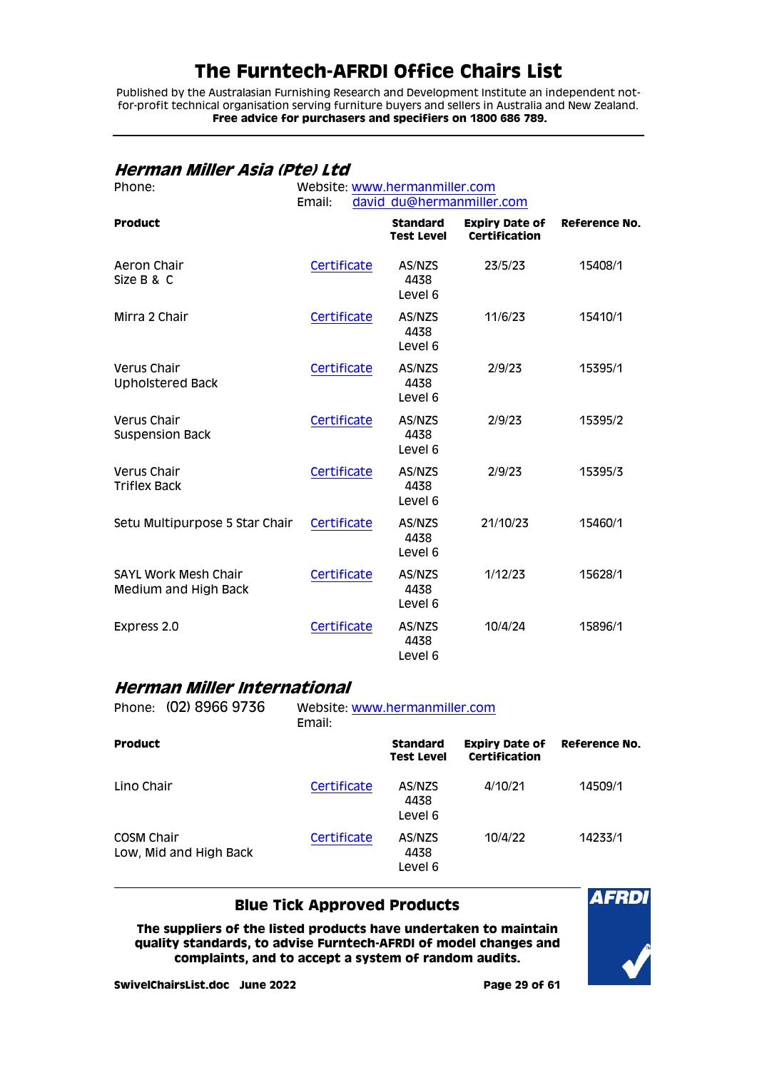# The Furntech-AFRDI Office Chairs List

Published by the Australasian Furnishing Research and Development Institute an independent not-for-profit technical organisation serving furniture buyers and sellers in Australia and New Zealand.
**Free advice for purchasers and specifiers on 1800 686 789.**

## *Herman Miller Asia (Pte) Ltd*

Phone:
Website: www.hermanmiller.com
Email: david_du@hermanmiller.com

| Product | | Standard Test Level | Expiry Date of Certification | Reference No. |
|---|---|---|---|---|
| Aeron Chair Size B & C | Certificate | AS/NZS 4438 Level 6 | 23/5/23 | 15408/1 |
| Mirra 2 Chair | Certificate | AS/NZS 4438 Level 6 | 11/6/23 | 15410/1 |
| Verus Chair Upholstered Back | Certificate | AS/NZS 4438 Level 6 | 2/9/23 | 15395/1 |
| Verus Chair Suspension Back | Certificate | AS/NZS 4438 Level 6 | 2/9/23 | 15395/2 |
| Verus Chair Triflex Back | Certificate | AS/NZS 4438 Level 6 | 2/9/23 | 15395/3 |
| Setu Multipurpose 5 Star Chair | Certificate | AS/NZS 4438 Level 6 | 21/10/23 | 15460/1 |
| SAYL Work Mesh Chair Medium and High Back | Certificate | AS/NZS 4438 Level 6 | 1/12/23 | 15628/1 |
| Express 2.0 | Certificate | AS/NZS 4438 Level 6 | 10/4/24 | 15896/1 |

## *Herman Miller International*

Phone: (02) 8966 9736
Website: www.hermanmiller.com
Email:

| Product | | Standard Test Level | Expiry Date of Certification | Reference No. |
|---|---|---|---|---|
| Lino Chair | Certificate | AS/NZS 4438 Level 6 | 4/10/21 | 14509/1 |
| COSM Chair Low, Mid and High Back | Certificate | AS/NZS 4438 Level 6 | 10/4/22 | 14233/1 |

**Blue Tick Approved Products**

**The suppliers of the listed products have undertaken to maintain quality standards, to advise Furntech-AFRDI of model changes and complaints, and to accept a system of random audits.**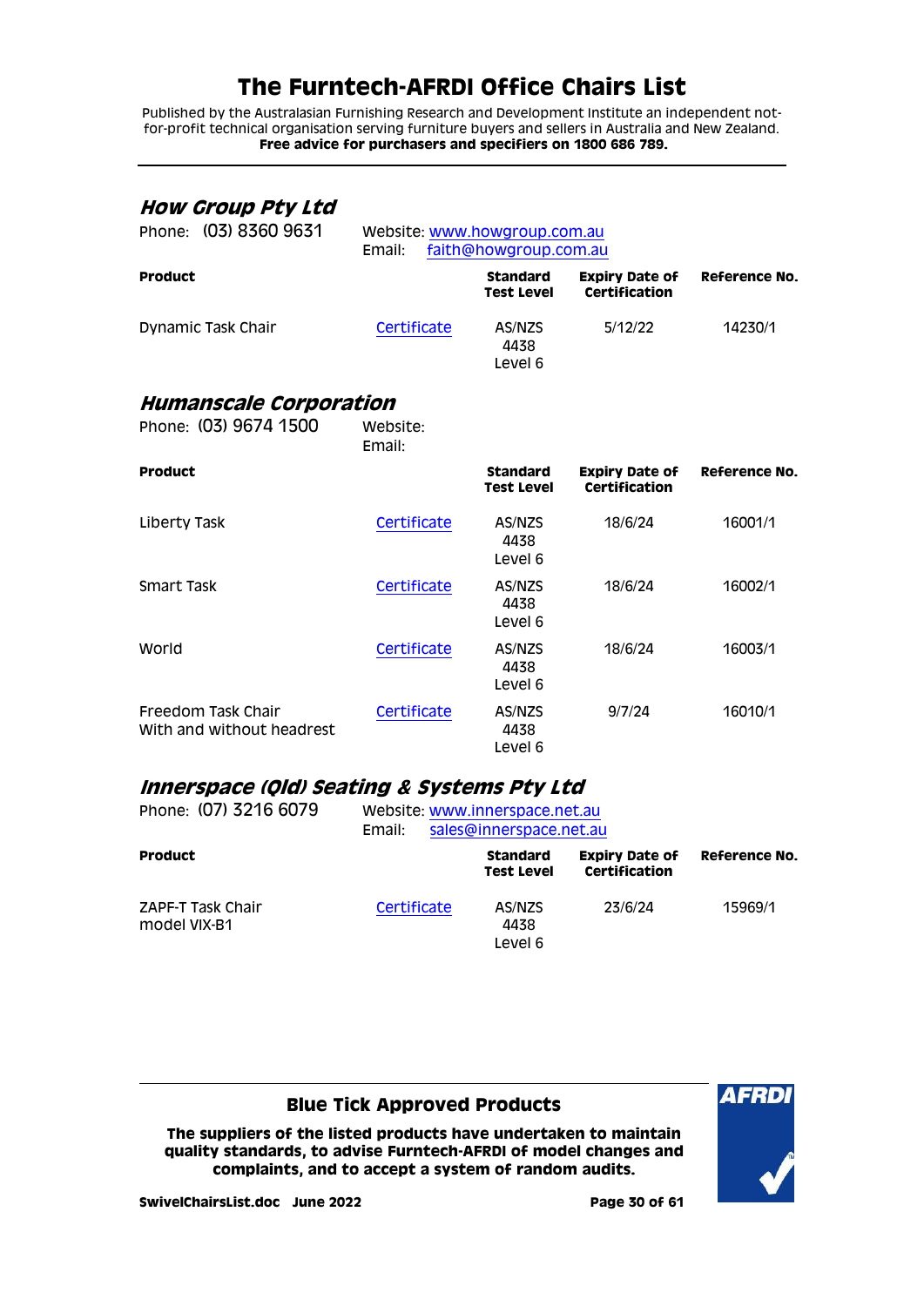# The Furntech-AFRDI Office Chairs List

Published by the Australasian Furnishing Research and Development Institute an independent not-for-profit technical organisation serving furniture buyers and sellers in Australia and New Zealand.
**Free advice for purchasers and specifiers on 1800 686 789.**

## *How Group Pty Ltd*

Phone: (03) 8360 9631
Website: www.howgroup.com.au
Email: faith@howgroup.com.au

| Product | | Standard Test Level | Expiry Date of Certification | Reference No. |
|---|---|---|---|---|
| Dynamic Task Chair | Certificate | AS/NZS 4438 Level 6 | 5/12/22 | 14230/1 |

## *Humanscale Corporation*

Phone: (03) 9674 1500
Website:
Email:

| Product | | Standard Test Level | Expiry Date of Certification | Reference No. |
|---|---|---|---|---|
| Liberty Task | Certificate | AS/NZS 4438 Level 6 | 18/6/24 | 16001/1 |
| Smart Task | Certificate | AS/NZS 4438 Level 6 | 18/6/24 | 16002/1 |
| World | Certificate | AS/NZS 4438 Level 6 | 18/6/24 | 16003/1 |
| Freedom Task Chair With and without headrest | Certificate | AS/NZS 4438 Level 6 | 9/7/24 | 16010/1 |

## *Innerspace (Qld) Seating & Systems Pty Ltd*

Phone: (07) 3216 6079
Website: www.innerspace.net.au
Email: sales@innerspace.net.au

| Product | | Standard Test Level | Expiry Date of Certification | Reference No. |
|---|---|---|---|---|
| ZAPF-T Task Chair model VIX-B1 | Certificate | AS/NZS 4438 Level 6 | 23/6/24 | 15969/1 |

**Blue Tick Approved Products**

**The suppliers of the listed products have undertaken to maintain quality standards, to advise Furntech-AFRDI of model changes and complaints, and to accept a system of random audits.**

**SwivelChairsList.doc June 2022**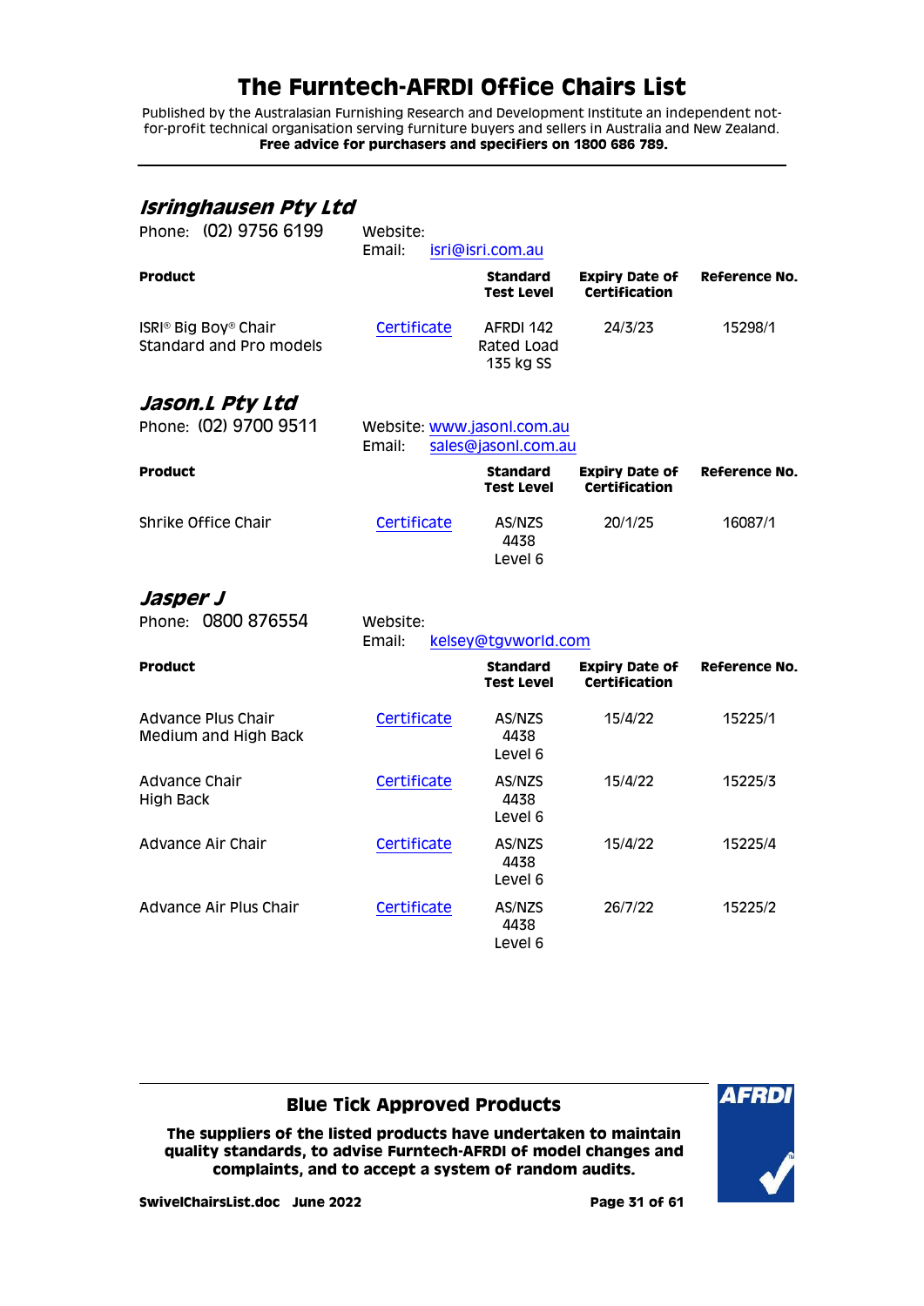# The Furntech-AFRDI Office Chairs List

Published by the Australasian Furnishing Research and Development Institute an independent not-for-profit technical organisation serving furniture buyers and sellers in Australia and New Zealand.
**Free advice for purchasers and specifiers on 1800 686 789.**

## *Isringhausen Pty Ltd*

Phone: (02) 9756 6199
Website:
Email: isri@isri.com.au

| Product | | Standard Test Level | Expiry Date of Certification | Reference No. |
|---|---|---|---|---|
| ISRI® Big Boy® Chair Standard and Pro models | Certificate | AFRDI 142 Rated Load 135 kg SS | 24/3/23 | 15298/1 |

## *Jason.L Pty Ltd*

Phone: (02) 9700 9511
Website: www.jasonl.com.au
Email: sales@jasonl.com.au

| Product | | Standard Test Level | Expiry Date of Certification | Reference No. |
|---|---|---|---|---|
| Shrike Office Chair | Certificate | AS/NZS 4438 Level 6 | 20/1/25 | 16087/1 |

## *Jasper J*

Phone: 0800 876554
Website:
Email: kelsey@tgvworld.com

| Product | | Standard Test Level | Expiry Date of Certification | Reference No. |
|---|---|---|---|---|
| Advance Plus Chair Medium and High Back | Certificate | AS/NZS 4438 Level 6 | 15/4/22 | 15225/1 |
| Advance Chair High Back | Certificate | AS/NZS 4438 Level 6 | 15/4/22 | 15225/3 |
| Advance Air Chair | Certificate | AS/NZS 4438 Level 6 | 15/4/22 | 15225/4 |
| Advance Air Plus Chair | Certificate | AS/NZS 4438 Level 6 | 26/7/22 | 15225/2 |

**Blue Tick Approved Products**

**The suppliers of the listed products have undertaken to maintain quality standards, to advise Furntech-AFRDI of model changes and complaints, and to accept a system of random audits.**

**SwivelChairsList.doc June 2022**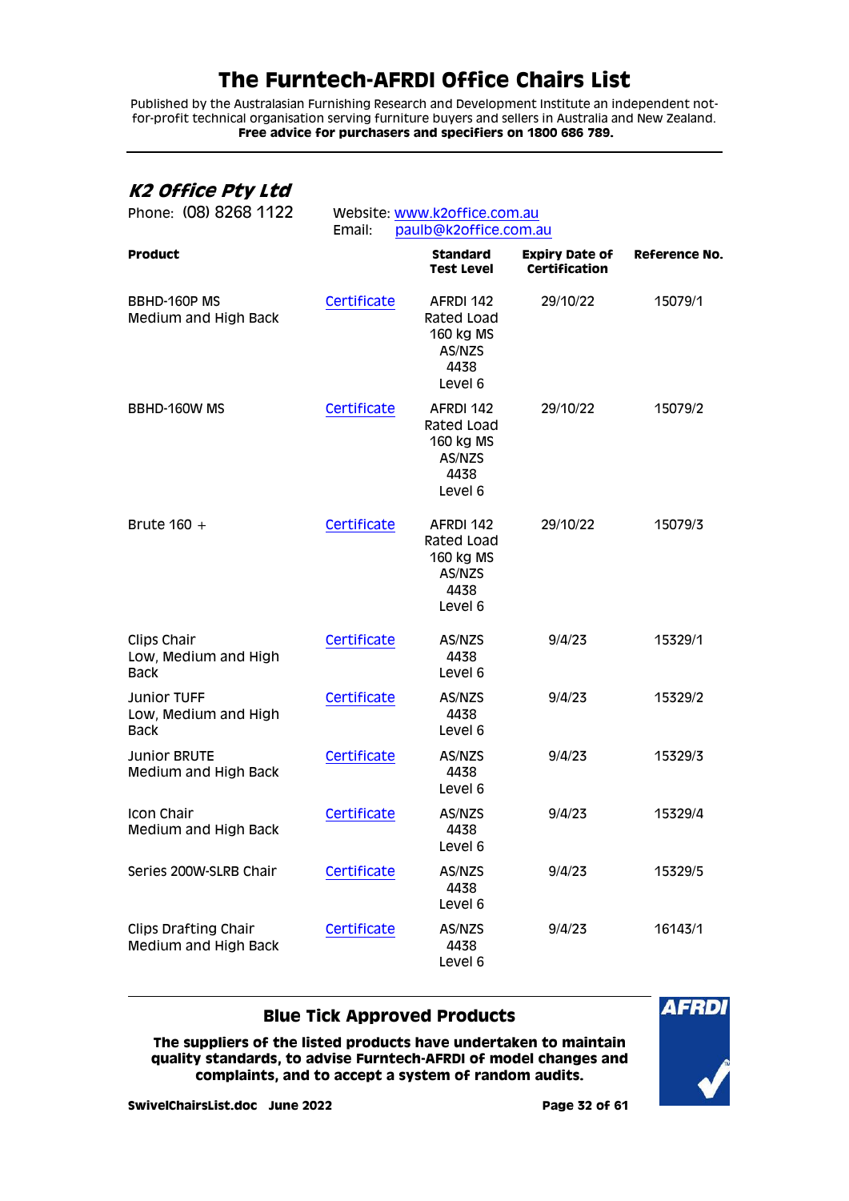# The Furntech-AFRDI Office Chairs List

Published by the Australasian Furnishing Research and Development Institute an independent not-for-profit technical organisation serving furniture buyers and sellers in Australia and New Zealand.
**Free advice for purchasers and specifiers on 1800 686 789.**

## *K2 Office Pty Ltd*

Phone: (08) 8268 1122

Website: www.k2office.com.au
Email: paulb@k2office.com.au

| Product | | Standard Test Level | Expiry Date of Certification | Reference No. |
|---|---|---|---|---|
| BBHD-160P MS Medium and High Back | Certificate | AFRDI 142 Rated Load 160 kg MS AS/NZS 4438 Level 6 | 29/10/22 | 15079/1 |
| BBHD-160W MS | Certificate | AFRDI 142 Rated Load 160 kg MS AS/NZS 4438 Level 6 | 29/10/22 | 15079/2 |
| Brute 160 + | Certificate | AFRDI 142 Rated Load 160 kg MS AS/NZS 4438 Level 6 | 29/10/22 | 15079/3 |
| Clips Chair Low, Medium and High Back | Certificate | AS/NZS 4438 Level 6 | 9/4/23 | 15329/1 |
| Junior TUFF Low, Medium and High Back | Certificate | AS/NZS 4438 Level 6 | 9/4/23 | 15329/2 |
| Junior BRUTE Medium and High Back | Certificate | AS/NZS 4438 Level 6 | 9/4/23 | 15329/3 |
| Icon Chair Medium and High Back | Certificate | AS/NZS 4438 Level 6 | 9/4/23 | 15329/4 |
| Series 200W-SLRB Chair | Certificate | AS/NZS 4438 Level 6 | 9/4/23 | 15329/5 |
| Clips Drafting Chair Medium and High Back | Certificate | AS/NZS 4438 Level 6 | 9/4/23 | 16143/1 |

**Blue Tick Approved Products**

**The suppliers of the listed products have undertaken to maintain quality standards, to advise Furntech-AFRDI of model changes and complaints, and to accept a system of random audits.**

**SwivelChairsList.doc June 2022**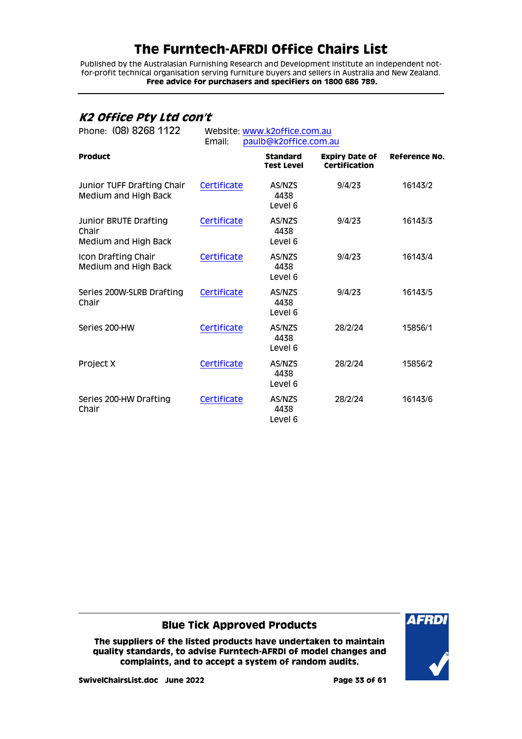# The Furntech-AFRDI Office Chairs List

Published by the Australasian Furnishing Research and Development Institute an independent not-for-profit technical organisation serving furniture buyers and sellers in Australia and New Zealand.
**Free advice for purchasers and specifiers on 1800 686 789.**

## *K2 Office Pty Ltd con't*

Phone: (08) 8268 1122 Website: www.k2office.com.au
Email: paulb@k2office.com.au

| Product | | Standard Test Level | Expiry Date of Certification | Reference No. |
|---|---|---|---|---|
| Junior TUFF Drafting Chair Medium and High Back | Certificate | AS/NZS 4438 Level 6 | 9/4/23 | 16143/2 |
| Junior BRUTE Drafting Chair Medium and High Back | Certificate | AS/NZS 4438 Level 6 | 9/4/23 | 16143/3 |
| Icon Drafting Chair Medium and High Back | Certificate | AS/NZS 4438 Level 6 | 9/4/23 | 16143/4 |
| Series 200W-SLRB Drafting Chair | Certificate | AS/NZS 4438 Level 6 | 9/4/23 | 16143/5 |
| Series 200-HW | Certificate | AS/NZS 4438 Level 6 | 28/2/24 | 15856/1 |
| Project X | Certificate | AS/NZS 4438 Level 6 | 28/2/24 | 15856/2 |
| Series 200-HW Drafting Chair | Certificate | AS/NZS 4438 Level 6 | 28/2/24 | 16143/6 |

**Blue Tick Approved Products**

**The suppliers of the listed products have undertaken to maintain quality standards, to advise Furntech-AFRDI of model changes and complaints, and to accept a system of random audits.**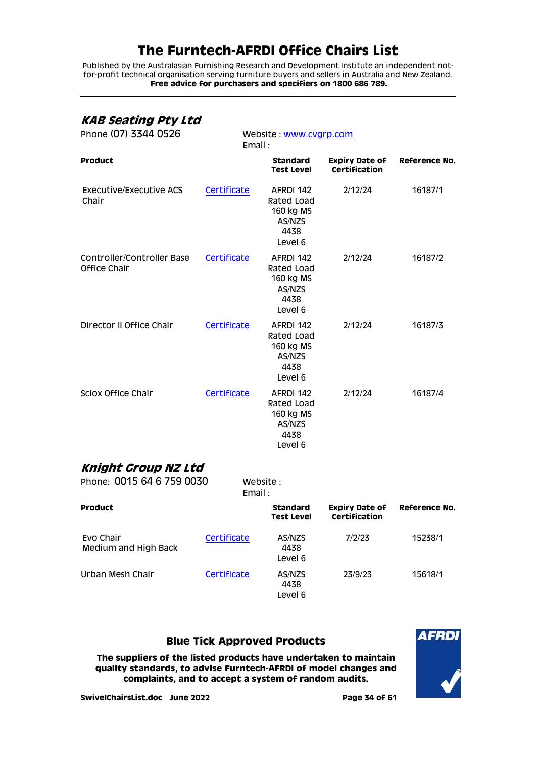# The Furntech-AFRDI Office Chairs List

Published by the Australasian Furnishing Research and Development Institute an independent not-for-profit technical organisation serving furniture buyers and sellers in Australia and New Zealand.
**Free advice for purchasers and specifiers on 1800 686 789.**

## *KAB Seating Pty Ltd*

Phone (07) 3344 0526

Website : www.cvgrp.com
Email :

| Product | | Standard Test Level | Expiry Date of Certification | Reference No. |
|---|---|---|---|---|
| Executive/Executive ACS Chair | Certificate | AFRDI 142 Rated Load 160 kg MS AS/NZS 4438 Level 6 | 2/12/24 | 16187/1 |
| Controller/Controller Base Office Chair | Certificate | AFRDI 142 Rated Load 160 kg MS AS/NZS 4438 Level 6 | 2/12/24 | 16187/2 |
| Director II Office Chair | Certificate | AFRDI 142 Rated Load 160 kg MS AS/NZS 4438 Level 6 | 2/12/24 | 16187/3 |
| Sciox Office Chair | Certificate | AFRDI 142 Rated Load 160 kg MS AS/NZS 4438 Level 6 | 2/12/24 | 16187/4 |

## *Knight Group NZ Ltd*

Phone: 0015 64 6 759 0030

Website :
Email :

| Product | | Standard Test Level | Expiry Date of Certification | Reference No. |
|---|---|---|---|---|
| Evo Chair Medium and High Back | Certificate | AS/NZS 4438 Level 6 | 7/2/23 | 15238/1 |
| Urban Mesh Chair | Certificate | AS/NZS 4438 Level 6 | 23/9/23 | 15618/1 |

**Blue Tick Approved Products**

**The suppliers of the listed products have undertaken to maintain quality standards, to advise Furntech-AFRDI of model changes and complaints, and to accept a system of random audits.**

**SwivelChairsList.doc June 2022**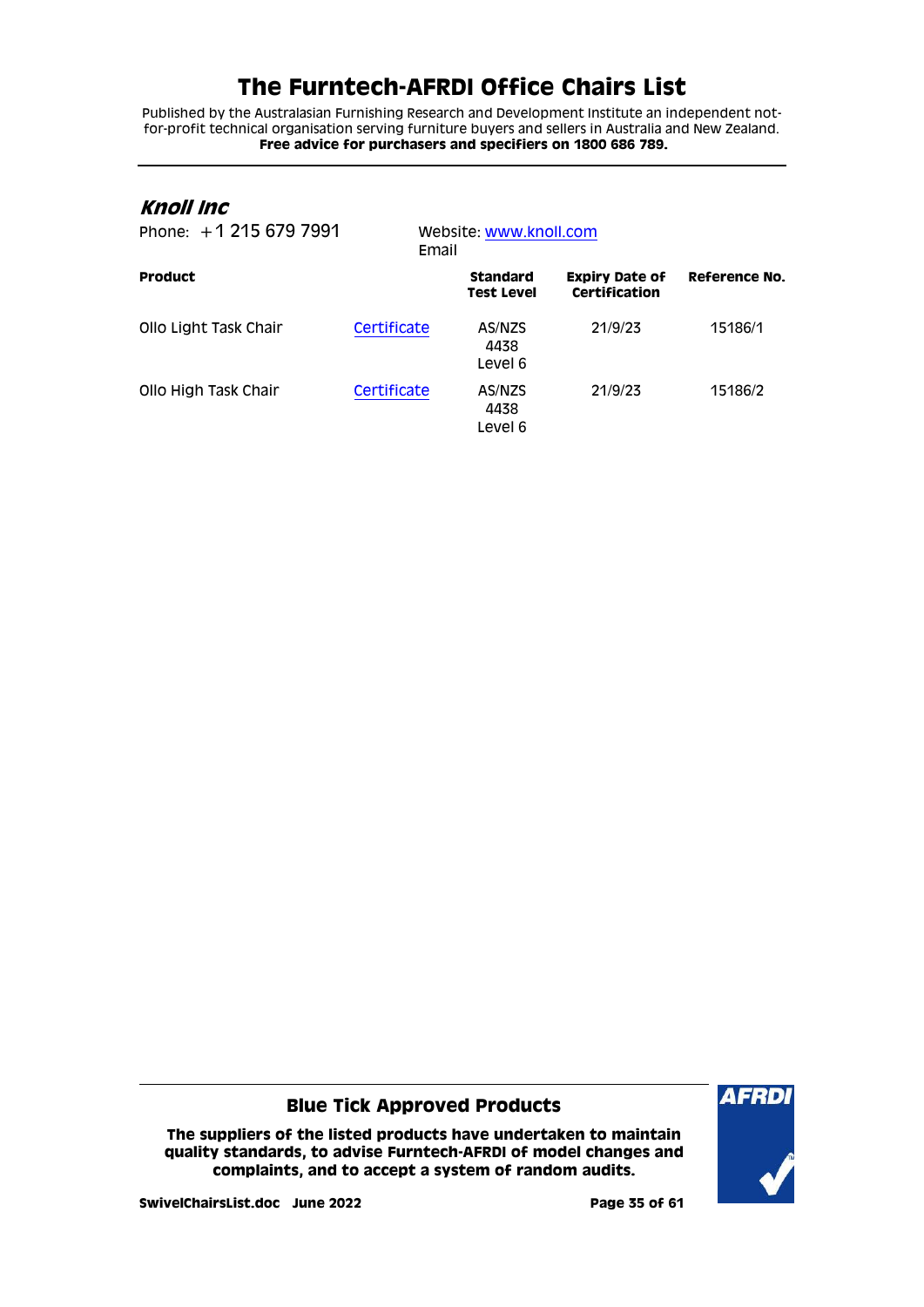# The Furntech-AFRDI Office Chairs List

Published by the Australasian Furnishing Research and Development Institute an independent not-for-profit technical organisation serving furniture buyers and sellers in Australia and New Zealand.
**Free advice for purchasers and specifiers on 1800 686 789.**

## *Knoll Inc*

Phone: +1 215 679 7991

Website: www.knoll.com
Email

| Product | | Standard Test Level | Expiry Date of Certification | Reference No. |
|---|---|---|---|---|
| Ollo Light Task Chair | Certificate | AS/NZS 4438 Level 6 | 21/9/23 | 15186/1 |
| Ollo High Task Chair | Certificate | AS/NZS 4438 Level 6 | 21/9/23 | 15186/2 |

### Blue Tick Approved Products

**The suppliers of the listed products have undertaken to maintain quality standards, to advise Furntech-AFRDI of model changes and complaints, and to accept a system of random audits.**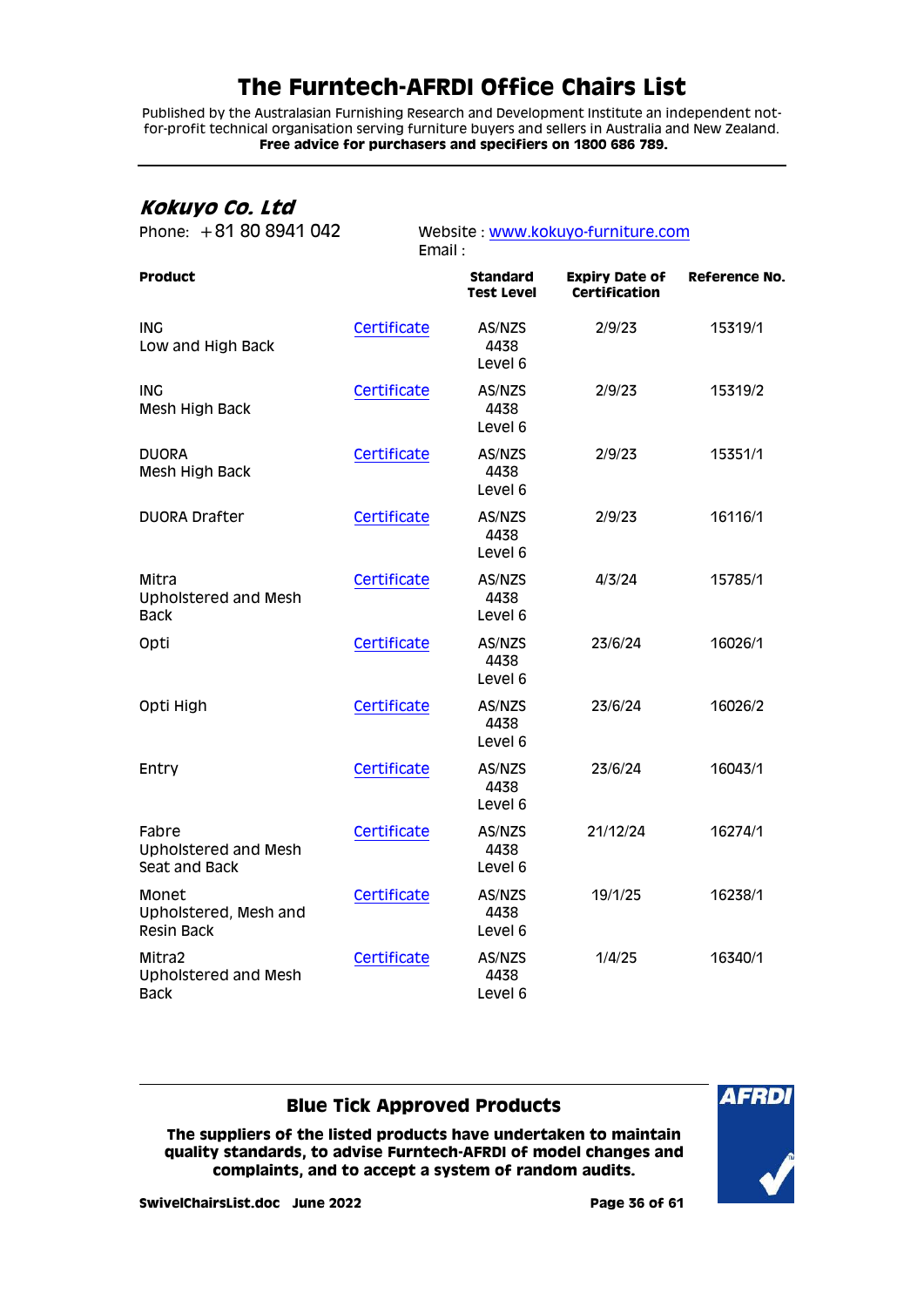# The Furntech-AFRDI Office Chairs List

Published by the Australasian Furnishing Research and Development Institute an independent not-for-profit technical organisation serving furniture buyers and sellers in Australia and New Zealand.
**Free advice for purchasers and specifiers on 1800 686 789.**

## *Kokuyo Co. Ltd*

Phone: +81 80 8941 042

Website : www.kokuyo-furniture.com
Email :

| Product | | Standard Test Level | Expiry Date of Certification | Reference No. |
|---|---|---|---|---|
| ING Low and High Back | Certificate | AS/NZS 4438 Level 6 | 2/9/23 | 15319/1 |
| ING Mesh High Back | Certificate | AS/NZS 4438 Level 6 | 2/9/23 | 15319/2 |
| DUORA Mesh High Back | Certificate | AS/NZS 4438 Level 6 | 2/9/23 | 15351/1 |
| DUORA Drafter | Certificate | AS/NZS 4438 Level 6 | 2/9/23 | 16116/1 |
| Mitra Upholstered and Mesh Back | Certificate | AS/NZS 4438 Level 6 | 4/3/24 | 15785/1 |
| Opti | Certificate | AS/NZS 4438 Level 6 | 23/6/24 | 16026/1 |
| Opti High | Certificate | AS/NZS 4438 Level 6 | 23/6/24 | 16026/2 |
| Entry | Certificate | AS/NZS 4438 Level 6 | 23/6/24 | 16043/1 |
| Fabre Upholstered and Mesh Seat and Back | Certificate | AS/NZS 4438 Level 6 | 21/12/24 | 16274/1 |
| Monet Upholstered, Mesh and Resin Back | Certificate | AS/NZS 4438 Level 6 | 19/1/25 | 16238/1 |
| Mitra2 Upholstered and Mesh Back | Certificate | AS/NZS 4438 Level 6 | 1/4/25 | 16340/1 |

**Blue Tick Approved Products**

**The suppliers of the listed products have undertaken to maintain quality standards, to advise Furntech-AFRDI of model changes and complaints, and to accept a system of random audits.**

**SwivelChairsList.doc June 2022**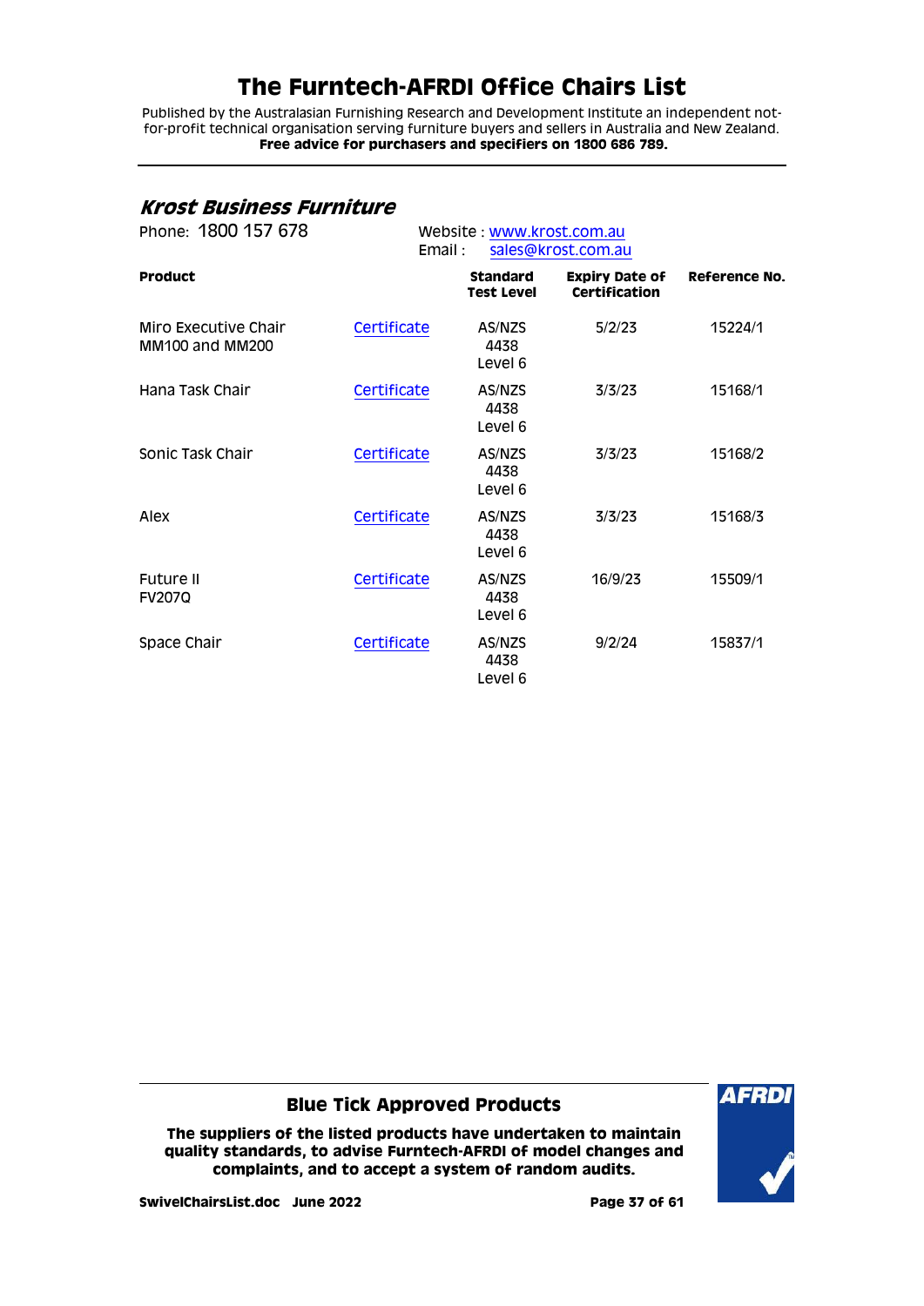# The Furntech-AFRDI Office Chairs List

Published by the Australasian Furnishing Research and Development Institute an independent not-for-profit technical organisation serving furniture buyers and sellers in Australia and New Zealand.
**Free advice for purchasers and specifiers on 1800 686 789.**

## *Krost Business Furniture*

Phone: 1800 157 678

Website : www.krost.com.au
Email : sales@krost.com.au

| Product | | Standard Test Level | Expiry Date of Certification | Reference No. |
|---|---|---|---|---|
| Miro Executive Chair MM100 and MM200 | Certificate | AS/NZS 4438 Level 6 | 5/2/23 | 15224/1 |
| Hana Task Chair | Certificate | AS/NZS 4438 Level 6 | 3/3/23 | 15168/1 |
| Sonic Task Chair | Certificate | AS/NZS 4438 Level 6 | 3/3/23 | 15168/2 |
| Alex | Certificate | AS/NZS 4438 Level 6 | 3/3/23 | 15168/3 |
| Future II FV207Q | Certificate | AS/NZS 4438 Level 6 | 16/9/23 | 15509/1 |
| Space Chair | Certificate | AS/NZS 4438 Level 6 | 9/2/24 | 15837/1 |

**Blue Tick Approved Products**

**The suppliers of the listed products have undertaken to maintain quality standards, to advise Furntech-AFRDI of model changes and complaints, and to accept a system of random audits.**

**SwivelChairsList.doc June 2022**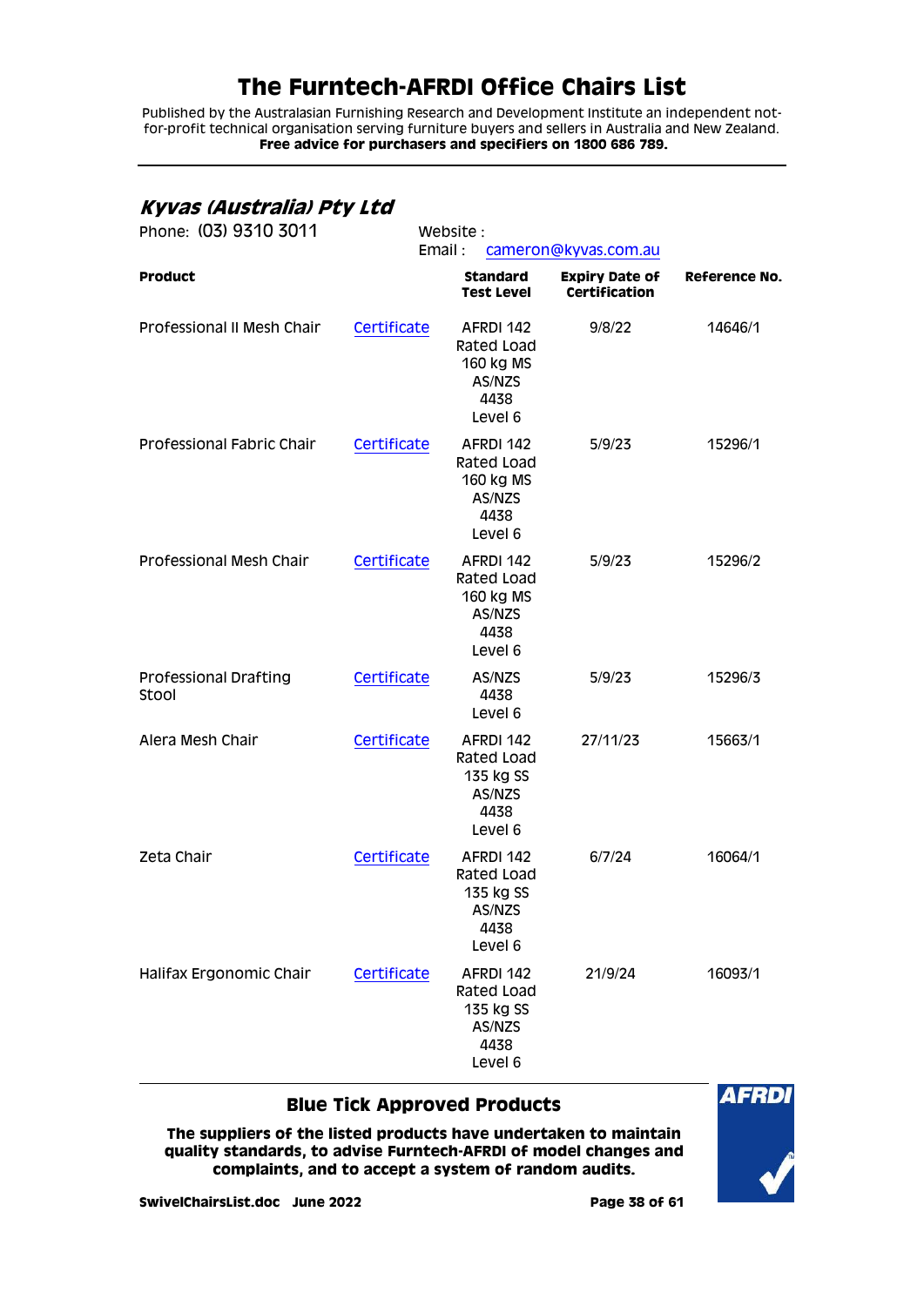# The Furntech-AFRDI Office Chairs List

Published by the Australasian Furnishing Research and Development Institute an independent not-for-profit technical organisation serving furniture buyers and sellers in Australia and New Zealand.
**Free advice for purchasers and specifiers on 1800 686 789.**

## *Kyvas (Australia) Pty Ltd*

Phone: (03) 9310 3011

Website :
Email : cameron@kyvas.com.au

| Product | | Standard Test Level | Expiry Date of Certification | Reference No. |
|---|---|---|---|---|
| Professional II Mesh Chair | Certificate | AFRDI 142 Rated Load 160 kg MS AS/NZS 4438 Level 6 | 9/8/22 | 14646/1 |
| Professional Fabric Chair | Certificate | AFRDI 142 Rated Load 160 kg MS AS/NZS 4438 Level 6 | 5/9/23 | 15296/1 |
| Professional Mesh Chair | Certificate | AFRDI 142 Rated Load 160 kg MS AS/NZS 4438 Level 6 | 5/9/23 | 15296/2 |
| Professional Drafting Stool | Certificate | AS/NZS 4438 Level 6 | 5/9/23 | 15296/3 |
| Alera Mesh Chair | Certificate | AFRDI 142 Rated Load 135 kg SS AS/NZS 4438 Level 6 | 27/11/23 | 15663/1 |
| Zeta Chair | Certificate | AFRDI 142 Rated Load 135 kg SS AS/NZS 4438 Level 6 | 6/7/24 | 16064/1 |
| Halifax Ergonomic Chair | Certificate | AFRDI 142 Rated Load 135 kg SS AS/NZS 4438 Level 6 | 21/9/24 | 16093/1 |

**Blue Tick Approved Products**

**The suppliers of the listed products have undertaken to maintain quality standards, to advise Furntech-AFRDI of model changes and complaints, and to accept a system of random audits.**

**SwivelChairsList.doc June 2022**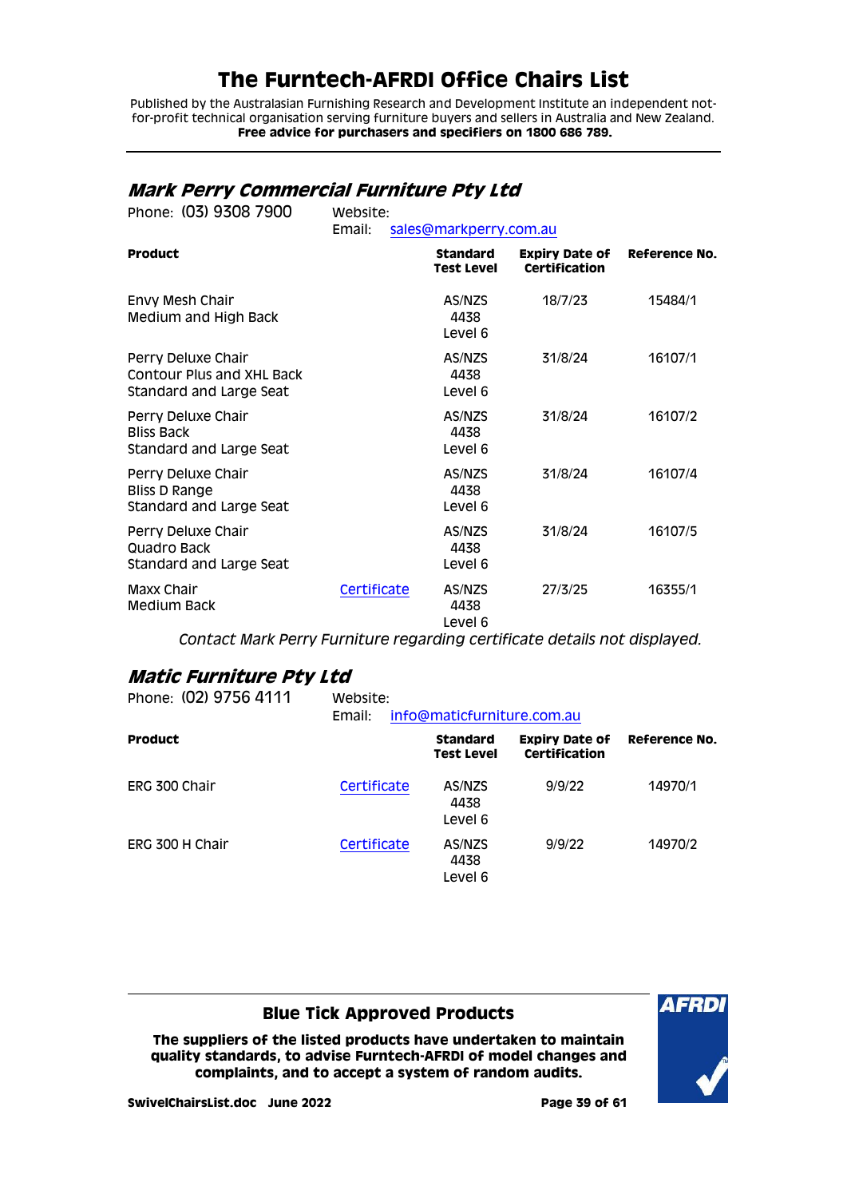# The Furntech-AFRDI Office Chairs List

Published by the Australasian Furnishing Research and Development Institute an independent not-for-profit technical organisation serving furniture buyers and sellers in Australia and New Zealand.
**Free advice for purchasers and specifiers on 1800 686 789.**

## *Mark Perry Commercial Furniture Pty Ltd*

Phone: (03) 9308 7900 Website:
Email: sales@markperry.com.au

| Product | | Standard Test Level | Expiry Date of Certification | Reference No. |
|---|---|---|---|---|
| Envy Mesh Chair Medium and High Back | | AS/NZS 4438 Level 6 | 18/7/23 | 15484/1 |
| Perry Deluxe Chair Contour Plus and XHL Back Standard and Large Seat | | AS/NZS 4438 Level 6 | 31/8/24 | 16107/1 |
| Perry Deluxe Chair Bliss Back Standard and Large Seat | | AS/NZS 4438 Level 6 | 31/8/24 | 16107/2 |
| Perry Deluxe Chair Bliss D Range Standard and Large Seat | | AS/NZS 4438 Level 6 | 31/8/24 | 16107/4 |
| Perry Deluxe Chair Quadro Back Standard and Large Seat | | AS/NZS 4438 Level 6 | 31/8/24 | 16107/5 |
| Maxx Chair Medium Back | Certificate | AS/NZS 4438 Level 6 | 27/3/25 | 16355/1 |

*Contact Mark Perry Furniture regarding certificate details not displayed.*

## *Matic Furniture Pty Ltd*

Phone: (02) 9756 4111 Website:
Email: info@maticfurniture.com.au

| Product | | Standard Test Level | Expiry Date of Certification | Reference No. |
|---|---|---|---|---|
| ERG 300 Chair | Certificate | AS/NZS 4438 Level 6 | 9/9/22 | 14970/1 |
| ERG 300 H Chair | Certificate | AS/NZS 4438 Level 6 | 9/9/22 | 14970/2 |

**Blue Tick Approved Products**

**The suppliers of the listed products have undertaken to maintain quality standards, to advise Furntech-AFRDI of model changes and complaints, and to accept a system of random audits.**

**SwivelChairsList.doc June 2022**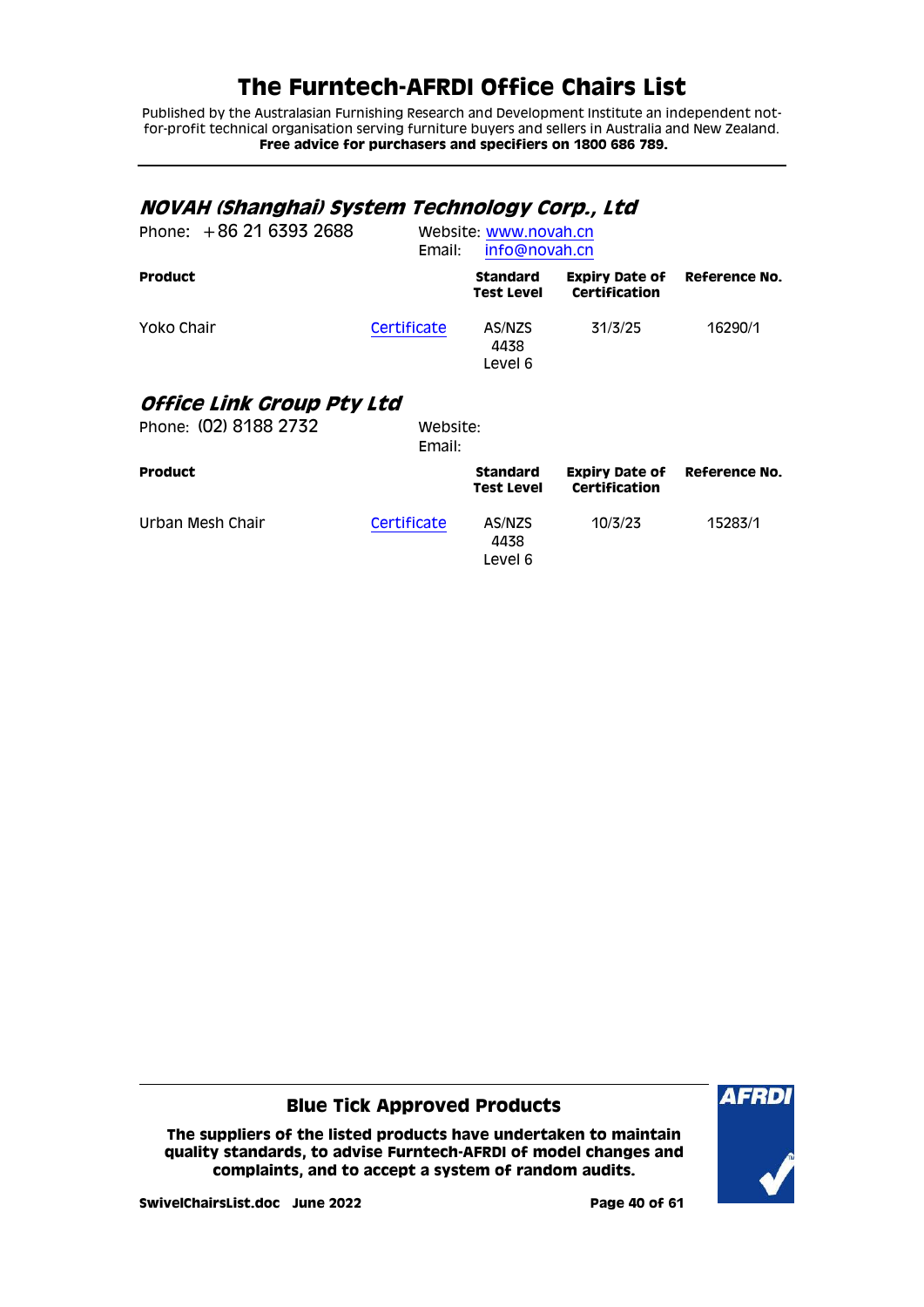# The Furntech-AFRDI Office Chairs List

Published by the Australasian Furnishing Research and Development Institute an independent not-for-profit technical organisation serving furniture buyers and sellers in Australia and New Zealand.
**Free advice for purchasers and specifiers on 1800 686 789.**

## *NOVAH (Shanghai) System Technology Corp., Ltd*

Phone: +86 21 6393 2688 Website: www.novah.cn
Email: info@novah.cn

| Product | | Standard Test Level | Expiry Date of Certification | Reference No. |
|---|---|---|---|---|
| Yoko Chair | Certificate | AS/NZS 4438 Level 6 | 31/3/25 | 16290/1 |

## *Office Link Group Pty Ltd*

Phone: (02) 8188 2732 Website:
Email:

| Product | | Standard Test Level | Expiry Date of Certification | Reference No. |
|---|---|---|---|---|
| Urban Mesh Chair | Certificate | AS/NZS 4438 Level 6 | 10/3/23 | 15283/1 |

**Blue Tick Approved Products**

**The suppliers of the listed products have undertaken to maintain quality standards, to advise Furntech-AFRDI of model changes and complaints, and to accept a system of random audits.**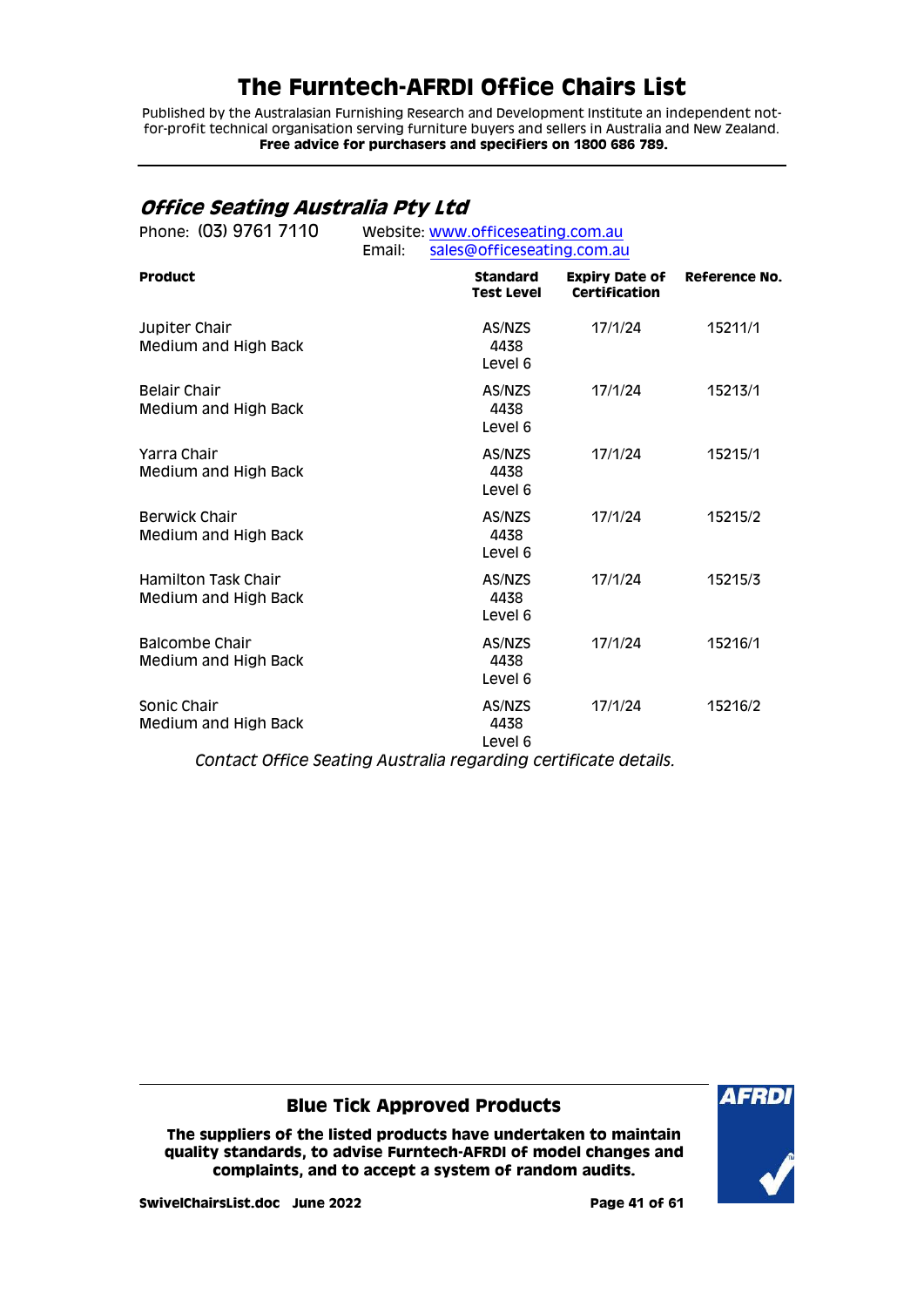# The Furntech-AFRDI Office Chairs List

Published by the Australasian Furnishing Research and Development Institute an independent not-for-profit technical organisation serving furniture buyers and sellers in Australia and New Zealand.
**Free advice for purchasers and specifiers on 1800 686 789.**

## *Office Seating Australia Pty Ltd*

Phone: (03) 9761 7110    Website: [www.officeseating.com.au](http://www.officeseating.com.au)
Email: [sales@officeseating.com.au](mailto:sales@officeseating.com.au)

| Product | Standard Test Level | Expiry Date of Certification | Reference No. |
|---|---|---|---|
| Jupiter Chair<br>Medium and High Back | AS/NZS 4438 Level 6 | 17/1/24 | 15211/1 |
| Belair Chair<br>Medium and High Back | AS/NZS 4438 Level 6 | 17/1/24 | 15213/1 |
| Yarra Chair<br>Medium and High Back | AS/NZS 4438 Level 6 | 17/1/24 | 15215/1 |
| Berwick Chair<br>Medium and High Back | AS/NZS 4438 Level 6 | 17/1/24 | 15215/2 |
| Hamilton Task Chair<br>Medium and High Back | AS/NZS 4438 Level 6 | 17/1/24 | 15215/3 |
| Balcombe Chair<br>Medium and High Back | AS/NZS 4438 Level 6 | 17/1/24 | 15216/1 |
| Sonic Chair<br>Medium and High Back | AS/NZS 4438 Level 6 | 17/1/24 | 15216/2 |

*Contact Office Seating Australia regarding certificate details.*

**Blue Tick Approved Products**

**The suppliers of the listed products have undertaken to maintain quality standards, to advise Furntech-AFRDI of model changes and complaints, and to accept a system of random audits.**

**SwivelChairsList.doc June 2022**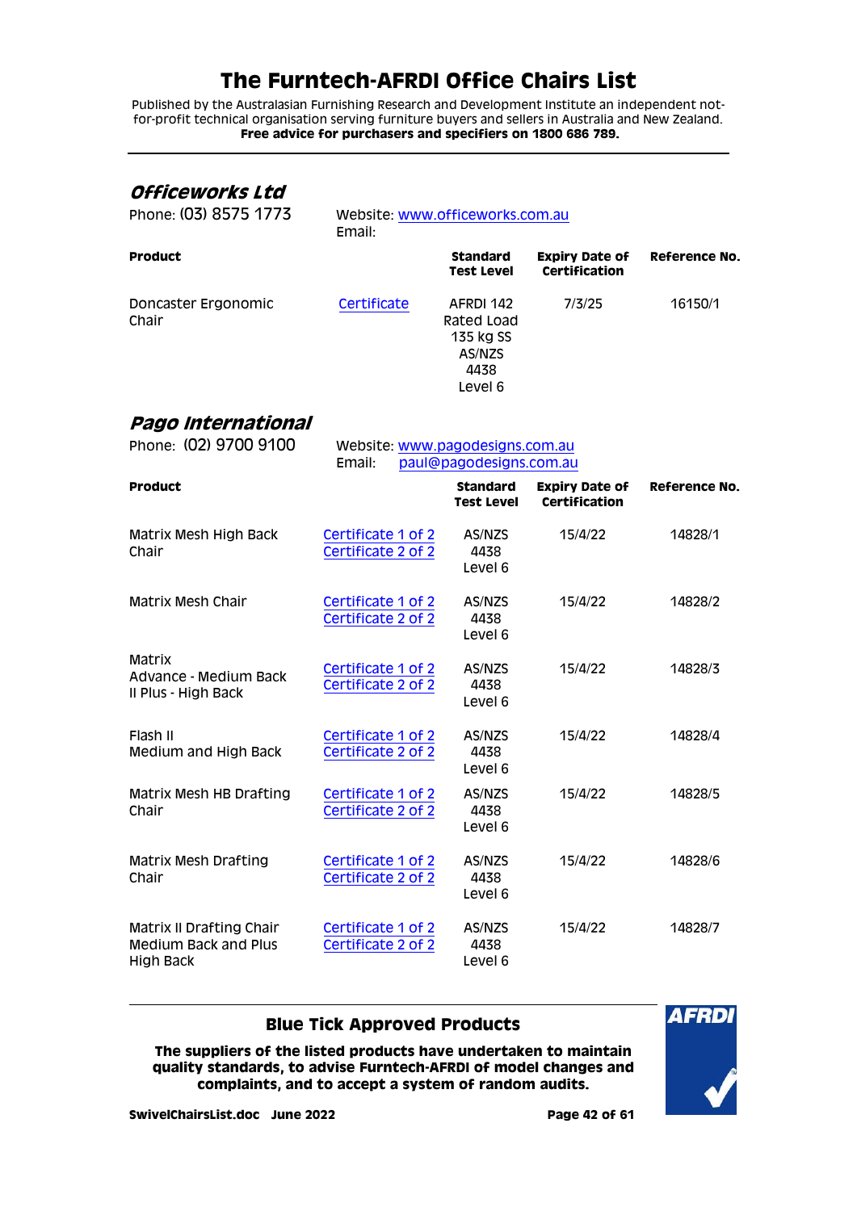# The Furntech-AFRDI Office Chairs List

Published by the Australasian Furnishing Research and Development Institute an independent not-for-profit technical organisation serving furniture buyers and sellers in Australia and New Zealand.
**Free advice for purchasers and specifiers on 1800 686 789.**

## *Officeworks Ltd*

Phone: (03) 8575 1773

Website: www.officeworks.com.au
Email:

| Product | | Standard Test Level | Expiry Date of Certification | Reference No. |
|---|---|---|---|---|
| Doncaster Ergonomic Chair | Certificate | AFRDI 142 Rated Load 135 kg SS AS/NZS 4438 Level 6 | 7/3/25 | 16150/1 |

## *Pago International*

Phone: (02) 9700 9100

Website: www.pagodesigns.com.au
Email: paul@pagodesigns.com.au

| Product | | Standard Test Level | Expiry Date of Certification | Reference No. |
|---|---|---|---|---|
| Matrix Mesh High Back Chair | Certificate 1 of 2<br>Certificate 2 of 2 | AS/NZS 4438 Level 6 | 15/4/22 | 14828/1 |
| Matrix Mesh Chair | Certificate 1 of 2<br>Certificate 2 of 2 | AS/NZS 4438 Level 6 | 15/4/22 | 14828/2 |
| Matrix Advance - Medium Back II Plus - High Back | Certificate 1 of 2<br>Certificate 2 of 2 | AS/NZS 4438 Level 6 | 15/4/22 | 14828/3 |
| Flash II Medium and High Back | Certificate 1 of 2<br>Certificate 2 of 2 | AS/NZS 4438 Level 6 | 15/4/22 | 14828/4 |
| Matrix Mesh HB Drafting Chair | Certificate 1 of 2<br>Certificate 2 of 2 | AS/NZS 4438 Level 6 | 15/4/22 | 14828/5 |
| Matrix Mesh Drafting Chair | Certificate 1 of 2<br>Certificate 2 of 2 | AS/NZS 4438 Level 6 | 15/4/22 | 14828/6 |
| Matrix II Drafting Chair Medium Back and Plus High Back | Certificate 1 of 2<br>Certificate 2 of 2 | AS/NZS 4438 Level 6 | 15/4/22 | 14828/7 |

**Blue Tick Approved Products**

**The suppliers of the listed products have undertaken to maintain quality standards, to advise Furntech-AFRDI of model changes and complaints, and to accept a system of random audits.**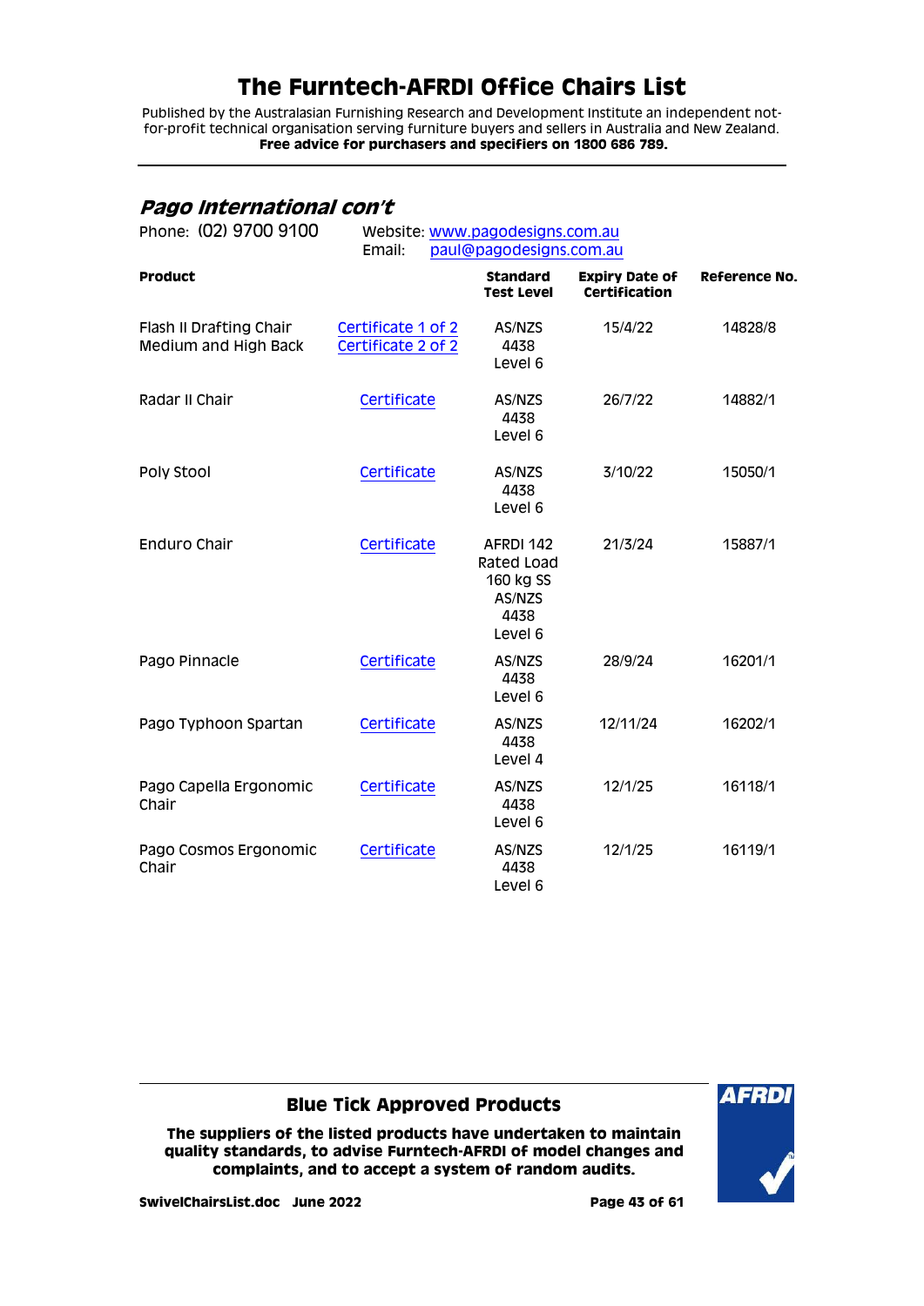## *Pago International con't*

Phone: (02) 9700 9100 Website: www.pagodesigns.com.au
Email: paul@pagodesigns.com.au

| Product | | Standard Test Level | Expiry Date of Certification | Reference No. |
|---|---|---|---|---|
| Flash II Drafting Chair Medium and High Back | Certificate 1 of 2 Certificate 2 of 2 | AS/NZS 4438 Level 6 | 15/4/22 | 14828/8 |
| Radar II Chair | Certificate | AS/NZS 4438 Level 6 | 26/7/22 | 14882/1 |
| Poly Stool | Certificate | AS/NZS 4438 Level 6 | 3/10/22 | 15050/1 |
| Enduro Chair | Certificate | AFRDI 142 Rated Load 160 kg SS AS/NZS 4438 Level 6 | 21/3/24 | 15887/1 |
| Pago Pinnacle | Certificate | AS/NZS 4438 Level 6 | 28/9/24 | 16201/1 |
| Pago Typhoon Spartan | Certificate | AS/NZS 4438 Level 4 | 12/11/24 | 16202/1 |
| Pago Capella Ergonomic Chair | Certificate | AS/NZS 4438 Level 6 | 12/1/25 | 16118/1 |
| Pago Cosmos Ergonomic Chair | Certificate | AS/NZS 4438 Level 6 | 12/1/25 | 16119/1 |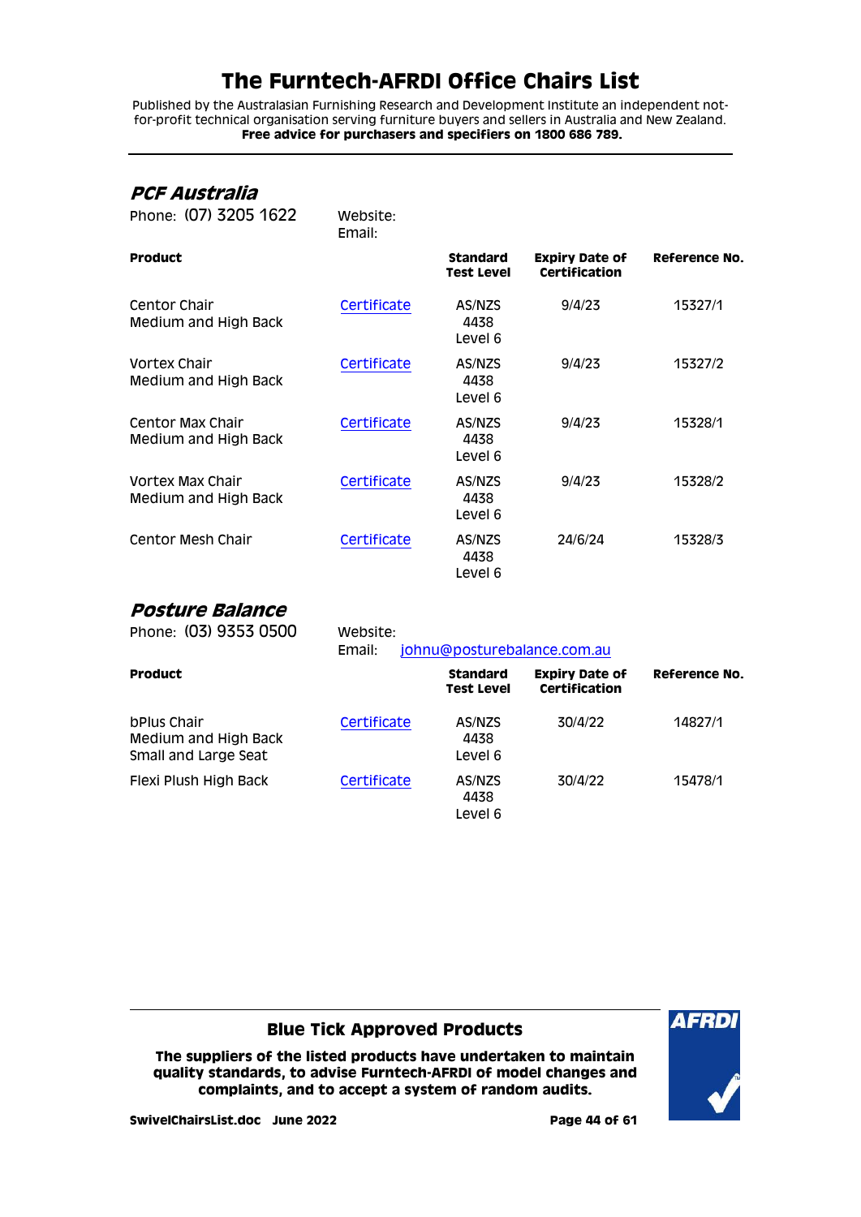# The Furntech-AFRDI Office Chairs List

Published by the Australasian Furnishing Research and Development Institute an independent not-for-profit technical organisation serving furniture buyers and sellers in Australia and New Zealand.
**Free advice for purchasers and specifiers on 1800 686 789.**

## *PCF Australia*

Phone: (07) 3205 1622

Website:
Email:

| Product | | Standard Test Level | Expiry Date of Certification | Reference No. |
|---|---|---|---|---|
| Centor Chair Medium and High Back | Certificate | AS/NZS 4438 Level 6 | 9/4/23 | 15327/1 |
| Vortex Chair Medium and High Back | Certificate | AS/NZS 4438 Level 6 | 9/4/23 | 15327/2 |
| Centor Max Chair Medium and High Back | Certificate | AS/NZS 4438 Level 6 | 9/4/23 | 15328/1 |
| Vortex Max Chair Medium and High Back | Certificate | AS/NZS 4438 Level 6 | 9/4/23 | 15328/2 |
| Centor Mesh Chair | Certificate | AS/NZS 4438 Level 6 | 24/6/24 | 15328/3 |

## *Posture Balance*

Phone: (03) 9353 0500

Website:
Email: johnu@posturebalance.com.au

| Product | | Standard Test Level | Expiry Date of Certification | Reference No. |
|---|---|---|---|---|
| bPlus Chair Medium and High Back Small and Large Seat | Certificate | AS/NZS 4438 Level 6 | 30/4/22 | 14827/1 |
| Flexi Plush High Back | Certificate | AS/NZS 4438 Level 6 | 30/4/22 | 15478/1 |

**Blue Tick Approved Products**

**The suppliers of the listed products have undertaken to maintain quality standards, to advise Furntech-AFRDI of model changes and complaints, and to accept a system of random audits.**

**SwivelChairsList.doc June 2022**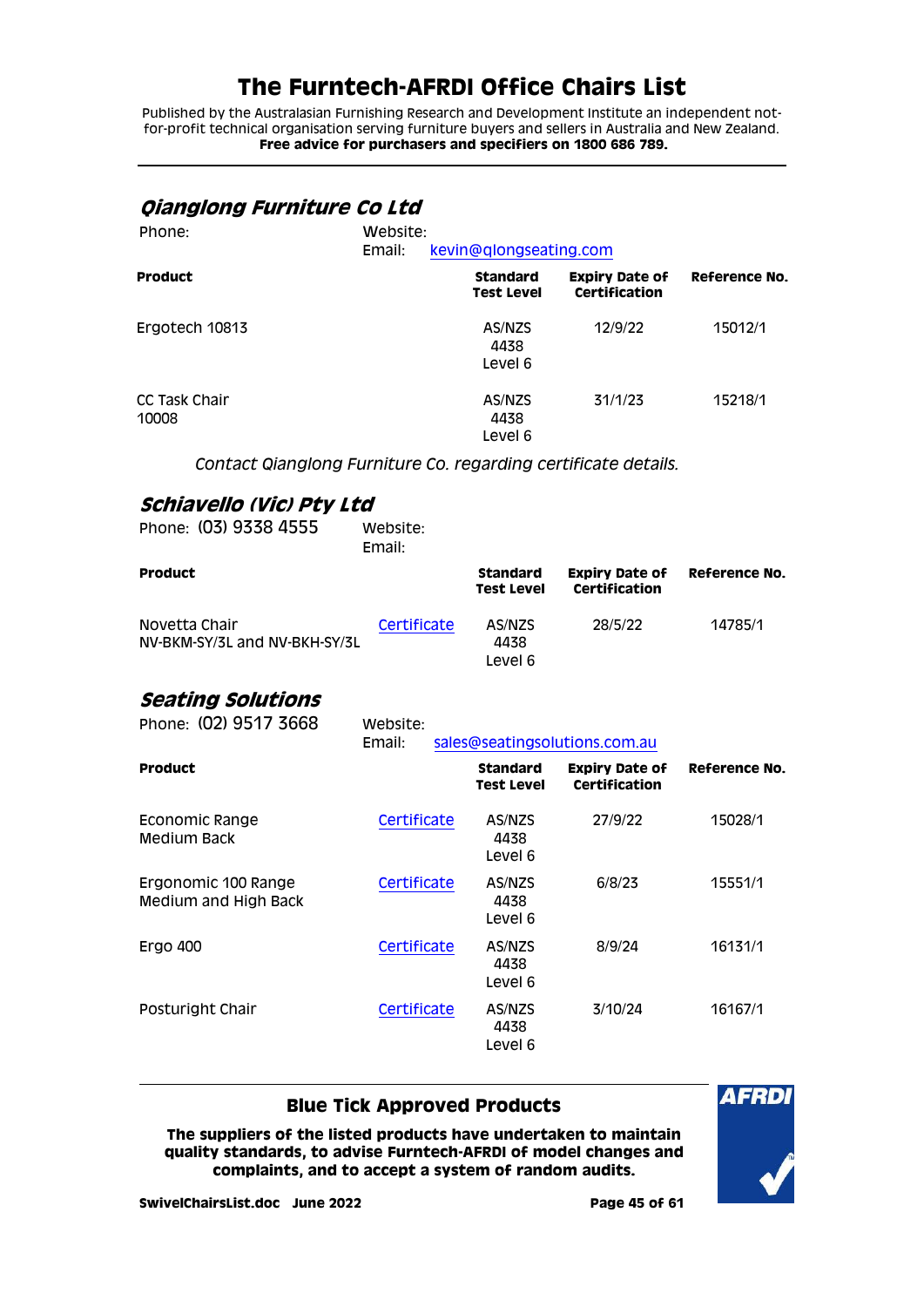# The Furntech-AFRDI Office Chairs List

Published by the Australasian Furnishing Research and Development Institute an independent not-for-profit technical organisation serving furniture buyers and sellers in Australia and New Zealand.
**Free advice for purchasers and specifiers on 1800 686 789.**

## *Qianglong Furniture Co Ltd*

Phone: Website:
Email: kevin@qlongseating.com

| Product | | Standard Test Level | Expiry Date of Certification | Reference No. |
|---|---|---|---|---|
| Ergotech 10813 | | AS/NZS 4438 Level 6 | 12/9/22 | 15012/1 |
| CC Task Chair 10008 | | AS/NZS 4438 Level 6 | 31/1/23 | 15218/1 |

*Contact Qianglong Furniture Co. regarding certificate details.*

## *Schiavello (Vic) Pty Ltd*

Phone: (03) 9338 4555 Website:
Email:

| Product | | Standard Test Level | Expiry Date of Certification | Reference No. |
|---|---|---|---|---|
| Novetta Chair NV-BKM-SY/3L and NV-BKH-SY/3L | Certificate | AS/NZS 4438 Level 6 | 28/5/22 | 14785/1 |

## *Seating Solutions*

Phone: (02) 9517 3668 Website:
Email: sales@seatingsolutions.com.au

| Product | | Standard Test Level | Expiry Date of Certification | Reference No. |
|---|---|---|---|---|
| Economic Range Medium Back | Certificate | AS/NZS 4438 Level 6 | 27/9/22 | 15028/1 |
| Ergonomic 100 Range Medium and High Back | Certificate | AS/NZS 4438 Level 6 | 6/8/23 | 15551/1 |
| Ergo 400 | Certificate | AS/NZS 4438 Level 6 | 8/9/24 | 16131/1 |
| Posturight Chair | Certificate | AS/NZS 4438 Level 6 | 3/10/24 | 16167/1 |

**Blue Tick Approved Products**

**The suppliers of the listed products have undertaken to maintain quality standards, to advise Furntech-AFRDI of model changes and complaints, and to accept a system of random audits.**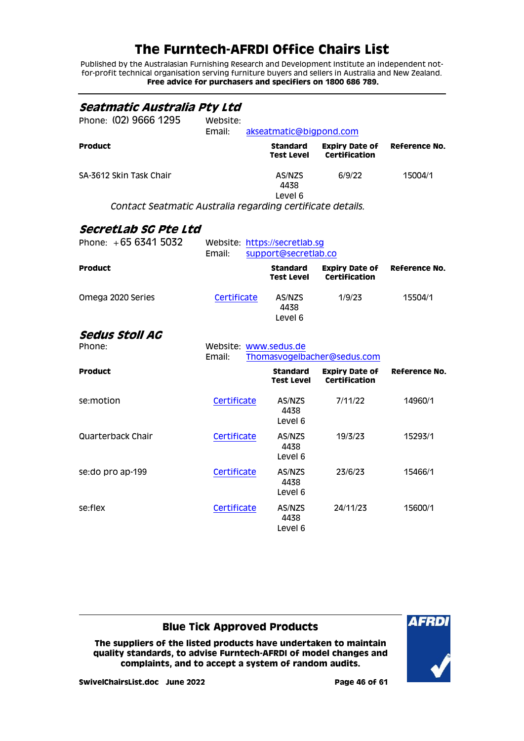# The Furntech-AFRDI Office Chairs List

Published by the Australasian Furnishing Research and Development Institute an independent not-for-profit technical organisation serving furniture buyers and sellers in Australia and New Zealand.
**Free advice for purchasers and specifiers on 1800 686 789.**

## *Seatmatic Australia Pty Ltd*

Phone: (02) 9666 1295
Website:
Email: akseatmatic@bigpond.com

| Product | | Standard Test Level | Expiry Date of Certification | Reference No. |
|---|---|---|---|---|
| SA-3612 Skin Task Chair | | AS/NZS 4438 Level 6 | 6/9/22 | 15004/1 |

*Contact Seatmatic Australia regarding certificate details.*

## *SecretLab SG Pte Ltd*

Phone: +65 6341 5032
Website: https://secretlab.sg
Email: support@secretlab.co

| Product | | Standard Test Level | Expiry Date of Certification | Reference No. |
|---|---|---|---|---|
| Omega 2020 Series | Certificate | AS/NZS 4438 Level 6 | 1/9/23 | 15504/1 |

## *Sedus Stoll AG*

Phone:
Website: www.sedus.de
Email: Thomasvogelbacher@sedus.com

| Product | | Standard Test Level | Expiry Date of Certification | Reference No. |
|---|---|---|---|---|
| se:motion | Certificate | AS/NZS 4438 Level 6 | 7/11/22 | 14960/1 |
| Quarterback Chair | Certificate | AS/NZS 4438 Level 6 | 19/3/23 | 15293/1 |
| se:do pro ap-199 | Certificate | AS/NZS 4438 Level 6 | 23/6/23 | 15466/1 |
| se:flex | Certificate | AS/NZS 4438 Level 6 | 24/11/23 | 15600/1 |

**Blue Tick Approved Products**

**The suppliers of the listed products have undertaken to maintain quality standards, to advise Furntech-AFRDI of model changes and complaints, and to accept a system of random audits.**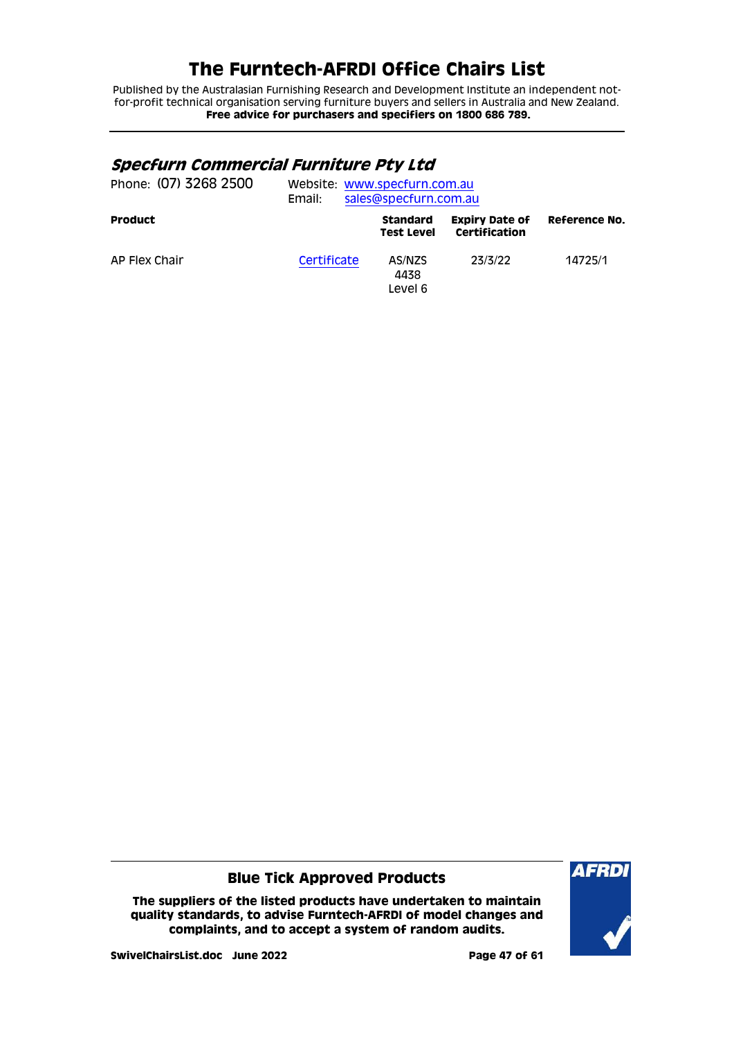# The Furntech-AFRDI Office Chairs List

Published by the Australasian Furnishing Research and Development Institute an independent not-for-profit technical organisation serving furniture buyers and sellers in Australia and New Zealand.
**Free advice for purchasers and specifiers on 1800 686 789.**

## *Specfurn Commercial Furniture Pty Ltd*

Phone: (07) 3268 2500  Website: www.specfurn.com.au
Email: sales@specfurn.com.au

| Product | | Standard Test Level | Expiry Date of Certification | Reference No. |
|---|---|---|---|---|
| AP Flex Chair | Certificate | AS/NZS 4438 Level 6 | 23/3/22 | 14725/1 |

**Blue Tick Approved Products**

**The suppliers of the listed products have undertaken to maintain quality standards, to advise Furntech-AFRDI of model changes and complaints, and to accept a system of random audits.**

**SwivelChairsList.doc June 2022**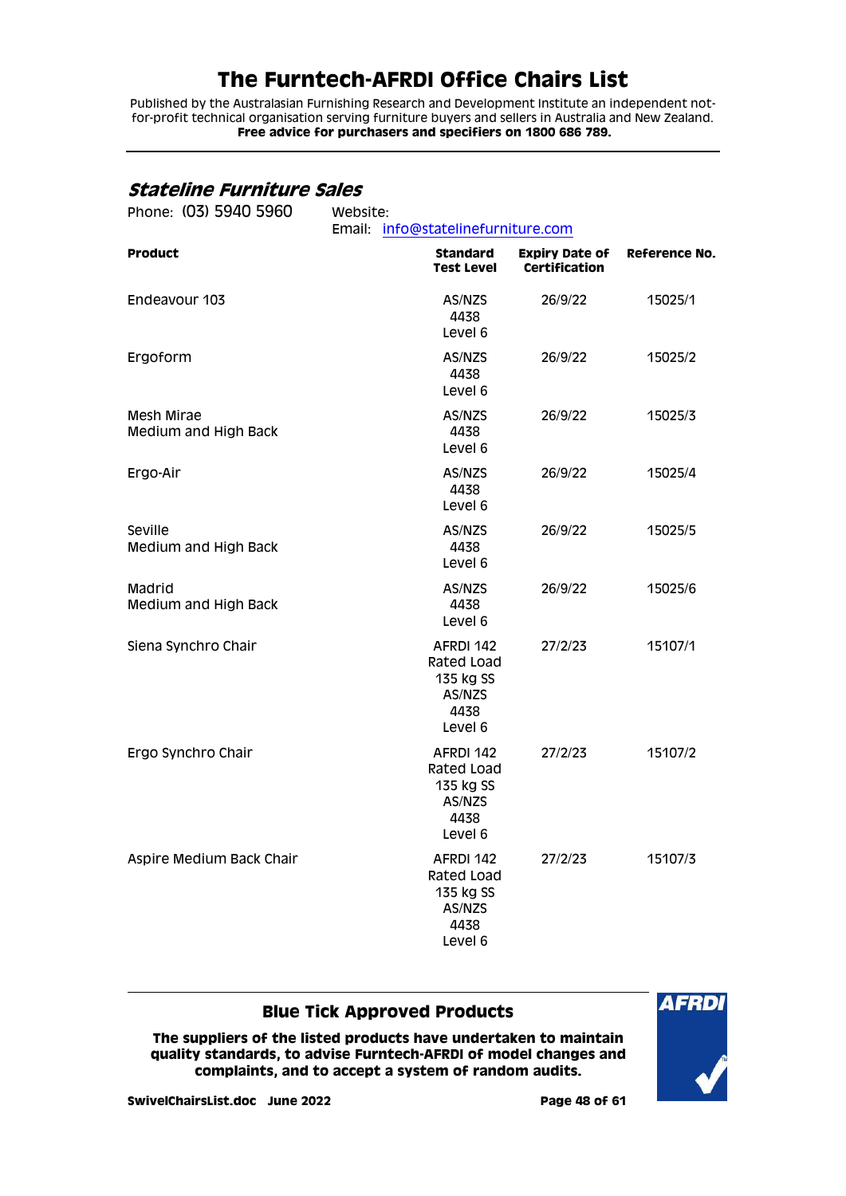# The Furntech-AFRDI Office Chairs List

Published by the Australasian Furnishing Research and Development Institute an independent not-for-profit technical organisation serving furniture buyers and sellers in Australia and New Zealand.
**Free advice for purchasers and specifiers on 1800 686 789.**

## *Stateline Furniture Sales*

Phone: (03) 5940 5960 Website:
Email: info@statelinefurniture.com

| **Product** | **Standard Test Level** | **Expiry Date of Certification** | **Reference No.** |
|---|---|---|---|
| Endeavour 103 | AS/NZS 4438 Level 6 | 26/9/22 | 15025/1 |
| Ergoform | AS/NZS 4438 Level 6 | 26/9/22 | 15025/2 |
| Mesh Mirae Medium and High Back | AS/NZS 4438 Level 6 | 26/9/22 | 15025/3 |
| Ergo-Air | AS/NZS 4438 Level 6 | 26/9/22 | 15025/4 |
| Seville Medium and High Back | AS/NZS 4438 Level 6 | 26/9/22 | 15025/5 |
| Madrid Medium and High Back | AS/NZS 4438 Level 6 | 26/9/22 | 15025/6 |
| Siena Synchro Chair | AFRDI 142 Rated Load 135 kg SS AS/NZS 4438 Level 6 | 27/2/23 | 15107/1 |
| Ergo Synchro Chair | AFRDI 142 Rated Load 135 kg SS AS/NZS 4438 Level 6 | 27/2/23 | 15107/2 |
| Aspire Medium Back Chair | AFRDI 142 Rated Load 135 kg SS AS/NZS 4438 Level 6 | 27/2/23 | 15107/3 |

**Blue Tick Approved Products**

**The suppliers of the listed products have undertaken to maintain quality standards, to advise Furntech-AFRDI of model changes and complaints, and to accept a system of random audits.**

**SwivelChairsList.doc June 2022**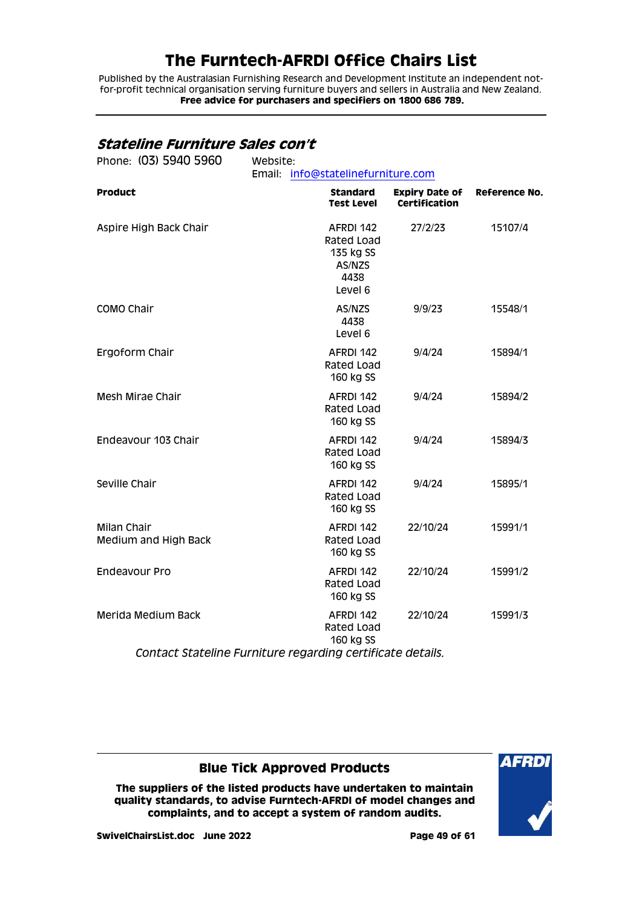## *Stateline Furniture Sales con't*

Phone: (03) 5940 5960 Website:
Email: info@statelinefurniture.com

| Product | Standard Test Level | Expiry Date of Certification | Reference No. |
|---|---|---|---|
| Aspire High Back Chair | AFRDI 142 Rated Load 135 kg SS AS/NZS 4438 Level 6 | 27/2/23 | 15107/4 |
| COMO Chair | AS/NZS 4438 Level 6 | 9/9/23 | 15548/1 |
| Ergoform Chair | AFRDI 142 Rated Load 160 kg SS | 9/4/24 | 15894/1 |
| Mesh Mirae Chair | AFRDI 142 Rated Load 160 kg SS | 9/4/24 | 15894/2 |
| Endeavour 103 Chair | AFRDI 142 Rated Load 160 kg SS | 9/4/24 | 15894/3 |
| Seville Chair | AFRDI 142 Rated Load 160 kg SS | 9/4/24 | 15895/1 |
| Milan Chair Medium and High Back | AFRDI 142 Rated Load 160 kg SS | 22/10/24 | 15991/1 |
| Endeavour Pro | AFRDI 142 Rated Load 160 kg SS | 22/10/24 | 15991/2 |
| Merida Medium Back | AFRDI 142 Rated Load 160 kg SS | 22/10/24 | 15991/3 |

*Contact Stateline Furniture regarding certificate details.*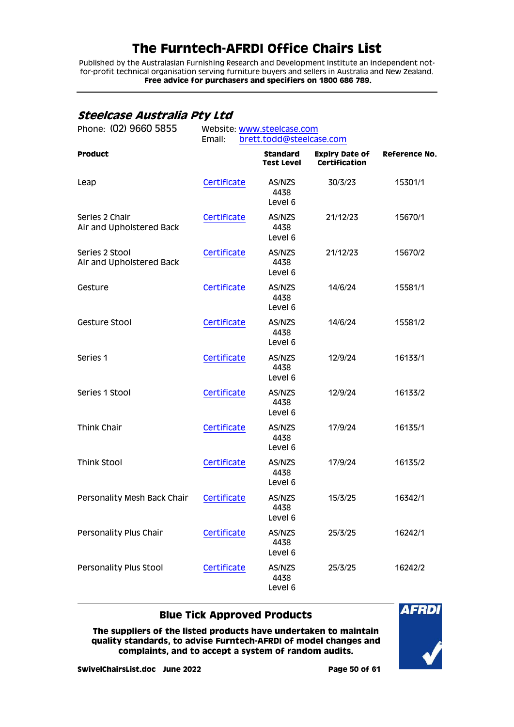# The Furntech-AFRDI Office Chairs List

Published by the Australasian Furnishing Research and Development Institute an independent not-for-profit technical organisation serving furniture buyers and sellers in Australia and New Zealand.
**Free advice for purchasers and specifiers on 1800 686 789.**

## *Steelcase Australia Pty Ltd*

Phone: (02) 9660 5855
Website: www.steelcase.com
Email: brett.todd@steelcase.com

| Product | | Standard Test Level | Expiry Date of Certification | Reference No. |
|---|---|---|---|---|
| Leap | Certificate | AS/NZS 4438 Level 6 | 30/3/23 | 15301/1 |
| Series 2 Chair Air and Upholstered Back | Certificate | AS/NZS 4438 Level 6 | 21/12/23 | 15670/1 |
| Series 2 Stool Air and Upholstered Back | Certificate | AS/NZS 4438 Level 6 | 21/12/23 | 15670/2 |
| Gesture | Certificate | AS/NZS 4438 Level 6 | 14/6/24 | 15581/1 |
| Gesture Stool | Certificate | AS/NZS 4438 Level 6 | 14/6/24 | 15581/2 |
| Series 1 | Certificate | AS/NZS 4438 Level 6 | 12/9/24 | 16133/1 |
| Series 1 Stool | Certificate | AS/NZS 4438 Level 6 | 12/9/24 | 16133/2 |
| Think Chair | Certificate | AS/NZS 4438 Level 6 | 17/9/24 | 16135/1 |
| Think Stool | Certificate | AS/NZS 4438 Level 6 | 17/9/24 | 16135/2 |
| Personality Mesh Back Chair | Certificate | AS/NZS 4438 Level 6 | 15/3/25 | 16342/1 |
| Personality Plus Chair | Certificate | AS/NZS 4438 Level 6 | 25/3/25 | 16242/1 |
| Personality Plus Stool | Certificate | AS/NZS 4438 Level 6 | 25/3/25 | 16242/2 |

**Blue Tick Approved Products**

**The suppliers of the listed products have undertaken to maintain quality standards, to advise Furntech-AFRDI of model changes and complaints, and to accept a system of random audits.**

**SwivelChairsList.doc June 2022**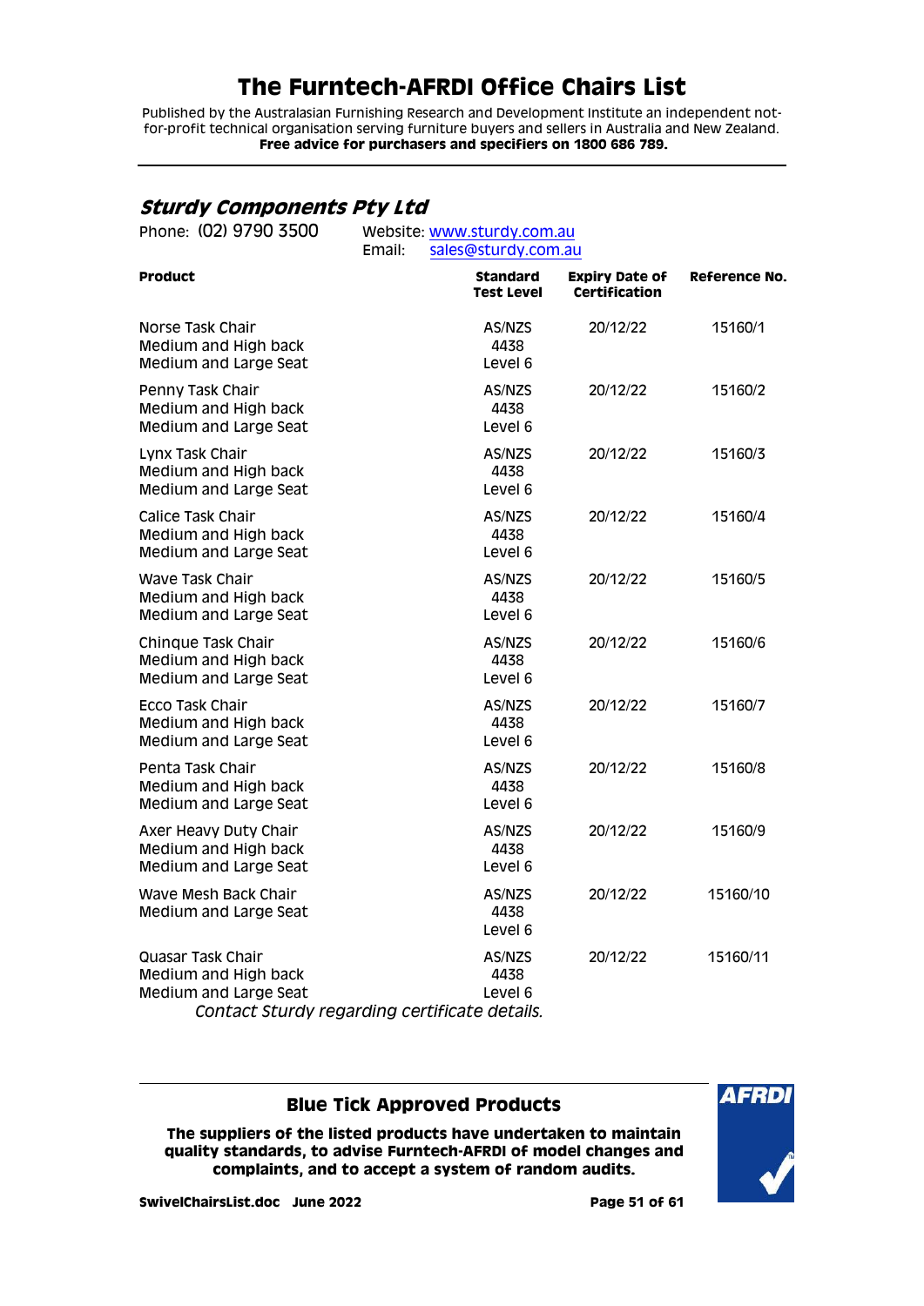# The Furntech-AFRDI Office Chairs List

Published by the Australasian Furnishing Research and Development Institute an independent not-for-profit technical organisation serving furniture buyers and sellers in Australia and New Zealand.
**Free advice for purchasers and specifiers on 1800 686 789.**

## *Sturdy Components Pty Ltd*

Phone: (02) 9790 3500 Website: www.sturdy.com.au
Email: sales@sturdy.com.au

| Product | Standard Test Level | Expiry Date of Certification | Reference No. |
|---|---|---|---|
| Norse Task Chair<br>Medium and High back<br>Medium and Large Seat | AS/NZS 4438 Level 6 | 20/12/22 | 15160/1 |
| Penny Task Chair<br>Medium and High back<br>Medium and Large Seat | AS/NZS 4438 Level 6 | 20/12/22 | 15160/2 |
| Lynx Task Chair<br>Medium and High back<br>Medium and Large Seat | AS/NZS 4438 Level 6 | 20/12/22 | 15160/3 |
| Calice Task Chair<br>Medium and High back<br>Medium and Large Seat | AS/NZS 4438 Level 6 | 20/12/22 | 15160/4 |
| Wave Task Chair<br>Medium and High back<br>Medium and Large Seat | AS/NZS 4438 Level 6 | 20/12/22 | 15160/5 |
| Chinque Task Chair<br>Medium and High back<br>Medium and Large Seat | AS/NZS 4438 Level 6 | 20/12/22 | 15160/6 |
| Ecco Task Chair<br>Medium and High back<br>Medium and Large Seat | AS/NZS 4438 Level 6 | 20/12/22 | 15160/7 |
| Penta Task Chair<br>Medium and High back<br>Medium and Large Seat | AS/NZS 4438 Level 6 | 20/12/22 | 15160/8 |
| Axer Heavy Duty Chair<br>Medium and High back<br>Medium and Large Seat | AS/NZS 4438 Level 6 | 20/12/22 | 15160/9 |
| Wave Mesh Back Chair<br>Medium and Large Seat | AS/NZS 4438 Level 6 | 20/12/22 | 15160/10 |
| Quasar Task Chair<br>Medium and High back<br>Medium and Large Seat | AS/NZS 4438 Level 6 | 20/12/22 | 15160/11 |

*Contact Sturdy regarding certificate details.*

---

### Blue Tick Approved Products

**The suppliers of the listed products have undertaken to maintain quality standards, to advise Furntech-AFRDI of model changes and complaints, and to accept a system of random audits.**

**SwivelChairsList.doc June 2022**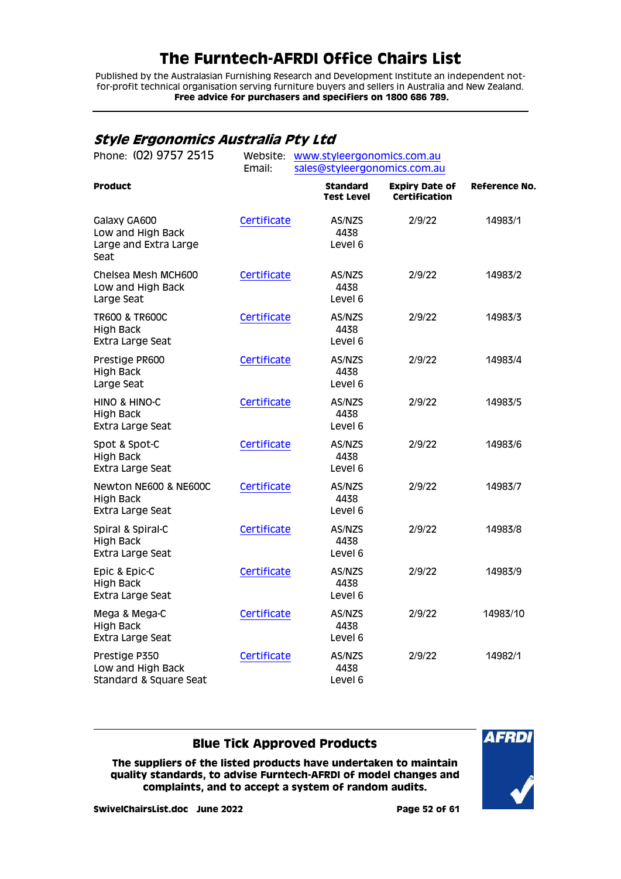# The Furntech-AFRDI Office Chairs List

Published by the Australasian Furnishing Research and Development Institute an independent not-for-profit technical organisation serving furniture buyers and sellers in Australia and New Zealand.
**Free advice for purchasers and specifiers on 1800 686 789.**

## *Style Ergonomics Australia Pty Ltd*

Phone: (02) 9757 2515 Website: www.styleergonomics.com.au
Email: sales@styleergonomics.com.au

| Product | | Standard Test Level | Expiry Date of Certification | Reference No. |
|---|---|---|---|---|
| Galaxy GA600 Low and High Back Large and Extra Large Seat | Certificate | AS/NZS 4438 Level 6 | 2/9/22 | 14983/1 |
| Chelsea Mesh MCH600 Low and High Back Large Seat | Certificate | AS/NZS 4438 Level 6 | 2/9/22 | 14983/2 |
| TR600 & TR600C High Back Extra Large Seat | Certificate | AS/NZS 4438 Level 6 | 2/9/22 | 14983/3 |
| Prestige PR600 High Back Large Seat | Certificate | AS/NZS 4438 Level 6 | 2/9/22 | 14983/4 |
| HINO & HINO-C High Back Extra Large Seat | Certificate | AS/NZS 4438 Level 6 | 2/9/22 | 14983/5 |
| Spot & Spot-C High Back Extra Large Seat | Certificate | AS/NZS 4438 Level 6 | 2/9/22 | 14983/6 |
| Newton NE600 & NE600C High Back Extra Large Seat | Certificate | AS/NZS 4438 Level 6 | 2/9/22 | 14983/7 |
| Spiral & Spiral-C High Back Extra Large Seat | Certificate | AS/NZS 4438 Level 6 | 2/9/22 | 14983/8 |
| Epic & Epic-C High Back Extra Large Seat | Certificate | AS/NZS 4438 Level 6 | 2/9/22 | 14983/9 |
| Mega & Mega-C High Back Extra Large Seat | Certificate | AS/NZS 4438 Level 6 | 2/9/22 | 14983/10 |
| Prestige P350 Low and High Back Standard & Square Seat | Certificate | AS/NZS 4438 Level 6 | 2/9/22 | 14982/1 |

**Blue Tick Approved Products**

**The suppliers of the listed products have undertaken to maintain quality standards, to advise Furntech-AFRDI of model changes and complaints, and to accept a system of random audits.**

**SwivelChairsList.doc June 2022**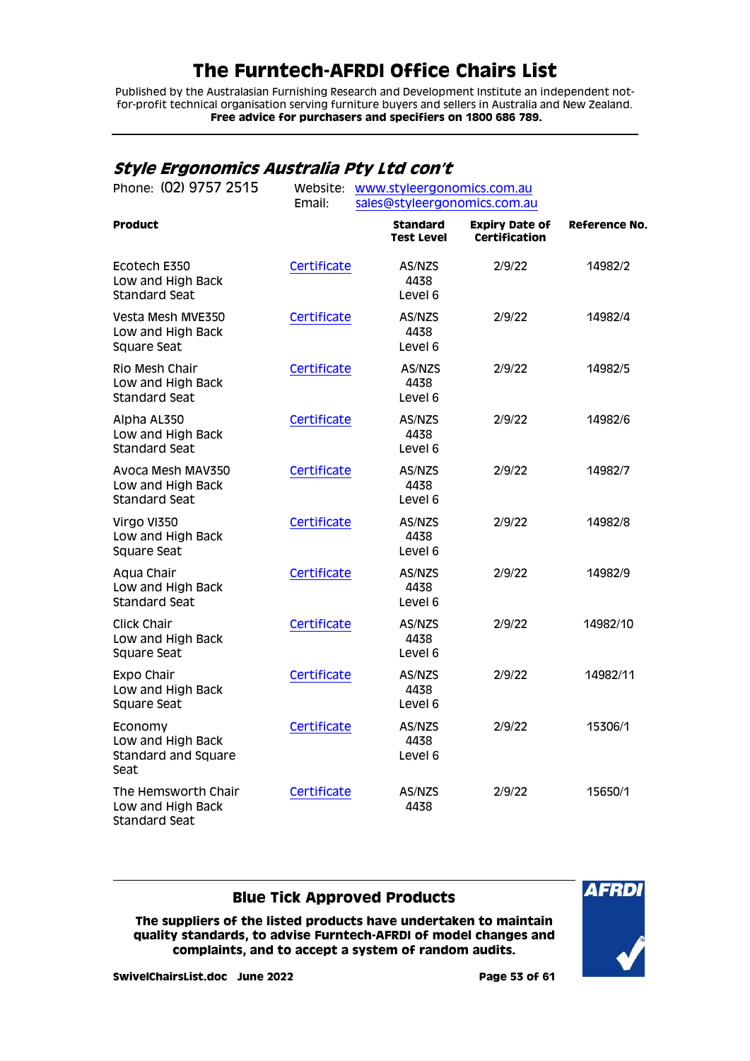# The Furntech-AFRDI Office Chairs List

Published by the Australasian Furnishing Research and Development Institute an independent not-for-profit technical organisation serving furniture buyers and sellers in Australia and New Zealand.
**Free advice for purchasers and specifiers on 1800 686 789.**

## *Style Ergonomics Australia Pty Ltd con't*

Phone: (02) 9757 2515 | Website: www.styleergonomics.com.au | Email: sales@styleergonomics.com.au

| Product | | Standard Test Level | Expiry Date of Certification | Reference No. |
|---|---|---|---|---|
| Ecotech E350 Low and High Back Standard Seat | Certificate | AS/NZS 4438 Level 6 | 2/9/22 | 14982/2 |
| Vesta Mesh MVE350 Low and High Back Square Seat | Certificate | AS/NZS 4438 Level 6 | 2/9/22 | 14982/4 |
| Rio Mesh Chair Low and High Back Standard Seat | Certificate | AS/NZS 4438 Level 6 | 2/9/22 | 14982/5 |
| Alpha AL350 Low and High Back Standard Seat | Certificate | AS/NZS 4438 Level 6 | 2/9/22 | 14982/6 |
| Avoca Mesh MAV350 Low and High Back Standard Seat | Certificate | AS/NZS 4438 Level 6 | 2/9/22 | 14982/7 |
| Virgo VI350 Low and High Back Square Seat | Certificate | AS/NZS 4438 Level 6 | 2/9/22 | 14982/8 |
| Aqua Chair Low and High Back Standard Seat | Certificate | AS/NZS 4438 Level 6 | 2/9/22 | 14982/9 |
| Click Chair Low and High Back Square Seat | Certificate | AS/NZS 4438 Level 6 | 2/9/22 | 14982/10 |
| Expo Chair Low and High Back Square Seat | Certificate | AS/NZS 4438 Level 6 | 2/9/22 | 14982/11 |
| Economy Low and High Back Standard and Square Seat | Certificate | AS/NZS 4438 Level 6 | 2/9/22 | 15306/1 |
| The Hemsworth Chair Low and High Back Standard Seat | Certificate | AS/NZS 4438 | 2/9/22 | 15650/1 |

**Blue Tick Approved Products**

**The suppliers of the listed products have undertaken to maintain quality standards, to advise Furntech-AFRDI of model changes and complaints, and to accept a system of random audits.**

**SwivelChairsList.doc June 2022**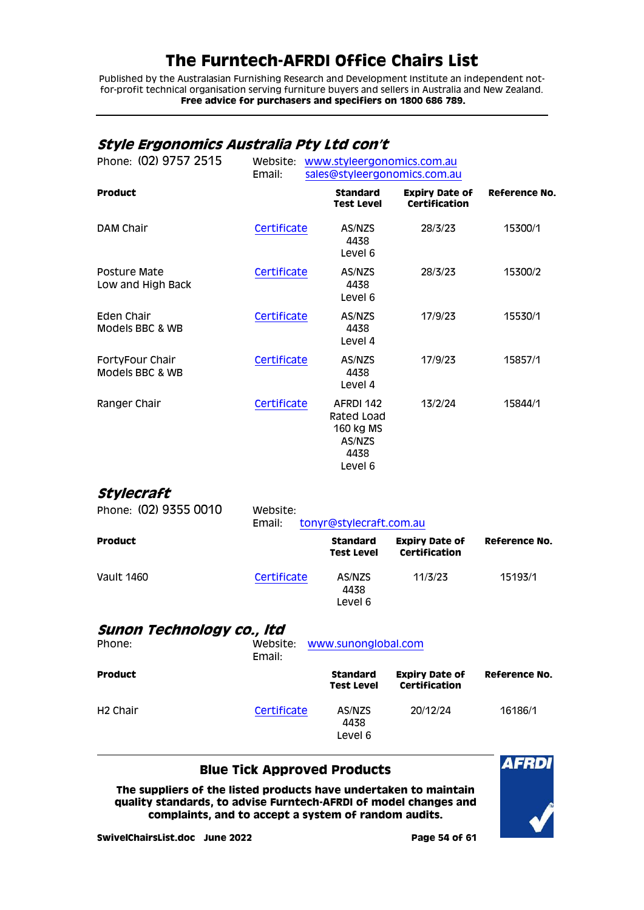# The Furntech-AFRDI Office Chairs List

Published by the Australasian Furnishing Research and Development Institute an independent not-for-profit technical organisation serving furniture buyers and sellers in Australia and New Zealand.
**Free advice for purchasers and specifiers on 1800 686 789.**

## *Style Ergonomics Australia Pty Ltd con't*

Phone: (02) 9757 2515 Website: www.styleergonomics.com.au
Email: sales@styleergonomics.com.au

| Product | | Standard Test Level | Expiry Date of Certification | Reference No. |
|---|---|---|---|---|
| DAM Chair | Certificate | AS/NZS 4438 Level 6 | 28/3/23 | 15300/1 |
| Posture Mate Low and High Back | Certificate | AS/NZS 4438 Level 6 | 28/3/23 | 15300/2 |
| Eden Chair Models BBC & WB | Certificate | AS/NZS 4438 Level 4 | 17/9/23 | 15530/1 |
| FortyFour Chair Models BBC & WB | Certificate | AS/NZS 4438 Level 4 | 17/9/23 | 15857/1 |
| Ranger Chair | Certificate | AFRDI 142 Rated Load 160 kg MS AS/NZS 4438 Level 6 | 13/2/24 | 15844/1 |

## *Stylecraft*

Phone: (02) 9355 0010 Website:
Email: tonyr@stylecraft.com.au

| Product | | Standard Test Level | Expiry Date of Certification | Reference No. |
|---|---|---|---|---|
| Vault 1460 | Certificate | AS/NZS 4438 Level 6 | 11/3/23 | 15193/1 |

## *Sunon Technology co., ltd*

Phone: Website: www.sunonglobal.com
Email:

| Product | | Standard Test Level | Expiry Date of Certification | Reference No. |
|---|---|---|---|---|
| H2 Chair | Certificate | AS/NZS 4438 Level 6 | 20/12/24 | 16186/1 |

**Blue Tick Approved Products**

**The suppliers of the listed products have undertaken to maintain quality standards, to advise Furntech-AFRDI of model changes and complaints, and to accept a system of random audits.**

**SwivelChairsList.doc June 2022**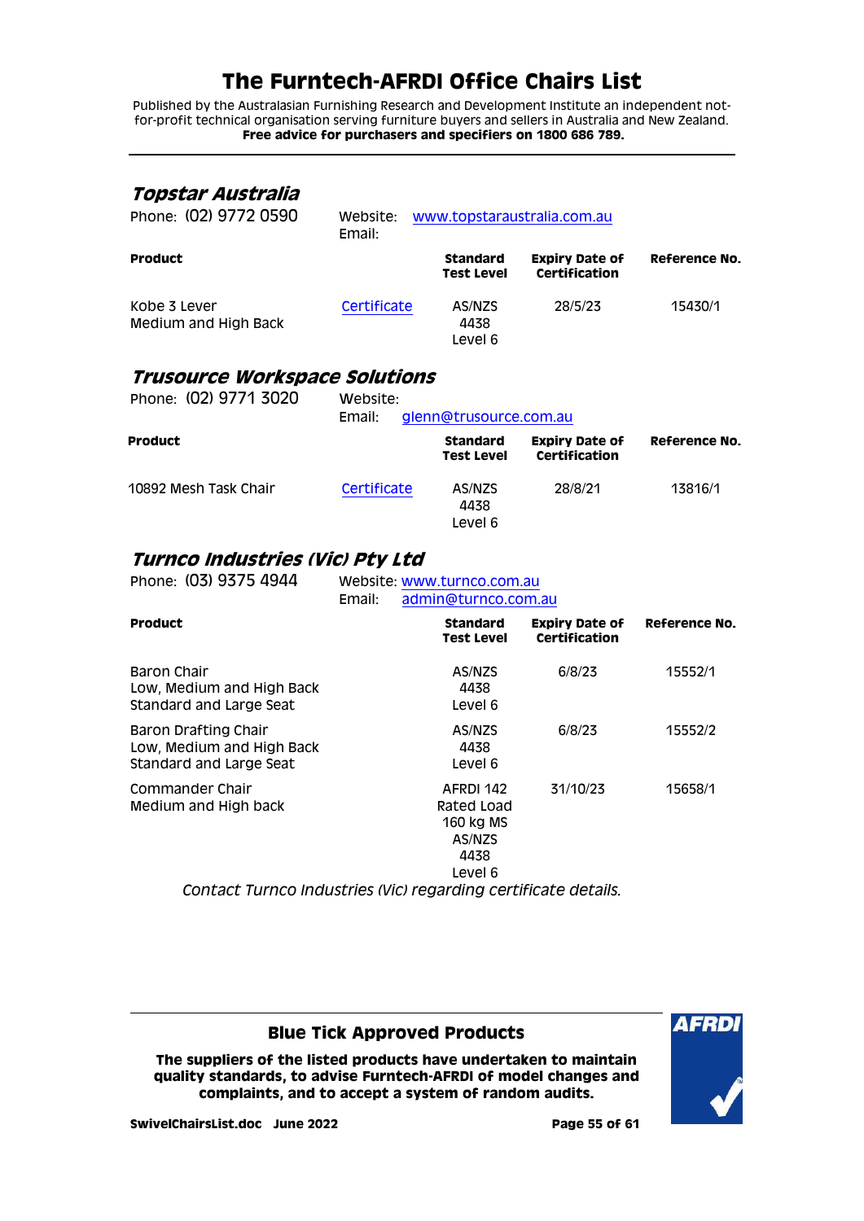# The Furntech-AFRDI Office Chairs List

Published by the Australasian Furnishing Research and Development Institute an independent not-for-profit technical organisation serving furniture buyers and sellers in Australia and New Zealand.
**Free advice for purchasers and specifiers on 1800 686 789.**

## *Topstar Australia*

Phone: (02) 9772 0590 — Website: www.topstaraustralia.com.au
Email:

| Product | | Standard Test Level | Expiry Date of Certification | Reference No. |
|---|---|---|---|---|
| Kobe 3 Lever<br>Medium and High Back | Certificate | AS/NZS 4438 Level 6 | 28/5/23 | 15430/1 |

## *Trusource Workspace Solutions*

Phone: (02) 9771 3020 — Website:
Email: glenn@trusource.com.au

| Product | | Standard Test Level | Expiry Date of Certification | Reference No. |
|---|---|---|---|---|
| 10892 Mesh Task Chair | Certificate | AS/NZS 4438 Level 6 | 28/8/21 | 13816/1 |

## *Turnco Industries (Vic) Pty Ltd*

Phone: (03) 9375 4944 — Website: www.turnco.com.au
Email: admin@turnco.com.au

| Product | Standard Test Level | Expiry Date of Certification | Reference No. |
|---|---|---|---|
| Baron Chair<br>Low, Medium and High Back<br>Standard and Large Seat | AS/NZS 4438 Level 6 | 6/8/23 | 15552/1 |
| Baron Drafting Chair<br>Low, Medium and High Back<br>Standard and Large Seat | AS/NZS 4438 Level 6 | 6/8/23 | 15552/2 |
| Commander Chair<br>Medium and High back | AFRDI 142 Rated Load 160 kg MS<br>AS/NZS 4438 Level 6 | 31/10/23 | 15658/1 |

*Contact Turnco Industries (Vic) regarding certificate details.*

**Blue Tick Approved Products**

**The suppliers of the listed products have undertaken to maintain quality standards, to advise Furntech-AFRDI of model changes and complaints, and to accept a system of random audits.**

**SwivelChairsList.doc June 2022**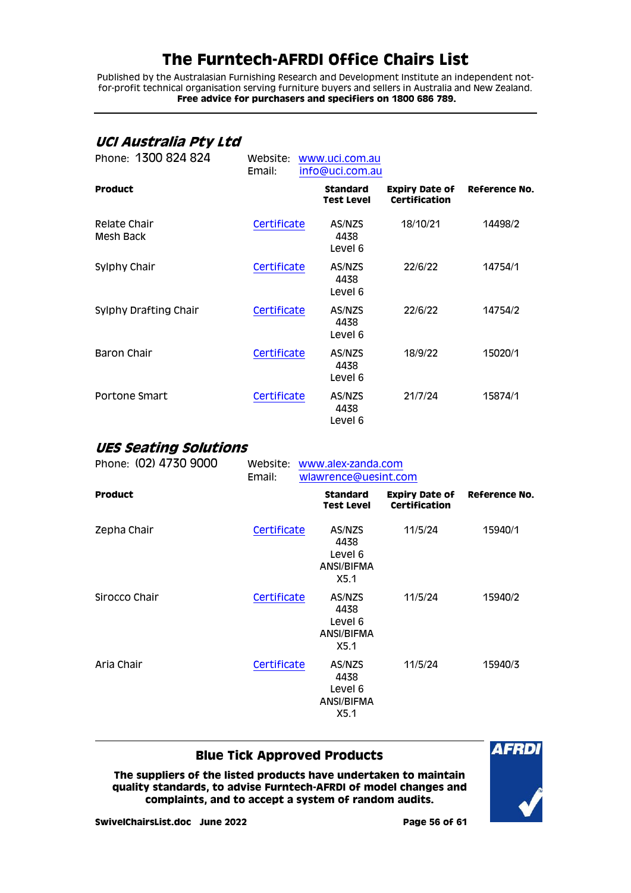# The Furntech-AFRDI Office Chairs List

Published by the Australasian Furnishing Research and Development Institute an independent not-for-profit technical organisation serving furniture buyers and sellers in Australia and New Zealand.
**Free advice for purchasers and specifiers on 1800 686 789.**

## *UCI Australia Pty Ltd*

Phone: 1300 824 824 Website: www.uci.com.au
Email: info@uci.com.au

| Product | | Standard Test Level | Expiry Date of Certification | Reference No. |
|---|---|---|---|---|
| Relate Chair Mesh Back | Certificate | AS/NZS 4438 Level 6 | 18/10/21 | 14498/2 |
| Sylphy Chair | Certificate | AS/NZS 4438 Level 6 | 22/6/22 | 14754/1 |
| Sylphy Drafting Chair | Certificate | AS/NZS 4438 Level 6 | 22/6/22 | 14754/2 |
| Baron Chair | Certificate | AS/NZS 4438 Level 6 | 18/9/22 | 15020/1 |
| Portone Smart | Certificate | AS/NZS 4438 Level 6 | 21/7/24 | 15874/1 |

## *UES Seating Solutions*

Phone: (02) 4730 9000 Website: www.alex-zanda.com
Email: wlawrence@uesint.com

| Product | | Standard Test Level | Expiry Date of Certification | Reference No. |
|---|---|---|---|---|
| Zepha Chair | Certificate | AS/NZS 4438 Level 6 ANSI/BIFMA X5.1 | 11/5/24 | 15940/1 |
| Sirocco Chair | Certificate | AS/NZS 4438 Level 6 ANSI/BIFMA X5.1 | 11/5/24 | 15940/2 |
| Aria Chair | Certificate | AS/NZS 4438 Level 6 ANSI/BIFMA X5.1 | 11/5/24 | 15940/3 |

**Blue Tick Approved Products**

**The suppliers of the listed products have undertaken to maintain quality standards, to advise Furntech-AFRDI of model changes and complaints, and to accept a system of random audits.**

**SwivelChairsList.doc June 2022**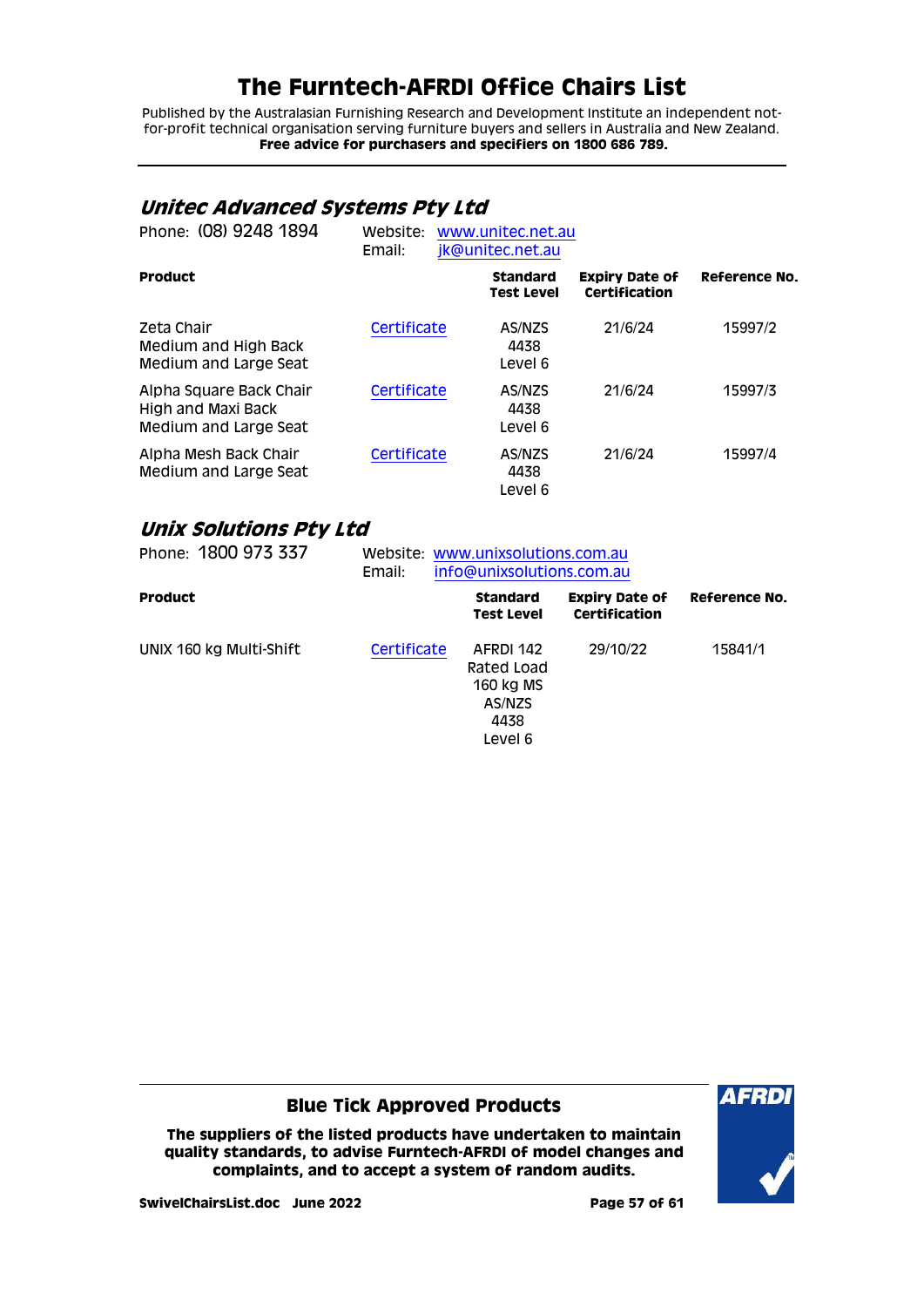# The Furntech-AFRDI Office Chairs List

Published by the Australasian Furnishing Research and Development Institute an independent not-for-profit technical organisation serving furniture buyers and sellers in Australia and New Zealand.
**Free advice for purchasers and specifiers on 1800 686 789.**

## *Unitec Advanced Systems Pty Ltd*

Phone: (08) 9248 1894 Website: www.unitec.net.au
Email: jk@unitec.net.au

| Product | | Standard Test Level | Expiry Date of Certification | Reference No. |
|---|---|---|---|---|
| Zeta Chair Medium and High Back Medium and Large Seat | Certificate | AS/NZS 4438 Level 6 | 21/6/24 | 15997/2 |
| Alpha Square Back Chair High and Maxi Back Medium and Large Seat | Certificate | AS/NZS 4438 Level 6 | 21/6/24 | 15997/3 |
| Alpha Mesh Back Chair Medium and Large Seat | Certificate | AS/NZS 4438 Level 6 | 21/6/24 | 15997/4 |

## *Unix Solutions Pty Ltd*

Phone: 1800 973 337 Website: www.unixsolutions.com.au
Email: info@unixsolutions.com.au

| Product | | Standard Test Level | Expiry Date of Certification | Reference No. |
|---|---|---|---|---|
| UNIX 160 kg Multi-Shift | Certificate | AFRDI 142 Rated Load 160 kg MS AS/NZS 4438 Level 6 | 29/10/22 | 15841/1 |

**Blue Tick Approved Products**

**The suppliers of the listed products have undertaken to maintain quality standards, to advise Furntech-AFRDI of model changes and complaints, and to accept a system of random audits.**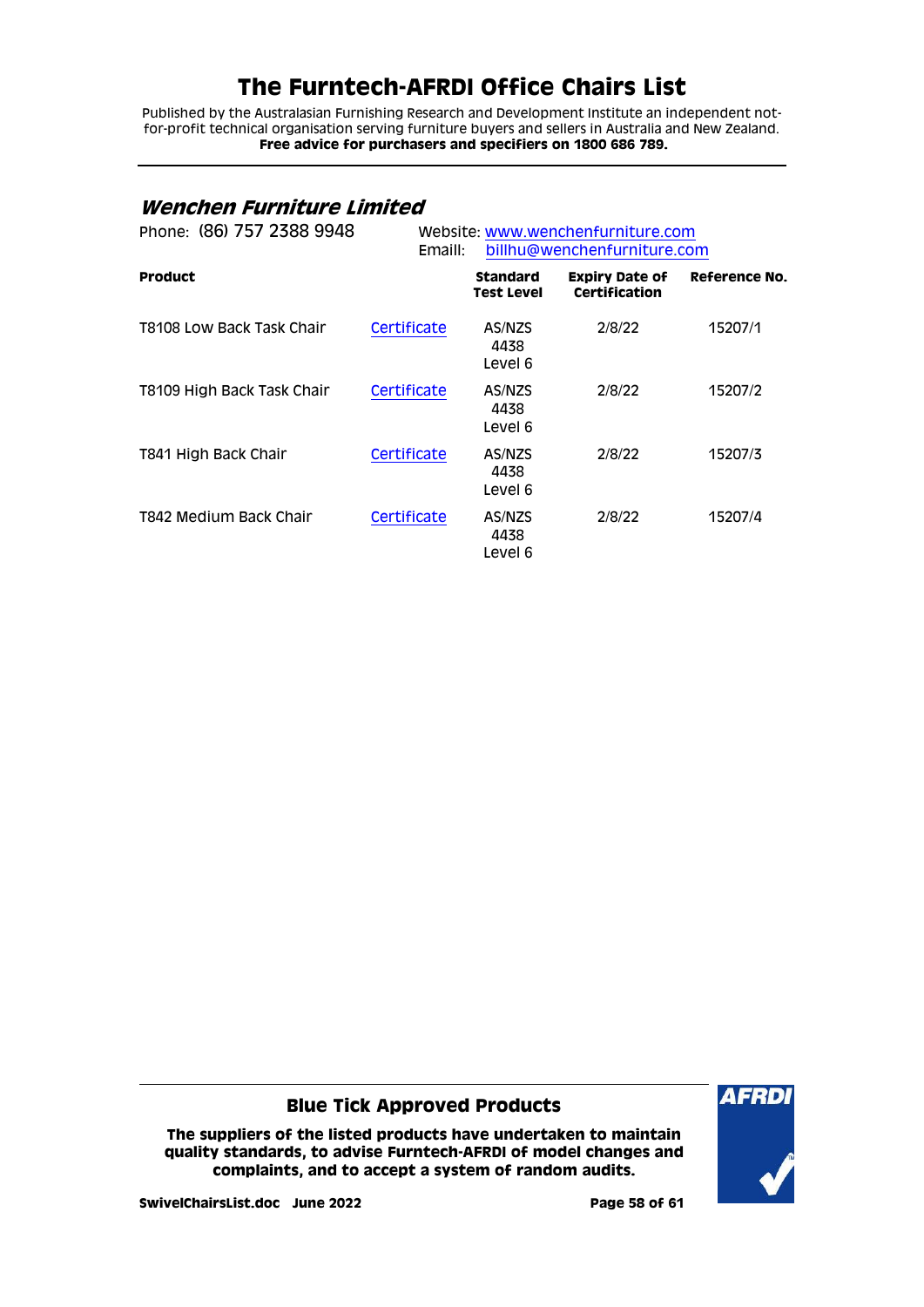# The Furntech-AFRDI Office Chairs List

Published by the Australasian Furnishing Research and Development Institute an independent not-for-profit technical organisation serving furniture buyers and sellers in Australia and New Zealand.
**Free advice for purchasers and specifiers on 1800 686 789.**

## *Wenchen Furniture Limited*

Phone: (86) 757 2388 9948

Website: www.wenchenfurniture.com
Emaill: billhu@wenchenfurniture.com

| Product | | Standard Test Level | Expiry Date of Certification | Reference No. |
|---|---|---|---|---|
| T8108 Low Back Task Chair | Certificate | AS/NZS 4438 Level 6 | 2/8/22 | 15207/1 |
| T8109 High Back Task Chair | Certificate | AS/NZS 4438 Level 6 | 2/8/22 | 15207/2 |
| T841 High Back Chair | Certificate | AS/NZS 4438 Level 6 | 2/8/22 | 15207/3 |
| T842 Medium Back Chair | Certificate | AS/NZS 4438 Level 6 | 2/8/22 | 15207/4 |

**Blue Tick Approved Products**

**The suppliers of the listed products have undertaken to maintain quality standards, to advise Furntech-AFRDI of model changes and complaints, and to accept a system of random audits.**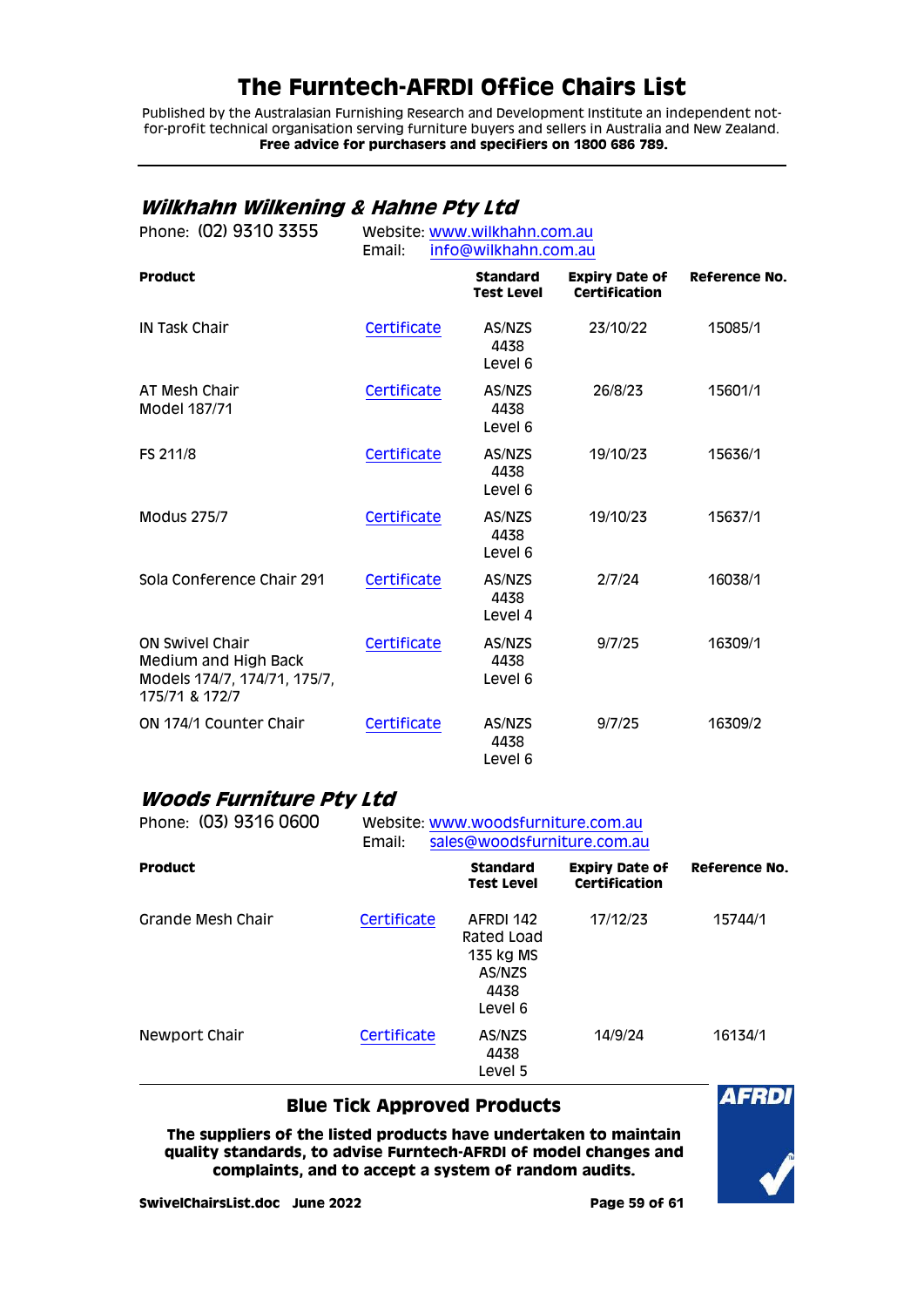# The Furntech-AFRDI Office Chairs List

Published by the Australasian Furnishing Research and Development Institute an independent not-for-profit technical organisation serving furniture buyers and sellers in Australia and New Zealand.
**Free advice for purchasers and specifiers on 1800 686 789.**

## *Wilkhahn Wilkening & Hahne Pty Ltd*

Phone: (02) 9310 3355 — Website: www.wilkhahn.com.au — Email: info@wilkhahn.com.au

| Product | | Standard Test Level | Expiry Date of Certification | Reference No. |
|---|---|---|---|---|
| IN Task Chair | Certificate | AS/NZS 4438 Level 6 | 23/10/22 | 15085/1 |
| AT Mesh Chair Model 187/71 | Certificate | AS/NZS 4438 Level 6 | 26/8/23 | 15601/1 |
| FS 211/8 | Certificate | AS/NZS 4438 Level 6 | 19/10/23 | 15636/1 |
| Modus 275/7 | Certificate | AS/NZS 4438 Level 6 | 19/10/23 | 15637/1 |
| Sola Conference Chair 291 | Certificate | AS/NZS 4438 Level 4 | 2/7/24 | 16038/1 |
| ON Swivel Chair Medium and High Back Models 174/7, 174/71, 175/7, 175/71 & 172/7 | Certificate | AS/NZS 4438 Level 6 | 9/7/25 | 16309/1 |
| ON 174/1 Counter Chair | Certificate | AS/NZS 4438 Level 6 | 9/7/25 | 16309/2 |

## *Woods Furniture Pty Ltd*

Phone: (03) 9316 0600 — Website: www.woodsfurniture.com.au — Email: sales@woodsfurniture.com.au

| Product | | Standard Test Level | Expiry Date of Certification | Reference No. |
|---|---|---|---|---|
| Grande Mesh Chair | Certificate | AFRDI 142 Rated Load 135 kg MS AS/NZS 4438 Level 6 | 17/12/23 | 15744/1 |
| Newport Chair | Certificate | AS/NZS 4438 Level 5 | 14/9/24 | 16134/1 |

**Blue Tick Approved Products**

**The suppliers of the listed products have undertaken to maintain quality standards, to advise Furntech-AFRDI of model changes and complaints, and to accept a system of random audits.**

**SwivelChairsList.doc June 2022**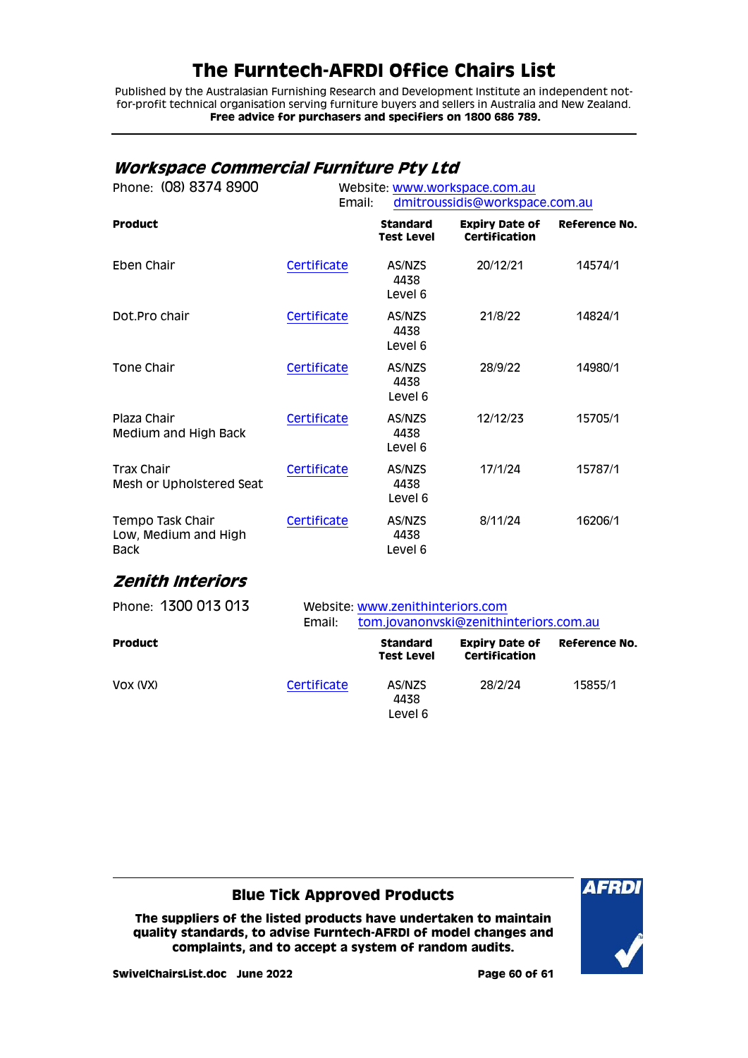# The Furntech-AFRDI Office Chairs List

Published by the Australasian Furnishing Research and Development Institute an independent not-for-profit technical organisation serving furniture buyers and sellers in Australia and New Zealand.
**Free advice for purchasers and specifiers on 1800 686 789.**

## *Workspace Commercial Furniture Pty Ltd*

Phone: (08) 8374 8900
Website: www.workspace.com.au
Email: dmitroussidis@workspace.com.au

| Product | | Standard Test Level | Expiry Date of Certification | Reference No. |
|---|---|---|---|---|
| Eben Chair | Certificate | AS/NZS 4438 Level 6 | 20/12/21 | 14574/1 |
| Dot.Pro chair | Certificate | AS/NZS 4438 Level 6 | 21/8/22 | 14824/1 |
| Tone Chair | Certificate | AS/NZS 4438 Level 6 | 28/9/22 | 14980/1 |
| Plaza Chair Medium and High Back | Certificate | AS/NZS 4438 Level 6 | 12/12/23 | 15705/1 |
| Trax Chair Mesh or Upholstered Seat | Certificate | AS/NZS 4438 Level 6 | 17/1/24 | 15787/1 |
| Tempo Task Chair Low, Medium and High Back | Certificate | AS/NZS 4438 Level 6 | 8/11/24 | 16206/1 |

## *Zenith Interiors*

Phone: 1300 013 013
Website: www.zenithinteriors.com
Email: tom.jovanonvski@zenithinteriors.com.au

| Product | | Standard Test Level | Expiry Date of Certification | Reference No. |
|---|---|---|---|---|
| Vox (VX) | Certificate | AS/NZS 4438 Level 6 | 28/2/24 | 15855/1 |

**Blue Tick Approved Products**

**The suppliers of the listed products have undertaken to maintain quality standards, to advise Furntech-AFRDI of model changes and complaints, and to accept a system of random audits.**

**SwivelChairsList.doc June 2022**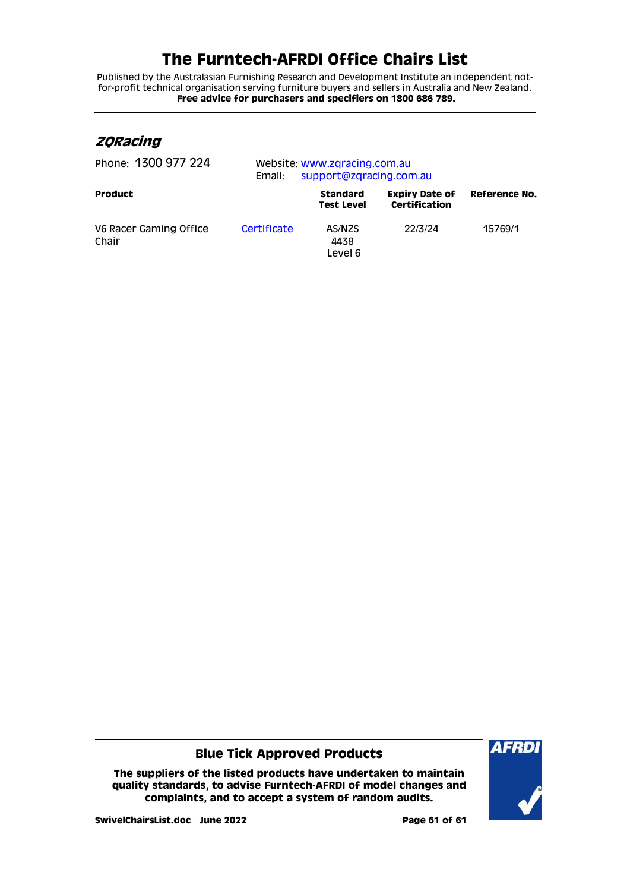## *ZQRacing*

Phone: 1300 977 224

Website: www.zqracing.com.au
Email: support@zqracing.com.au

| Product | | Standard Test Level | Expiry Date of Certification | Reference No. |
|---|---|---|---|---|
| V6 Racer Gaming Office Chair | Certificate | AS/NZS 4438 Level 6 | 22/3/24 | 15769/1 |

**Blue Tick Approved Products**

**The suppliers of the listed products have undertaken to maintain quality standards, to advise Furntech-AFRDI of model changes and complaints, and to accept a system of random audits.**